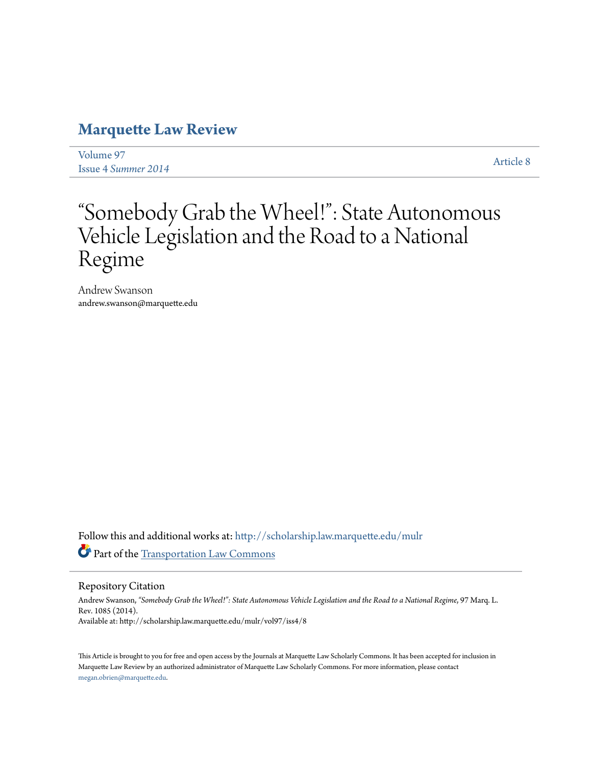# Marquette Law Review

Volume 97
Issue 4 *Summer 2014*

Article 8

# "Somebody Grab the Wheel!": State Autonomous Vehicle Legislation and the Road to a National Regime

Andrew Swanson
andrew.swanson@marquette.edu

Follow this and additional works at: http://scholarship.law.marquette.edu/mulr

Part of the Transportation Law Commons

## Repository Citation

Andrew Swanson, *"Somebody Grab the Wheel!": State Autonomous Vehicle Legislation and the Road to a National Regime*, 97 Marq. L. Rev. 1085 (2014).
Available at: http://scholarship.law.marquette.edu/mulr/vol97/iss4/8

This Article is brought to you for free and open access by the Journals at Marquette Law Scholarly Commons. It has been accepted for inclusion in Marquette Law Review by an authorized administrator of Marquette Law Scholarly Commons. For more information, please contact megan.obrien@marquette.edu.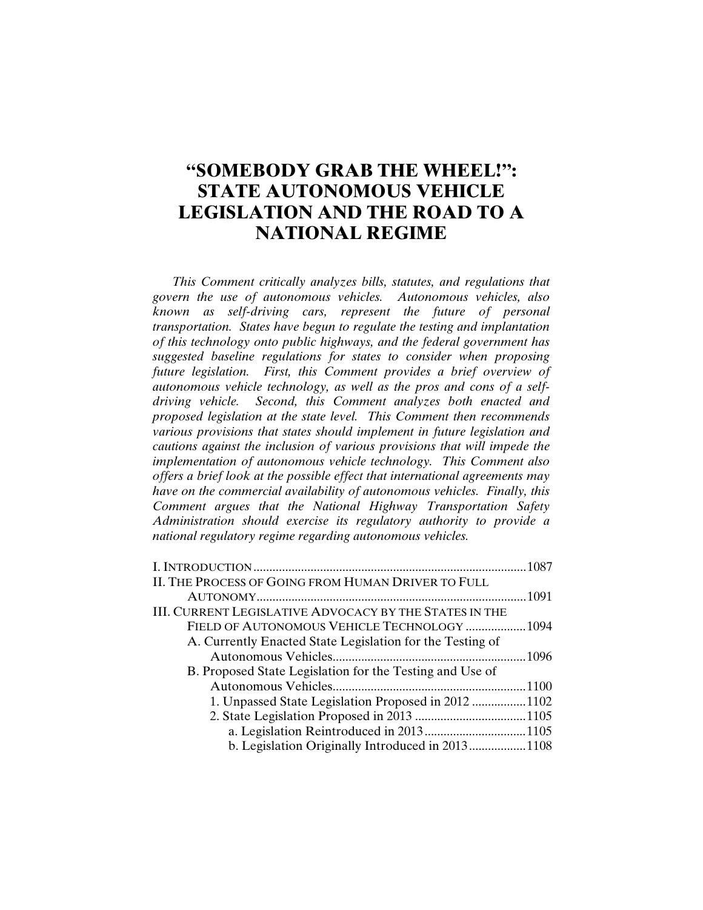# "SOMEBODY GRAB THE WHEEL!": STATE AUTONOMOUS VEHICLE LEGISLATION AND THE ROAD TO A NATIONAL REGIME

*This Comment critically analyzes bills, statutes, and regulations that govern the use of autonomous vehicles. Autonomous vehicles, also known as self-driving cars, represent the future of personal transportation. States have begun to regulate the testing and implantation of this technology onto public highways, and the federal government has suggested baseline regulations for states to consider when proposing future legislation. First, this Comment provides a brief overview of autonomous vehicle technology, as well as the pros and cons of a self-driving vehicle. Second, this Comment analyzes both enacted and proposed legislation at the state level. This Comment then recommends various provisions that states should implement in future legislation and cautions against the inclusion of various provisions that will impede the implementation of autonomous vehicle technology. This Comment also offers a brief look at the possible effect that international agreements may have on the commercial availability of autonomous vehicles. Finally, this Comment argues that the National Highway Transportation Safety Administration should exercise its regulatory authority to provide a national regulatory regime regarding autonomous vehicles.*

I. INTRODUCTION ........................................................................ 1087
II. THE PROCESS OF GOING FROM HUMAN DRIVER TO FULL AUTONOMY ........................................................................ 1091
III. CURRENT LEGISLATIVE ADVOCACY BY THE STATES IN THE FIELD OF AUTONOMOUS VEHICLE TECHNOLOGY .................. 1094
- A. Currently Enacted State Legislation for the Testing of Autonomous Vehicles ............................................................ 1096
- B. Proposed State Legislation for the Testing and Use of Autonomous Vehicles ............................................................ 1100
  - 1. Unpassed State Legislation Proposed in 2012 ................. 1102
  - 2. State Legislation Proposed in 2013 .................................. 1105
    - a. Legislation Reintroduced in 2013 ................................ 1105
    - b. Legislation Originally Introduced in 2013 ................. 1108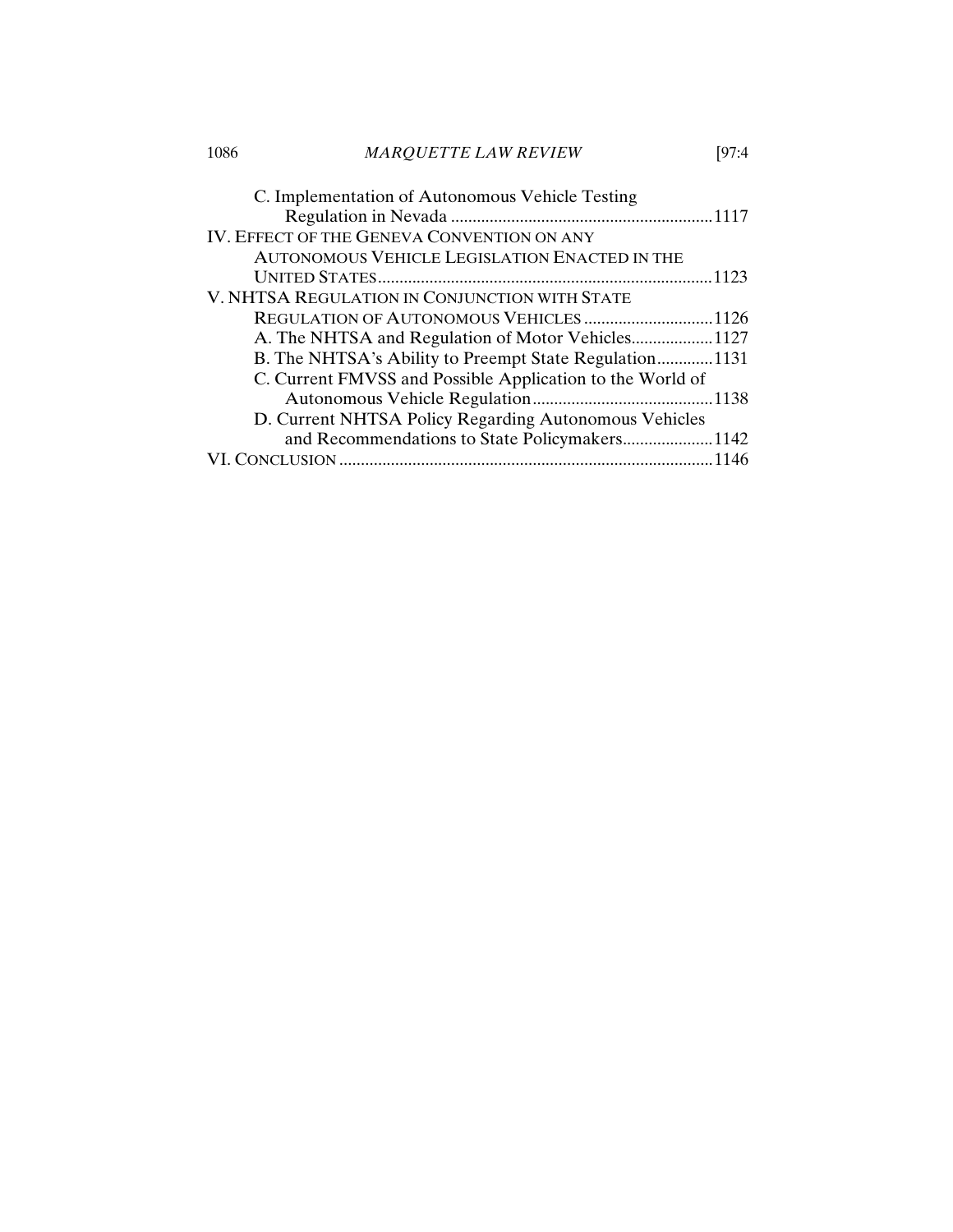C. Implementation of Autonomous Vehicle Testing Regulation in Nevada ............................................................1117

IV. EFFECT OF THE GENEVA CONVENTION ON ANY AUTONOMOUS VEHICLE LEGISLATION ENACTED IN THE UNITED STATES.............................................................................1123

V. NHTSA REGULATION IN CONJUNCTION WITH STATE REGULATION OF AUTONOMOUS VEHICLES .............................1126

A. The NHTSA and Regulation of Motor Vehicles..................1127

B. The NHTSA's Ability to Preempt State Regulation.............1131

C. Current FMVSS and Possible Application to the World of Autonomous Vehicle Regulation..........................................1138

D. Current NHTSA Policy Regarding Autonomous Vehicles and Recommendations to State Policymakers.....................1142

VI. CONCLUSION......................................................................................1146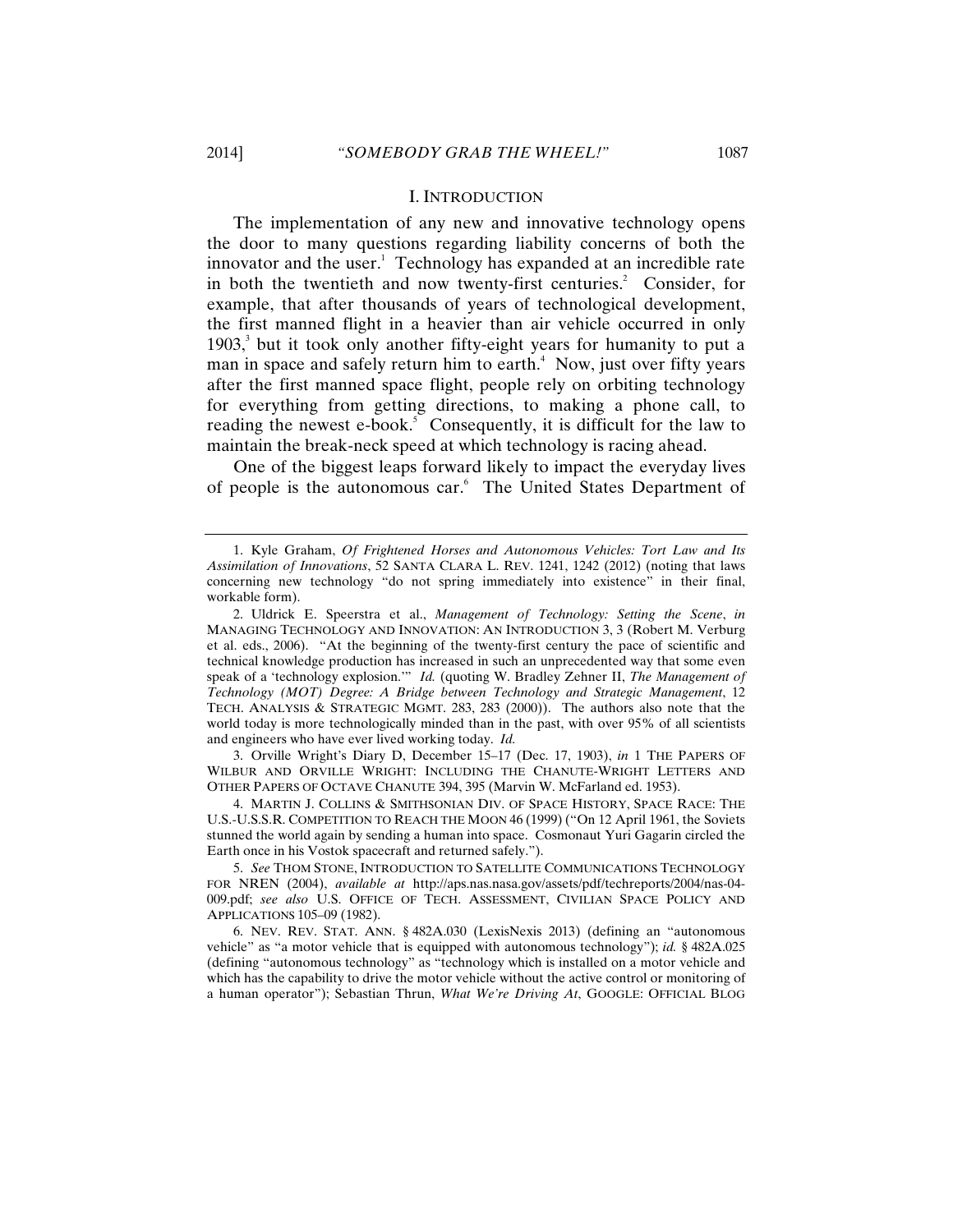## I. INTRODUCTION

The implementation of any new and innovative technology opens the door to many questions regarding liability concerns of both the innovator and the user.[1] Technology has expanded at an incredible rate in both the twentieth and now twenty-first centuries.[2] Consider, for example, that after thousands of years of technological development, the first manned flight in a heavier than air vehicle occurred in only 1903,[3] but it took only another fifty-eight years for humanity to put a man in space and safely return him to earth.[4] Now, just over fifty years after the first manned space flight, people rely on orbiting technology for everything from getting directions, to making a phone call, to reading the newest e-book.[5] Consequently, it is difficult for the law to maintain the break-neck speed at which technology is racing ahead.

One of the biggest leaps forward likely to impact the everyday lives of people is the autonomous car.[6] The United States Department of

---

1. Kyle Graham, *Of Frightened Horses and Autonomous Vehicles: Tort Law and Its Assimilation of Innovations*, 52 SANTA CLARA L. REV. 1241, 1242 (2012) (noting that laws concerning new technology "do not spring immediately into existence" in their final, workable form).

2. Uldrick E. Speerstra et al., *Management of Technology: Setting the Scene*, *in* MANAGING TECHNOLOGY AND INNOVATION: AN INTRODUCTION 3, 3 (Robert M. Verburg et al. eds., 2006). "At the beginning of the twenty-first century the pace of scientific and technical knowledge production has increased in such an unprecedented way that some even speak of a 'technology explosion.'" *Id.* (quoting W. Bradley Zehner II, *The Management of Technology (MOT) Degree: A Bridge between Technology and Strategic Management*, 12 TECH. ANALYSIS & STRATEGIC MGMT. 283, 283 (2000)). The authors also note that the world today is more technologically minded than in the past, with over 95% of all scientists and engineers who have ever lived working today. *Id.*

3. Orville Wright's Diary D, December 15–17 (Dec. 17, 1903), *in* 1 THE PAPERS OF WILBUR AND ORVILLE WRIGHT: INCLUDING THE CHANUTE-WRIGHT LETTERS AND OTHER PAPERS OF OCTAVE CHANUTE 394, 395 (Marvin W. McFarland ed. 1953).

4. MARTIN J. COLLINS & SMITHSONIAN DIV. OF SPACE HISTORY, SPACE RACE: THE U.S.-U.S.S.R. COMPETITION TO REACH THE MOON 46 (1999) ("On 12 April 1961, the Soviets stunned the world again by sending a human into space. Cosmonaut Yuri Gagarin circled the Earth once in his Vostok spacecraft and returned safely.").

5. *See* THOM STONE, INTRODUCTION TO SATELLITE COMMUNICATIONS TECHNOLOGY FOR NREN (2004), *available at* http://aps.nas.nasa.gov/assets/pdf/techreports/2004/nas-04-009.pdf; *see also* U.S. OFFICE OF TECH. ASSESSMENT, CIVILIAN SPACE POLICY AND APPLICATIONS 105–09 (1982).

6. NEV. REV. STAT. ANN. § 482A.030 (LexisNexis 2013) (defining an "autonomous vehicle" as "a motor vehicle that is equipped with autonomous technology"); *id.* § 482A.025 (defining "autonomous technology" as "technology which is installed on a motor vehicle and which has the capability to drive the motor vehicle without the active control or monitoring of a human operator"); Sebastian Thrun, *What We're Driving At*, GOOGLE: OFFICIAL BLOG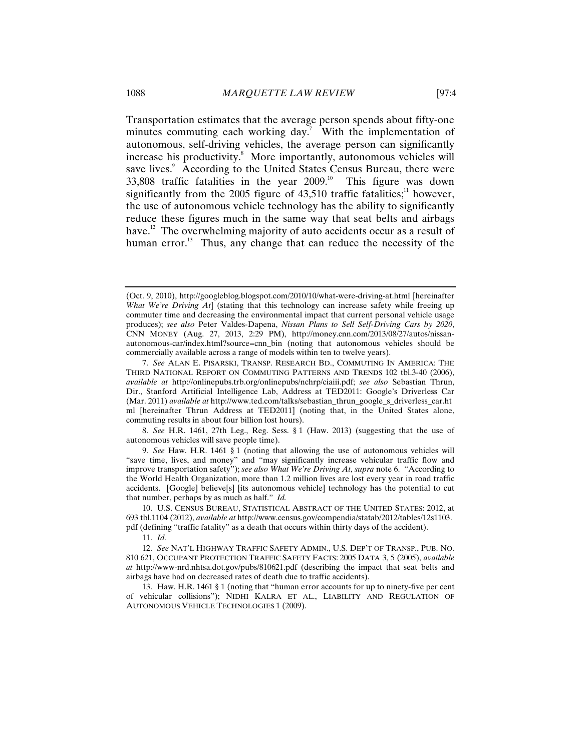Transportation estimates that the average person spends about fifty-one minutes commuting each working day.[7] With the implementation of autonomous, self-driving vehicles, the average person can significantly increase his productivity.[8] More importantly, autonomous vehicles will save lives.[9] According to the United States Census Bureau, there were 33,808 traffic fatalities in the year 2009.[10] This figure was down significantly from the 2005 figure of 43,510 traffic fatalities;[11] however, the use of autonomous vehicle technology has the ability to significantly reduce these figures much in the same way that seat belts and airbags have.[12] The overwhelming majority of auto accidents occur as a result of human error.[13] Thus, any change that can reduce the necessity of the

---

(Oct. 9, 2010), http://googleblog.blogspot.com/2010/10/what-were-driving-at.html [hereinafter *What We're Driving At*] (stating that this technology can increase safety while freeing up commuter time and decreasing the environmental impact that current personal vehicle usage produces); *see also* Peter Valdes-Dapena, *Nissan Plans to Sell Self-Driving Cars by 2020*, CNN MONEY (Aug. 27, 2013, 2:29 PM), http://money.cnn.com/2013/08/27/autos/nissan-autonomous-car/index.html?source=cnn_bin (noting that autonomous vehicles should be commercially available across a range of models within ten to twelve years).

7. *See* ALAN E. PISARSKI, TRANSP. RESEARCH BD., COMMUTING IN AMERICA: THE THIRD NATIONAL REPORT ON COMMUTING PATTERNS AND TRENDS 102 tbl.3-40 (2006), *available at* http://onlinepubs.trb.org/onlinepubs/nchrp/ciaiii.pdf; *see also* Sebastian Thrun, Dir., Stanford Artificial Intelligence Lab, Address at TED2011: Google's Driverless Car (Mar. 2011) *available at* http://www.ted.com/talks/sebastian_thrun_google_s_driverless_car.html [hereinafter Thrun Address at TED2011] (noting that, in the United States alone, commuting results in about four billion lost hours).

8. *See* H.R. 1461, 27th Leg., Reg. Sess. § 1 (Haw. 2013) (suggesting that the use of autonomous vehicles will save people time).

9. *See* Haw. H.R. 1461 § 1 (noting that allowing the use of autonomous vehicles will "save time, lives, and money" and "may significantly increase vehicular traffic flow and improve transportation safety"); *see also What We're Driving At*, *supra* note 6. "According to the World Health Organization, more than 1.2 million lives are lost every year in road traffic accidents. [Google] believe[s] [its autonomous vehicle] technology has the potential to cut that number, perhaps by as much as half." *Id.*

10. U.S. CENSUS BUREAU, STATISTICAL ABSTRACT OF THE UNITED STATES: 2012, at 693 tbl.1104 (2012), *available at* http://www.census.gov/compendia/statab/2012/tables/12s1103.pdf (defining "traffic fatality" as a death that occurs within thirty days of the accident).

11. *Id.*

12. *See* NAT'L HIGHWAY TRAFFIC SAFETY ADMIN., U.S. DEP'T OF TRANSP., PUB. NO. 810 621, OCCUPANT PROTECTION TRAFFIC SAFETY FACTS: 2005 DATA 3, 5 (2005), *available at* http://www-nrd.nhtsa.dot.gov/pubs/810621.pdf (describing the impact that seat belts and airbags have had on decreased rates of death due to traffic accidents).

13. Haw. H.R. 1461 § 1 (noting that "human error accounts for up to ninety-five per cent of vehicular collisions"); NIDHI KALRA ET AL., LIABILITY AND REGULATION OF AUTONOMOUS VEHICLE TECHNOLOGIES 1 (2009).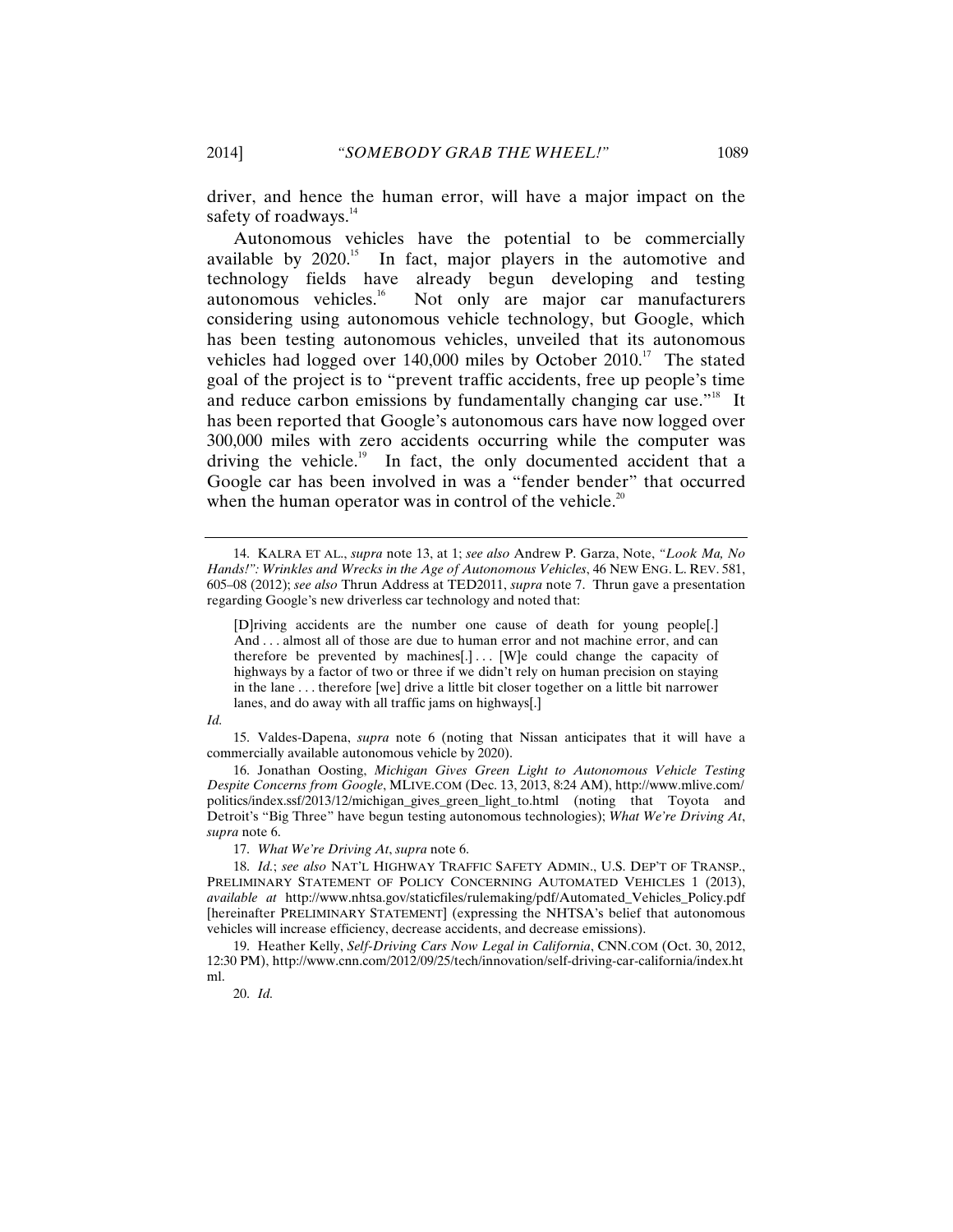driver, and hence the human error, will have a major impact on the safety of roadways.[14]

Autonomous vehicles have the potential to be commercially available by 2020.[15] In fact, major players in the automotive and technology fields have already begun developing and testing autonomous vehicles.[16] Not only are major car manufacturers considering using autonomous vehicle technology, but Google, which has been testing autonomous vehicles, unveiled that its autonomous vehicles had logged over 140,000 miles by October 2010.[17] The stated goal of the project is to "prevent traffic accidents, free up people's time and reduce carbon emissions by fundamentally changing car use."[18] It has been reported that Google's autonomous cars have now logged over 300,000 miles with zero accidents occurring while the computer was driving the vehicle.[19] In fact, the only documented accident that a Google car has been involved in was a "fender bender" that occurred when the human operator was in control of the vehicle.[20]

---

14. KALRA ET AL., *supra* note 13, at 1; *see also* Andrew P. Garza, Note, *"Look Ma, No Hands!": Wrinkles and Wrecks in the Age of Autonomous Vehicles*, 46 NEW ENG. L. REV. 581, 605–08 (2012); *see also* Thrun Address at TED2011, *supra* note 7. Thrun gave a presentation regarding Google's new driverless car technology and noted that:

> [D]riving accidents are the number one cause of death for young people[.] And . . . almost all of those are due to human error and not machine error, and can therefore be prevented by machines[.] . . . [W]e could change the capacity of highways by a factor of two or three if we didn't rely on human precision on staying in the lane . . . therefore [we] drive a little bit closer together on a little bit narrower lanes, and do away with all traffic jams on highways[.]

*Id.*

15. Valdes-Dapena, *supra* note 6 (noting that Nissan anticipates that it will have a commercially available autonomous vehicle by 2020).

16. Jonathan Oosting, *Michigan Gives Green Light to Autonomous Vehicle Testing Despite Concerns from Google*, MLIVE.COM (Dec. 13, 2013, 8:24 AM), http://www.mlive.com/politics/index.ssf/2013/12/michigan_gives_green_light_to.html (noting that Toyota and Detroit's "Big Three" have begun testing autonomous technologies); *What We're Driving At*, *supra* note 6.

17. *What We're Driving At*, *supra* note 6.

18. *Id.*; *see also* NAT'L HIGHWAY TRAFFIC SAFETY ADMIN., U.S. DEP'T OF TRANSP., PRELIMINARY STATEMENT OF POLICY CONCERNING AUTOMATED VEHICLES 1 (2013), *available at* http://www.nhtsa.gov/staticfiles/rulemaking/pdf/Automated_Vehicles_Policy.pdf [hereinafter PRELIMINARY STATEMENT] (expressing the NHTSA's belief that autonomous vehicles will increase efficiency, decrease accidents, and decrease emissions).

19. Heather Kelly, *Self-Driving Cars Now Legal in California*, CNN.COM (Oct. 30, 2012, 12:30 PM), http://www.cnn.com/2012/09/25/tech/innovation/self-driving-car-california/index.html.

20. *Id.*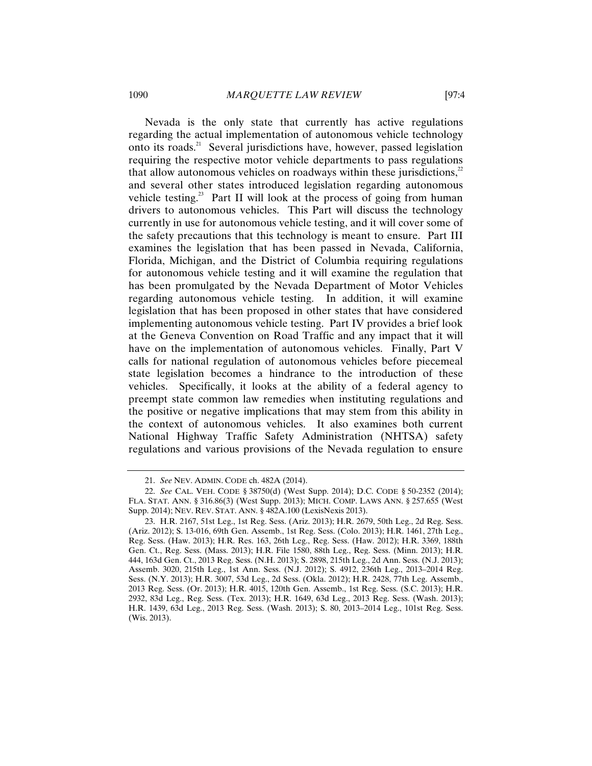Nevada is the only state that currently has active regulations regarding the actual implementation of autonomous vehicle technology onto its roads.[21] Several jurisdictions have, however, passed legislation requiring the respective motor vehicle departments to pass regulations that allow autonomous vehicles on roadways within these jurisdictions,[22] and several other states introduced legislation regarding autonomous vehicle testing.[23] Part II will look at the process of going from human drivers to autonomous vehicles. This Part will discuss the technology currently in use for autonomous vehicle testing, and it will cover some of the safety precautions that this technology is meant to ensure. Part III examines the legislation that has been passed in Nevada, California, Florida, Michigan, and the District of Columbia requiring regulations for autonomous vehicle testing and it will examine the regulation that has been promulgated by the Nevada Department of Motor Vehicles regarding autonomous vehicle testing. In addition, it will examine legislation that has been proposed in other states that have considered implementing autonomous vehicle testing. Part IV provides a brief look at the Geneva Convention on Road Traffic and any impact that it will have on the implementation of autonomous vehicles. Finally, Part V calls for national regulation of autonomous vehicles before piecemeal state legislation becomes a hindrance to the introduction of these vehicles. Specifically, it looks at the ability of a federal agency to preempt state common law remedies when instituting regulations and the positive or negative implications that may stem from this ability in the context of autonomous vehicles. It also examines both current National Highway Traffic Safety Administration (NHTSA) safety regulations and various provisions of the Nevada regulation to ensure

---

21. *See* NEV. ADMIN. CODE ch. 482A (2014).

22. *See* CAL. VEH. CODE § 38750(d) (West Supp. 2014); D.C. CODE § 50-2352 (2014); FLA. STAT. ANN. § 316.86(3) (West Supp. 2013); MICH. COMP. LAWS ANN. § 257.655 (West Supp. 2014); NEV. REV. STAT. ANN. § 482A.100 (LexisNexis 2013).

23. H.R. 2167, 51st Leg., 1st Reg. Sess. (Ariz. 2013); H.R. 2679, 50th Leg., 2d Reg. Sess. (Ariz. 2012); S. 13-016, 69th Gen. Assemb., 1st Reg. Sess. (Colo. 2013); H.R. 1461, 27th Leg., Reg. Sess. (Haw. 2013); H.R. Res. 163, 26th Leg., Reg. Sess. (Haw. 2012); H.R. 3369, 188th Gen. Ct., Reg. Sess. (Mass. 2013); H.R. File 1580, 88th Leg., Reg. Sess. (Minn. 2013); H.R. 444, 163d Gen. Ct., 2013 Reg. Sess. (N.H. 2013); S. 2898, 215th Leg., 2d Ann. Sess. (N.J. 2013); Assemb. 3020, 215th Leg., 1st Ann. Sess. (N.J. 2012); S. 4912, 236th Leg., 2013–2014 Reg. Sess. (N.Y. 2013); H.R. 3007, 53d Leg., 2d Sess. (Okla. 2012); H.R. 2428, 77th Leg. Assemb., 2013 Reg. Sess. (Or. 2013); H.R. 4015, 120th Gen. Assemb., 1st Reg. Sess. (S.C. 2013); H.R. 2932, 83d Leg., Reg. Sess. (Tex. 2013); H.R. 1649, 63d Leg., 2013 Reg. Sess. (Wash. 2013); H.R. 1439, 63d Leg., 2013 Reg. Sess. (Wash. 2013); S. 80, 2013–2014 Leg., 101st Reg. Sess. (Wis. 2013).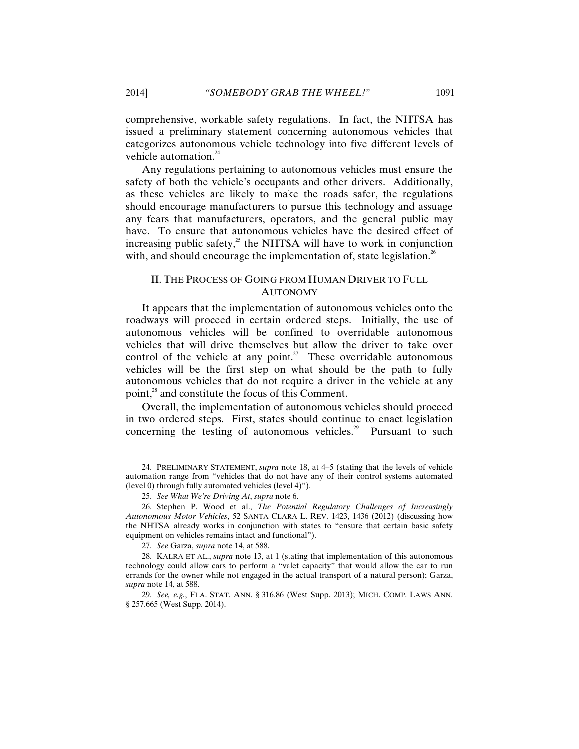comprehensive, workable safety regulations. In fact, the NHTSA has issued a preliminary statement concerning autonomous vehicles that categorizes autonomous vehicle technology into five different levels of vehicle automation.[24]

Any regulations pertaining to autonomous vehicles must ensure the safety of both the vehicle's occupants and other drivers. Additionally, as these vehicles are likely to make the roads safer, the regulations should encourage manufacturers to pursue this technology and assuage any fears that manufacturers, operators, and the general public may have. To ensure that autonomous vehicles have the desired effect of increasing public safety,[25] the NHTSA will have to work in conjunction with, and should encourage the implementation of, state legislation.[26]

## II. THE PROCESS OF GOING FROM HUMAN DRIVER TO FULL AUTONOMY

It appears that the implementation of autonomous vehicles onto the roadways will proceed in certain ordered steps. Initially, the use of autonomous vehicles will be confined to overridable autonomous vehicles that will drive themselves but allow the driver to take over control of the vehicle at any point.[27] These overridable autonomous vehicles will be the first step on what should be the path to fully autonomous vehicles that do not require a driver in the vehicle at any point,[28] and constitute the focus of this Comment.

Overall, the implementation of autonomous vehicles should proceed in two ordered steps. First, states should continue to enact legislation concerning the testing of autonomous vehicles.[29] Pursuant to such

---

24. PRELIMINARY STATEMENT, *supra* note 18, at 4–5 (stating that the levels of vehicle automation range from "vehicles that do not have any of their control systems automated (level 0) through fully automated vehicles (level 4)").

25. *See What We're Driving At*, *supra* note 6.

26. Stephen P. Wood et al., *The Potential Regulatory Challenges of Increasingly Autonomous Motor Vehicles*, 52 SANTA CLARA L. REV. 1423, 1436 (2012) (discussing how the NHTSA already works in conjunction with states to "ensure that certain basic safety equipment on vehicles remains intact and functional").

27. *See* Garza, *supra* note 14, at 588.

28. KALRA ET AL., *supra* note 13, at 1 (stating that implementation of this autonomous technology could allow cars to perform a "valet capacity" that would allow the car to run errands for the owner while not engaged in the actual transport of a natural person); Garza, *supra* note 14, at 588.

29. *See, e.g.*, FLA. STAT. ANN. § 316.86 (West Supp. 2013); MICH. COMP. LAWS ANN. § 257.665 (West Supp. 2014).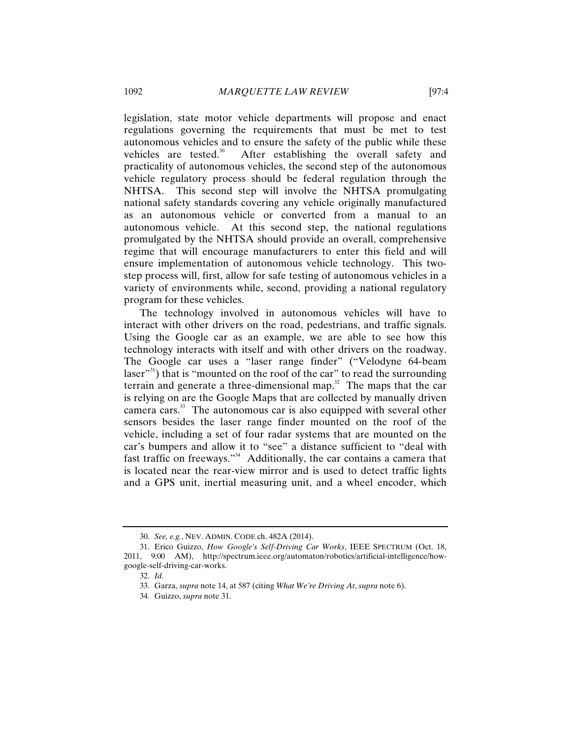legislation, state motor vehicle departments will propose and enact regulations governing the requirements that must be met to test autonomous vehicles and to ensure the safety of the public while these vehicles are tested.[30] After establishing the overall safety and practicality of autonomous vehicles, the second step of the autonomous vehicle regulatory process should be federal regulation through the NHTSA. This second step will involve the NHTSA promulgating national safety standards covering any vehicle originally manufactured as an autonomous vehicle or converted from a manual to an autonomous vehicle. At this second step, the national regulations promulgated by the NHTSA should provide an overall, comprehensive regime that will encourage manufacturers to enter this field and will ensure implementation of autonomous vehicle technology. This two-step process will, first, allow for safe testing of autonomous vehicles in a variety of environments while, second, providing a national regulatory program for these vehicles.

The technology involved in autonomous vehicles will have to interact with other drivers on the road, pedestrians, and traffic signals. Using the Google car as an example, we are able to see how this technology interacts with itself and with other drivers on the roadway. The Google car uses a "laser range finder" ("Velodyne 64-beam laser"[31]) that is "mounted on the roof of the car" to read the surrounding terrain and generate a three-dimensional map.[32] The maps that the car is relying on are the Google Maps that are collected by manually driven camera cars.[33] The autonomous car is also equipped with several other sensors besides the laser range finder mounted on the roof of the vehicle, including a set of four radar systems that are mounted on the car's bumpers and allow it to "see" a distance sufficient to "deal with fast traffic on freeways."[34] Additionally, the car contains a camera that is located near the rear-view mirror and is used to detect traffic lights and a GPS unit, inertial measuring unit, and a wheel encoder, which

---

30. *See, e.g.*, NEV. ADMIN. CODE ch. 482A (2014).

31. Erico Guizzo, *How Google's Self-Driving Car Works*, IEEE SPECTRUM (Oct. 18, 2011, 9:00 AM), http://spectrum.ieee.org/automaton/robotics/artificial-intelligence/how-google-self-driving-car-works.

32. *Id.*

33. Garza, *supra* note 14, at 587 (citing *What We're Driving At*, *supra* note 6).

34. Guizzo, *supra* note 31.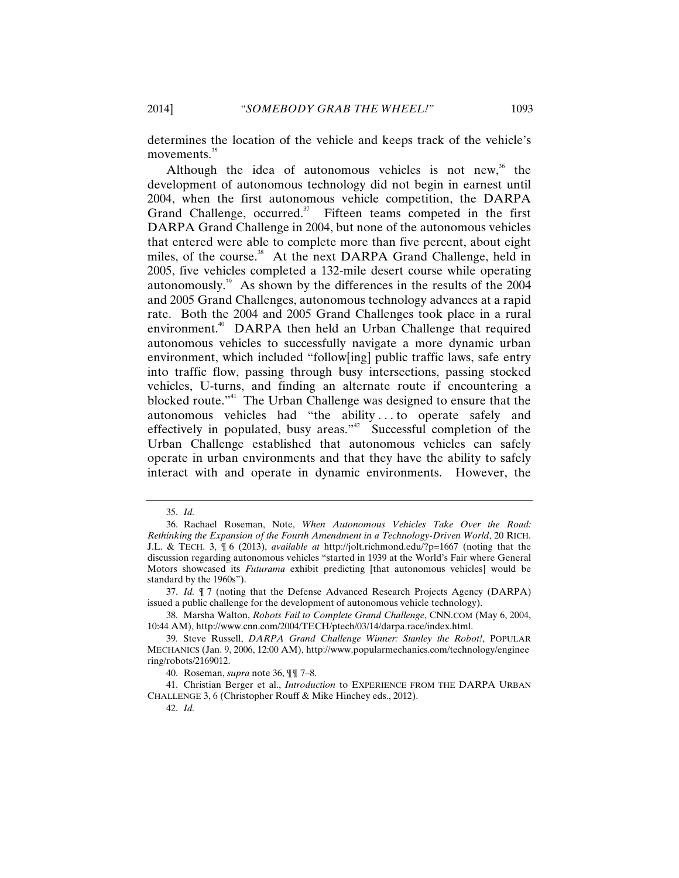determines the location of the vehicle and keeps track of the vehicle's movements.[35]

Although the idea of autonomous vehicles is not new,[36] the development of autonomous technology did not begin in earnest until 2004, when the first autonomous vehicle competition, the DARPA Grand Challenge, occurred.[37] Fifteen teams competed in the first DARPA Grand Challenge in 2004, but none of the autonomous vehicles that entered were able to complete more than five percent, about eight miles, of the course.[38] At the next DARPA Grand Challenge, held in 2005, five vehicles completed a 132-mile desert course while operating autonomously.[39] As shown by the differences in the results of the 2004 and 2005 Grand Challenges, autonomous technology advances at a rapid rate. Both the 2004 and 2005 Grand Challenges took place in a rural environment.[40] DARPA then held an Urban Challenge that required autonomous vehicles to successfully navigate a more dynamic urban environment, which included "follow[ing] public traffic laws, safe entry into traffic flow, passing through busy intersections, passing stocked vehicles, U-turns, and finding an alternate route if encountering a blocked route."[41] The Urban Challenge was designed to ensure that the autonomous vehicles had "the ability . . . to operate safely and effectively in populated, busy areas."[42] Successful completion of the Urban Challenge established that autonomous vehicles can safely operate in urban environments and that they have the ability to safely interact with and operate in dynamic environments. However, the

---

35. *Id.*

36. Rachael Roseman, Note, *When Autonomous Vehicles Take Over the Road: Rethinking the Expansion of the Fourth Amendment in a Technology-Driven World*, 20 RICH. J.L. & TECH. 3, ¶ 6 (2013), *available at* http://jolt.richmond.edu/?p=1667 (noting that the discussion regarding autonomous vehicles "started in 1939 at the World's Fair where General Motors showcased its *Futurama* exhibit predicting [that autonomous vehicles] would be standard by the 1960s").

37. *Id.* ¶ 7 (noting that the Defense Advanced Research Projects Agency (DARPA) issued a public challenge for the development of autonomous vehicle technology).

38. Marsha Walton, *Robots Fail to Complete Grand Challenge*, CNN.COM (May 6, 2004, 10:44 AM), http://www.cnn.com/2004/TECH/ptech/03/14/darpa.race/index.html.

39. Steve Russell, *DARPA Grand Challenge Winner: Stanley the Robot!*, POPULAR MECHANICS (Jan. 9, 2006, 12:00 AM), http://www.popularmechanics.com/technology/engineering/robots/2169012.

40. Roseman, *supra* note 36, ¶¶ 7–8.

41. Christian Berger et al., *Introduction* to EXPERIENCE FROM THE DARPA URBAN CHALLENGE 3, 6 (Christopher Rouff & Mike Hinchey eds., 2012).

42. *Id.*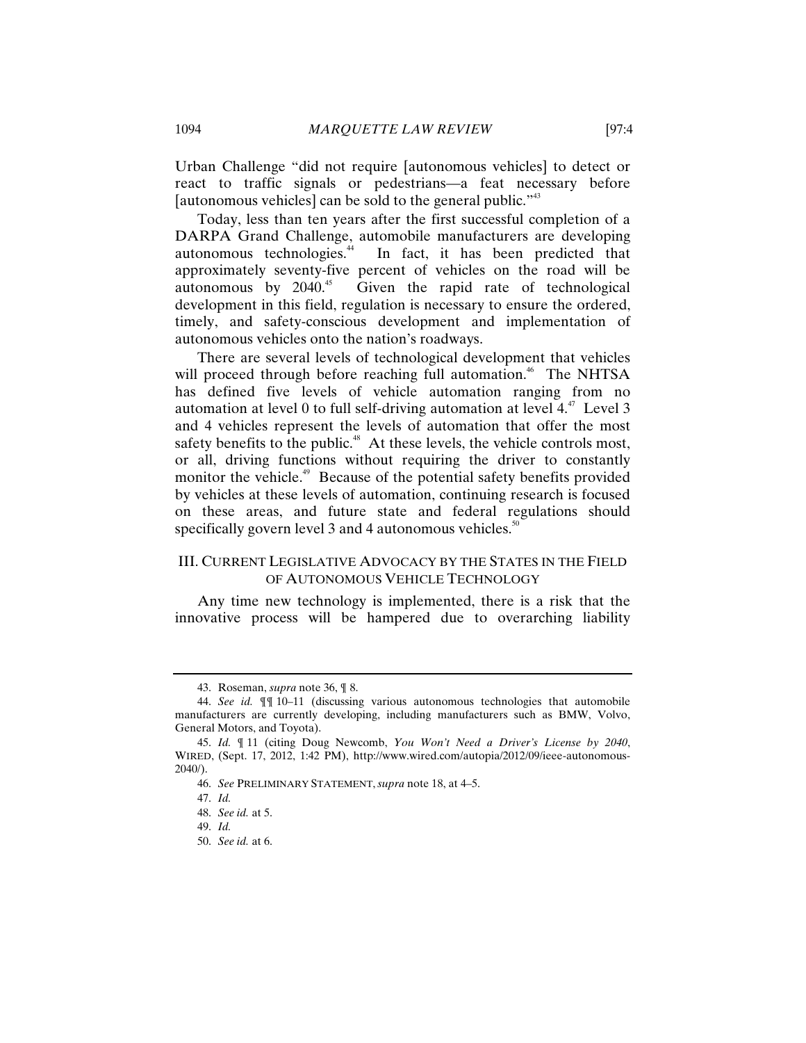Urban Challenge "did not require [autonomous vehicles] to detect or react to traffic signals or pedestrians—a feat necessary before [autonomous vehicles] can be sold to the general public."[43]

Today, less than ten years after the first successful completion of a DARPA Grand Challenge, automobile manufacturers are developing autonomous technologies.[44] In fact, it has been predicted that approximately seventy-five percent of vehicles on the road will be autonomous by 2040.[45] Given the rapid rate of technological development in this field, regulation is necessary to ensure the ordered, timely, and safety-conscious development and implementation of autonomous vehicles onto the nation's roadways.

There are several levels of technological development that vehicles will proceed through before reaching full automation.[46] The NHTSA has defined five levels of vehicle automation ranging from no automation at level 0 to full self-driving automation at level 4.[47] Level 3 and 4 vehicles represent the levels of automation that offer the most safety benefits to the public.[48] At these levels, the vehicle controls most, or all, driving functions without requiring the driver to constantly monitor the vehicle.[49] Because of the potential safety benefits provided by vehicles at these levels of automation, continuing research is focused on these areas, and future state and federal regulations should specifically govern level 3 and 4 autonomous vehicles.[50]

## III. CURRENT LEGISLATIVE ADVOCACY BY THE STATES IN THE FIELD OF AUTONOMOUS VEHICLE TECHNOLOGY

Any time new technology is implemented, there is a risk that the innovative process will be hampered due to overarching liability

---

43. Roseman, *supra* note 36, ¶ 8.

44. *See id.* ¶¶ 10–11 (discussing various autonomous technologies that automobile manufacturers are currently developing, including manufacturers such as BMW, Volvo, General Motors, and Toyota).

45. *Id.* ¶ 11 (citing Doug Newcomb, *You Won't Need a Driver's License by 2040*, WIRED, (Sept. 17, 2012, 1:42 PM), http://www.wired.com/autopia/2012/09/ieee-autonomous-2040/).

46. *See* PRELIMINARY STATEMENT, *supra* note 18, at 4–5.

47. *Id.*

48. *See id.* at 5.

49. *Id.*

50. *See id.* at 6.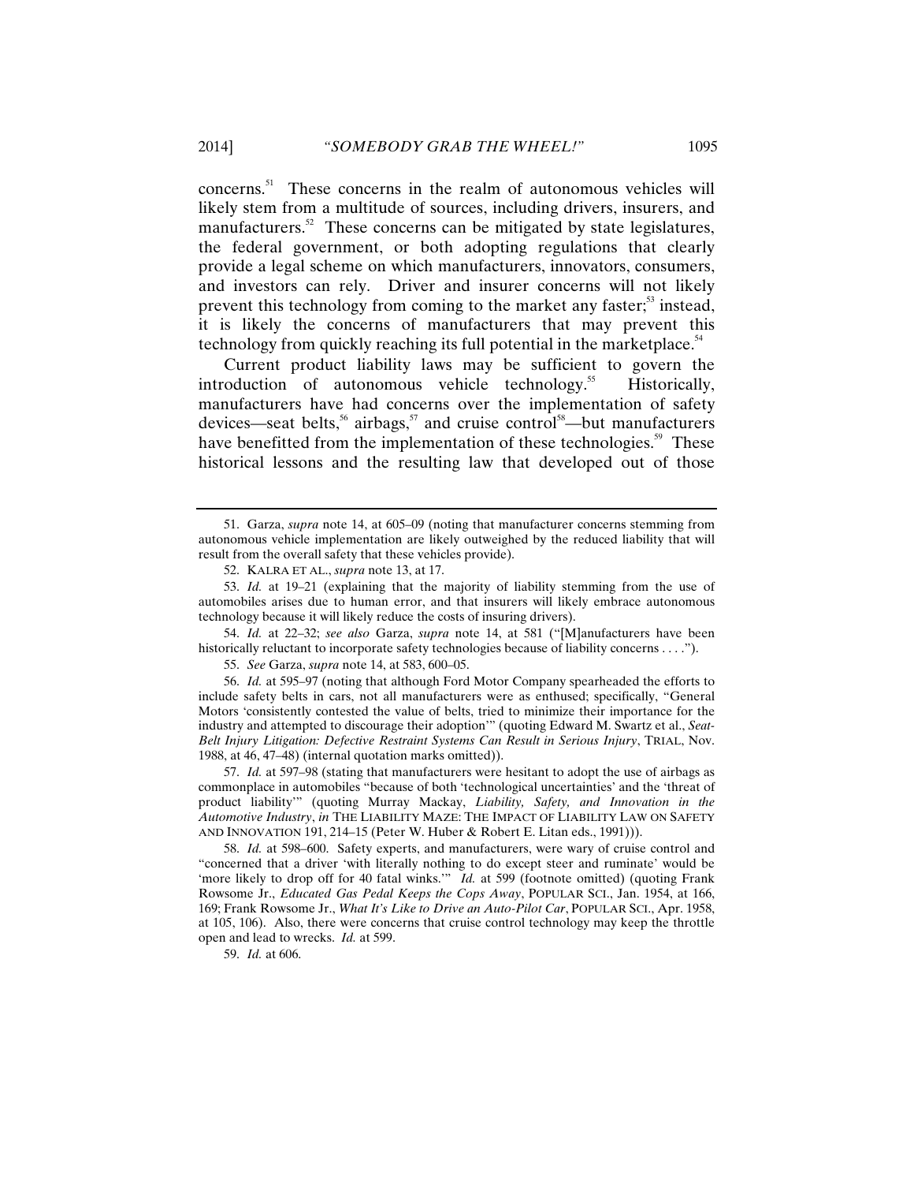concerns.[51] These concerns in the realm of autonomous vehicles will likely stem from a multitude of sources, including drivers, insurers, and manufacturers.[52] These concerns can be mitigated by state legislatures, the federal government, or both adopting regulations that clearly provide a legal scheme on which manufacturers, innovators, consumers, and investors can rely. Driver and insurer concerns will not likely prevent this technology from coming to the market any faster;[53] instead, it is likely the concerns of manufacturers that may prevent this technology from quickly reaching its full potential in the marketplace.[54]

Current product liability laws may be sufficient to govern the introduction of autonomous vehicle technology.[55] Historically, manufacturers have had concerns over the implementation of safety devices—seat belts,[56] airbags,[57] and cruise control[58]—but manufacturers have benefitted from the implementation of these technologies.[59] These historical lessons and the resulting law that developed out of those

---

51. Garza, *supra* note 14, at 605–09 (noting that manufacturer concerns stemming from autonomous vehicle implementation are likely outweighed by the reduced liability that will result from the overall safety that these vehicles provide).

52. KALRA ET AL., *supra* note 13, at 17.

53. *Id.* at 19–21 (explaining that the majority of liability stemming from the use of automobiles arises due to human error, and that insurers will likely embrace autonomous technology because it will likely reduce the costs of insuring drivers).

54. *Id.* at 22–32; *see also* Garza, *supra* note 14, at 581 ("[M]anufacturers have been historically reluctant to incorporate safety technologies because of liability concerns . . . .").

55. *See* Garza, *supra* note 14, at 583, 600–05.

56. *Id.* at 595–97 (noting that although Ford Motor Company spearheaded the efforts to include safety belts in cars, not all manufacturers were as enthused; specifically, "General Motors 'consistently contested the value of belts, tried to minimize their importance for the industry and attempted to discourage their adoption'" (quoting Edward M. Swartz et al., *Seat-Belt Injury Litigation: Defective Restraint Systems Can Result in Serious Injury*, TRIAL, Nov. 1988, at 46, 47–48) (internal quotation marks omitted)).

57. *Id.* at 597–98 (stating that manufacturers were hesitant to adopt the use of airbags as commonplace in automobiles "because of both 'technological uncertainties' and the 'threat of product liability'" (quoting Murray Mackay, *Liability, Safety, and Innovation in the Automotive Industry*, *in* THE LIABILITY MAZE: THE IMPACT OF LIABILITY LAW ON SAFETY AND INNOVATION 191, 214–15 (Peter W. Huber & Robert E. Litan eds., 1991))).

58. *Id.* at 598–600. Safety experts, and manufacturers, were wary of cruise control and "concerned that a driver 'with literally nothing to do except steer and ruminate' would be 'more likely to drop off for 40 fatal winks.'" *Id.* at 599 (footnote omitted) (quoting Frank Rowsome Jr., *Educated Gas Pedal Keeps the Cops Away*, POPULAR SCI., Jan. 1954, at 166, 169; Frank Rowsome Jr., *What It's Like to Drive an Auto-Pilot Car*, POPULAR SCI., Apr. 1958, at 105, 106). Also, there were concerns that cruise control technology may keep the throttle open and lead to wrecks. *Id.* at 599.

59. *Id.* at 606.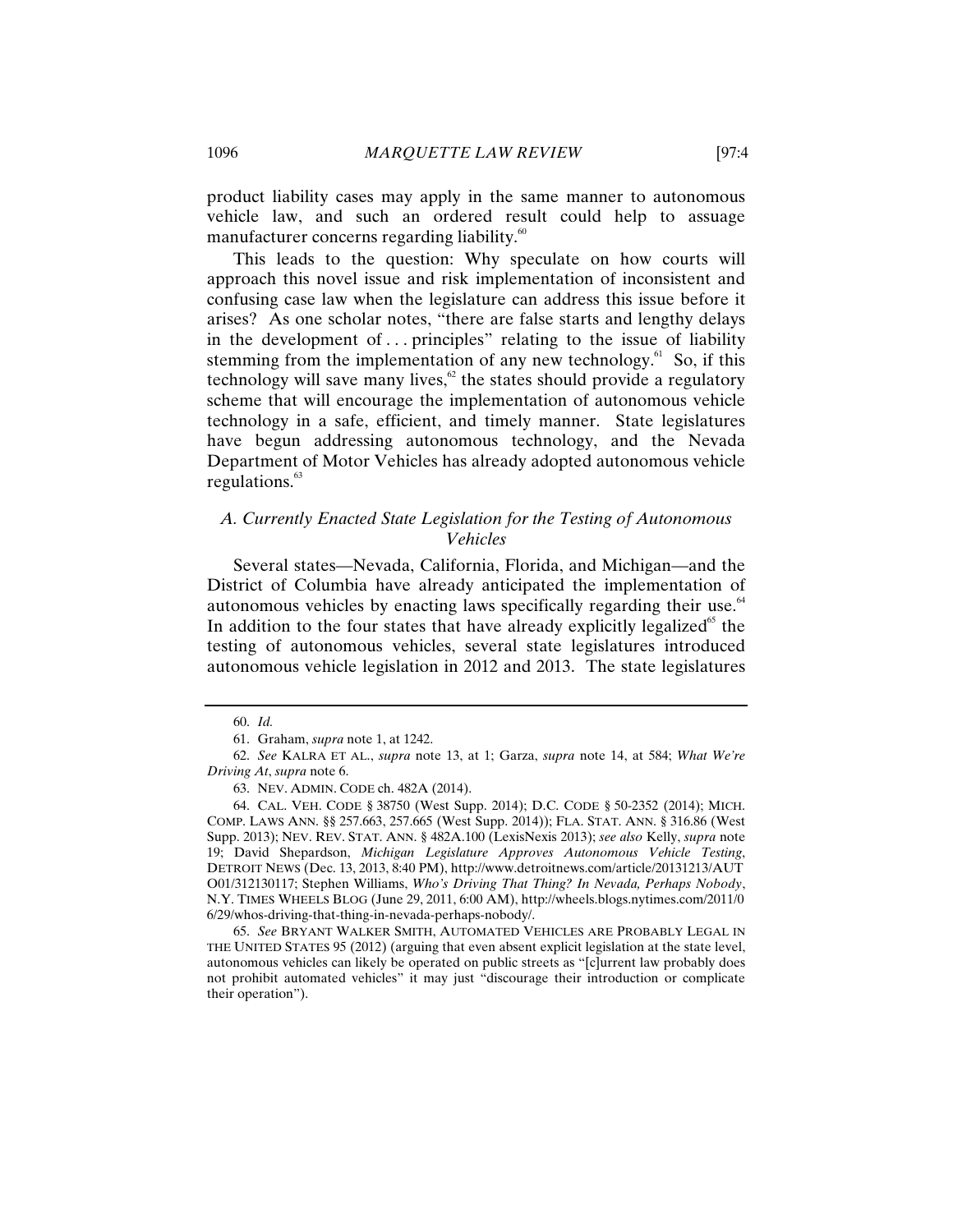product liability cases may apply in the same manner to autonomous vehicle law, and such an ordered result could help to assuage manufacturer concerns regarding liability.[60]

This leads to the question: Why speculate on how courts will approach this novel issue and risk implementation of inconsistent and confusing case law when the legislature can address this issue before it arises? As one scholar notes, "there are false starts and lengthy delays in the development of . . . principles" relating to the issue of liability stemming from the implementation of any new technology.[61] So, if this technology will save many lives,[62] the states should provide a regulatory scheme that will encourage the implementation of autonomous vehicle technology in a safe, efficient, and timely manner. State legislatures have begun addressing autonomous technology, and the Nevada Department of Motor Vehicles has already adopted autonomous vehicle regulations.[63]

### *A. Currently Enacted State Legislation for the Testing of Autonomous Vehicles*

Several states—Nevada, California, Florida, and Michigan—and the District of Columbia have already anticipated the implementation of autonomous vehicles by enacting laws specifically regarding their use.[64] In addition to the four states that have already explicitly legalized[65] the testing of autonomous vehicles, several state legislatures introduced autonomous vehicle legislation in 2012 and 2013. The state legislatures

---

60. *Id.*

61. Graham, *supra* note 1, at 1242.

62. *See* KALRA ET AL., *supra* note 13, at 1; Garza, *supra* note 14, at 584; *What We're Driving At*, *supra* note 6.

63. NEV. ADMIN. CODE ch. 482A (2014).

64. CAL. VEH. CODE § 38750 (West Supp. 2014); D.C. CODE § 50-2352 (2014); MICH. COMP. LAWS ANN. §§ 257.663, 257.665 (West Supp. 2014)); FLA. STAT. ANN. § 316.86 (West Supp. 2013); NEV. REV. STAT. ANN. § 482A.100 (LexisNexis 2013); *see also* Kelly, *supra* note 19; David Shepardson, *Michigan Legislature Approves Autonomous Vehicle Testing*, DETROIT NEWS (Dec. 13, 2013, 8:40 PM), http://www.detroitnews.com/article/20131213/AUTO01/312130117; Stephen Williams, *Who's Driving That Thing? In Nevada, Perhaps Nobody*, N.Y. TIMES WHEELS BLOG (June 29, 2011, 6:00 AM), http://wheels.blogs.nytimes.com/2011/06/29/whos-driving-that-thing-in-nevada-perhaps-nobody/.

65. *See* BRYANT WALKER SMITH, AUTOMATED VEHICLES ARE PROBABLY LEGAL IN THE UNITED STATES 95 (2012) (arguing that even absent explicit legislation at the state level, autonomous vehicles can likely be operated on public streets as "[c]urrent law probably does not prohibit automated vehicles" it may just "discourage their introduction or complicate their operation").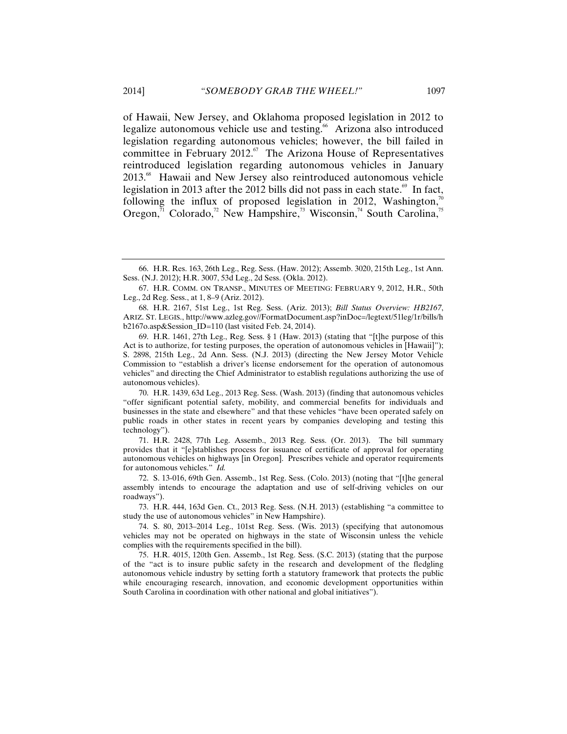of Hawaii, New Jersey, and Oklahoma proposed legislation in 2012 to legalize autonomous vehicle use and testing.[66] Arizona also introduced legislation regarding autonomous vehicles; however, the bill failed in committee in February 2012.[67] The Arizona House of Representatives reintroduced legislation regarding autonomous vehicles in January 2013.[68] Hawaii and New Jersey also reintroduced autonomous vehicle legislation in 2013 after the 2012 bills did not pass in each state.[69] In fact, following the influx of proposed legislation in 2012, Washington,[70] Oregon,[71] Colorado,[72] New Hampshire,[73] Wisconsin,[74] South Carolina,[75]

---

66. H.R. Res. 163, 26th Leg., Reg. Sess. (Haw. 2012); Assemb. 3020, 215th Leg., 1st Ann. Sess. (N.J. 2012); H.R. 3007, 53d Leg., 2d Sess. (Okla. 2012).

67. H.R. COMM. ON TRANSP., MINUTES OF MEETING: FEBRUARY 9, 2012, H.R., 50th Leg., 2d Reg. Sess., at 1, 8–9 (Ariz. 2012).

68. H.R. 2167, 51st Leg., 1st Reg. Sess. (Ariz. 2013); *Bill Status Overview: HB2167*, ARIZ. ST. LEGIS., http://www.azleg.gov//FormatDocument.asp?inDoc=/legtext/51leg/1r/bills/hb2167o.asp&Session_ID=110 (last visited Feb. 24, 2014).

69. H.R. 1461, 27th Leg., Reg. Sess. § 1 (Haw. 2013) (stating that "[t]he purpose of this Act is to authorize, for testing purposes, the operation of autonomous vehicles in [Hawaii]"); S. 2898, 215th Leg., 2d Ann. Sess. (N.J. 2013) (directing the New Jersey Motor Vehicle Commission to "establish a driver's license endorsement for the operation of autonomous vehicles" and directing the Chief Administrator to establish regulations authorizing the use of autonomous vehicles).

70. H.R. 1439, 63d Leg., 2013 Reg. Sess. (Wash. 2013) (finding that autonomous vehicles "offer significant potential safety, mobility, and commercial benefits for individuals and businesses in the state and elsewhere" and that these vehicles "have been operated safely on public roads in other states in recent years by companies developing and testing this technology").

71. H.R. 2428, 77th Leg. Assemb., 2013 Reg. Sess. (Or. 2013). The bill summary provides that it "[e]stablishes process for issuance of certificate of approval for operating autonomous vehicles on highways [in Oregon]. Prescribes vehicle and operator requirements for autonomous vehicles." *Id.*

72. S. 13-016, 69th Gen. Assemb., 1st Reg. Sess. (Colo. 2013) (noting that "[t]he general assembly intends to encourage the adaptation and use of self-driving vehicles on our roadways").

73. H.R. 444, 163d Gen. Ct., 2013 Reg. Sess. (N.H. 2013) (establishing "a committee to study the use of autonomous vehicles" in New Hampshire).

74. S. 80, 2013–2014 Leg., 101st Reg. Sess. (Wis. 2013) (specifying that autonomous vehicles may not be operated on highways in the state of Wisconsin unless the vehicle complies with the requirements specified in the bill).

75. H.R. 4015, 120th Gen. Assemb., 1st Reg. Sess. (S.C. 2013) (stating that the purpose of the "act is to insure public safety in the research and development of the fledgling autonomous vehicle industry by setting forth a statutory framework that protects the public while encouraging research, innovation, and economic development opportunities within South Carolina in coordination with other national and global initiatives").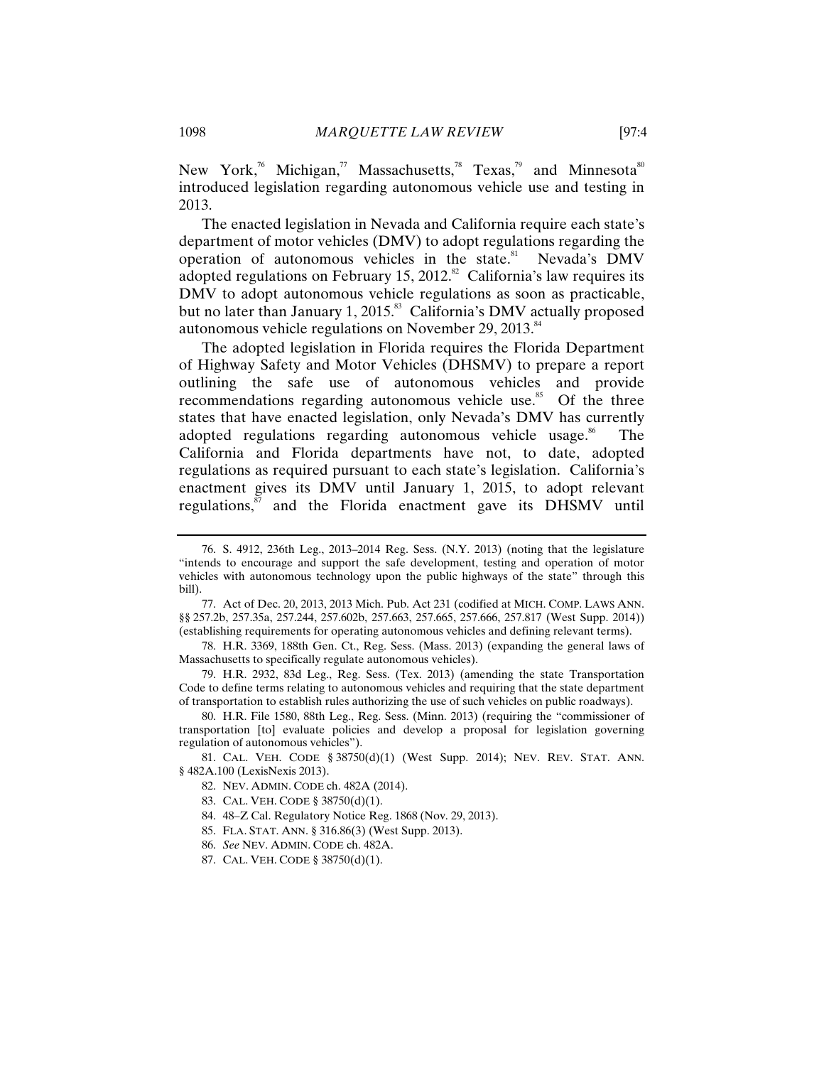New York,[76] Michigan,[77] Massachusetts,[78] Texas,[79] and Minnesota[80] introduced legislation regarding autonomous vehicle use and testing in 2013.

The enacted legislation in Nevada and California require each state's department of motor vehicles (DMV) to adopt regulations regarding the operation of autonomous vehicles in the state.[81] Nevada's DMV adopted regulations on February 15, 2012.[82] California's law requires its DMV to adopt autonomous vehicle regulations as soon as practicable, but no later than January 1, 2015.[83] California's DMV actually proposed autonomous vehicle regulations on November 29, 2013.[84]

The adopted legislation in Florida requires the Florida Department of Highway Safety and Motor Vehicles (DHSMV) to prepare a report outlining the safe use of autonomous vehicles and provide recommendations regarding autonomous vehicle use.[85] Of the three states that have enacted legislation, only Nevada's DMV has currently adopted regulations regarding autonomous vehicle usage.[86] The California and Florida departments have not, to date, adopted regulations as required pursuant to each state's legislation. California's enactment gives its DMV until January 1, 2015, to adopt relevant regulations,[87] and the Florida enactment gave its DHSMV until

---

76. S. 4912, 236th Leg., 2013–2014 Reg. Sess. (N.Y. 2013) (noting that the legislature "intends to encourage and support the safe development, testing and operation of motor vehicles with autonomous technology upon the public highways of the state" through this bill).

77. Act of Dec. 20, 2013, 2013 Mich. Pub. Act 231 (codified at MICH. COMP. LAWS ANN. §§ 257.2b, 257.35a, 257.244, 257.602b, 257.663, 257.665, 257.666, 257.817 (West Supp. 2014)) (establishing requirements for operating autonomous vehicles and defining relevant terms).

78. H.R. 3369, 188th Gen. Ct., Reg. Sess. (Mass. 2013) (expanding the general laws of Massachusetts to specifically regulate autonomous vehicles).

79. H.R. 2932, 83d Leg., Reg. Sess. (Tex. 2013) (amending the state Transportation Code to define terms relating to autonomous vehicles and requiring that the state department of transportation to establish rules authorizing the use of such vehicles on public roadways).

80. H.R. File 1580, 88th Leg., Reg. Sess. (Minn. 2013) (requiring the "commissioner of transportation [to] evaluate policies and develop a proposal for legislation governing regulation of autonomous vehicles").

81. CAL. VEH. CODE § 38750(d)(1) (West Supp. 2014); NEV. REV. STAT. ANN. § 482A.100 (LexisNexis 2013).

82. NEV. ADMIN. CODE ch. 482A (2014).

83. CAL. VEH. CODE § 38750(d)(1).

84. 48–Z Cal. Regulatory Notice Reg. 1868 (Nov. 29, 2013).

85. FLA. STAT. ANN. § 316.86(3) (West Supp. 2013).

86. *See* NEV. ADMIN. CODE ch. 482A.

87. CAL. VEH. CODE § 38750(d)(1).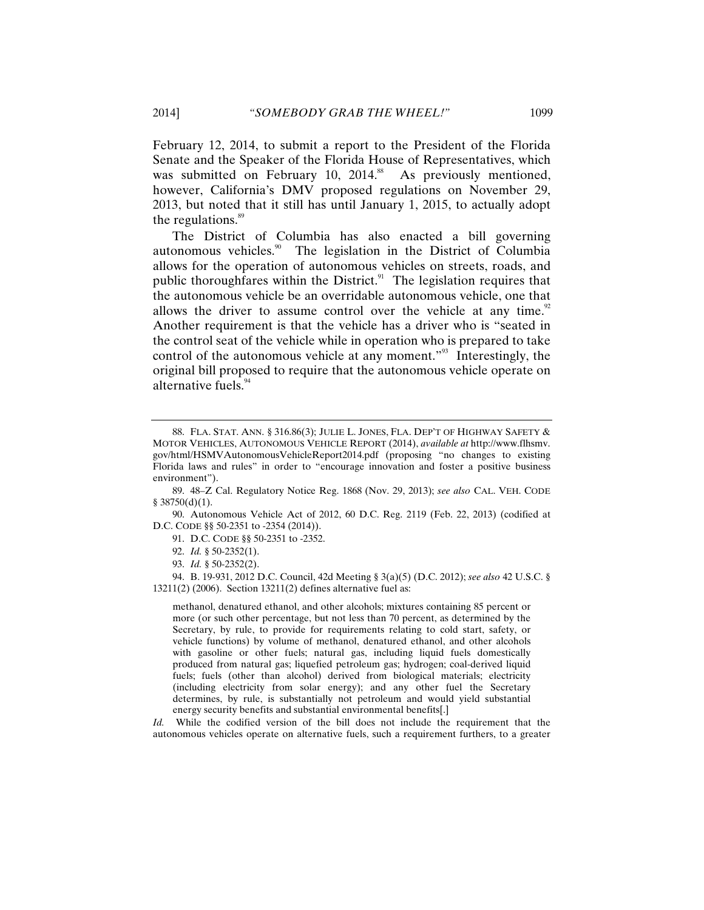February 12, 2014, to submit a report to the President of the Florida Senate and the Speaker of the Florida House of Representatives, which was submitted on February 10, 2014.[88] As previously mentioned, however, California's DMV proposed regulations on November 29, 2013, but noted that it still has until January 1, 2015, to actually adopt the regulations.[89]

The District of Columbia has also enacted a bill governing autonomous vehicles.[90] The legislation in the District of Columbia allows for the operation of autonomous vehicles on streets, roads, and public thoroughfares within the District.[91] The legislation requires that the autonomous vehicle be an overridable autonomous vehicle, one that allows the driver to assume control over the vehicle at any time.[92] Another requirement is that the vehicle has a driver who is "seated in the control seat of the vehicle while in operation who is prepared to take control of the autonomous vehicle at any moment."[93] Interestingly, the original bill proposed to require that the autonomous vehicle operate on alternative fuels.[94]

---

88. FLA. STAT. ANN. § 316.86(3); JULIE L. JONES, FLA. DEP'T OF HIGHWAY SAFETY & MOTOR VEHICLES, AUTONOMOUS VEHICLE REPORT (2014), *available at* http://www.flhsmv.gov/html/HSMVAutonomousVehicleReport2014.pdf (proposing "no changes to existing Florida laws and rules" in order to "encourage innovation and foster a positive business environment").

89. 48–Z Cal. Regulatory Notice Reg. 1868 (Nov. 29, 2013); *see also* CAL. VEH. CODE § 38750(d)(1).

90. Autonomous Vehicle Act of 2012, 60 D.C. Reg. 2119 (Feb. 22, 2013) (codified at D.C. CODE §§ 50-2351 to -2354 (2014)).

91. D.C. CODE §§ 50-2351 to -2352.

92. *Id.* § 50-2352(1).

93. *Id.* § 50-2352(2).

94. B. 19-931, 2012 D.C. Council, 42d Meeting § 3(a)(5) (D.C. 2012); *see also* 42 U.S.C. § 13211(2) (2006). Section 13211(2) defines alternative fuel as:

> methanol, denatured ethanol, and other alcohols; mixtures containing 85 percent or more (or such other percentage, but not less than 70 percent, as determined by the Secretary, by rule, to provide for requirements relating to cold start, safety, or vehicle functions) by volume of methanol, denatured ethanol, and other alcohols with gasoline or other fuels; natural gas, including liquid fuels domestically produced from natural gas; liquefied petroleum gas; hydrogen; coal-derived liquid fuels; fuels (other than alcohol) derived from biological materials; electricity (including electricity from solar energy); and any other fuel the Secretary determines, by rule, is substantially not petroleum and would yield substantial energy security benefits and substantial environmental benefits[.]

*Id.* While the codified version of the bill does not include the requirement that the autonomous vehicles operate on alternative fuels, such a requirement furthers, to a greater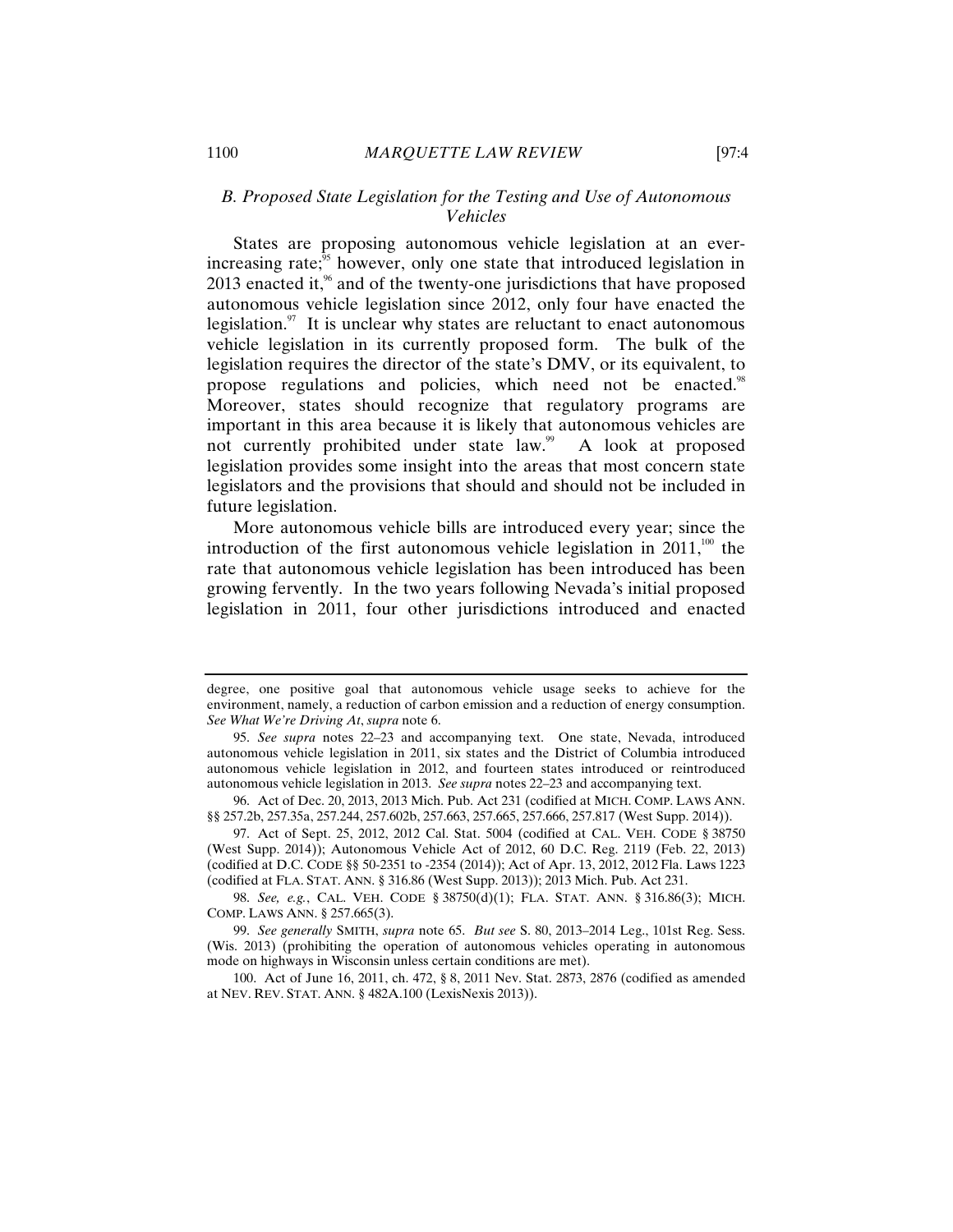### B. Proposed State Legislation for the Testing and Use of Autonomous Vehicles

States are proposing autonomous vehicle legislation at an ever-increasing rate;[95] however, only one state that introduced legislation in 2013 enacted it,[96] and of the twenty-one jurisdictions that have proposed autonomous vehicle legislation since 2012, only four have enacted the legislation.[97] It is unclear why states are reluctant to enact autonomous vehicle legislation in its currently proposed form. The bulk of the legislation requires the director of the state's DMV, or its equivalent, to propose regulations and policies, which need not be enacted.[98] Moreover, states should recognize that regulatory programs are important in this area because it is likely that autonomous vehicles are not currently prohibited under state law.[99] A look at proposed legislation provides some insight into the areas that most concern state legislators and the provisions that should and should not be included in future legislation.

More autonomous vehicle bills are introduced every year; since the introduction of the first autonomous vehicle legislation in 2011,[100] the rate that autonomous vehicle legislation has been introduced has been growing fervently. In the two years following Nevada's initial proposed legislation in 2011, four other jurisdictions introduced and enacted

---

degree, one positive goal that autonomous vehicle usage seeks to achieve for the environment, namely, a reduction of carbon emission and a reduction of energy consumption. *See What We're Driving At*, *supra* note 6.

95. *See supra* notes 22–23 and accompanying text. One state, Nevada, introduced autonomous vehicle legislation in 2011, six states and the District of Columbia introduced autonomous vehicle legislation in 2012, and fourteen states introduced or reintroduced autonomous vehicle legislation in 2013. *See supra* notes 22–23 and accompanying text.

96. Act of Dec. 20, 2013, 2013 Mich. Pub. Act 231 (codified at MICH. COMP. LAWS ANN. §§ 257.2b, 257.35a, 257.244, 257.602b, 257.663, 257.665, 257.666, 257.817 (West Supp. 2014)).

97. Act of Sept. 25, 2012, 2012 Cal. Stat. 5004 (codified at CAL. VEH. CODE § 38750 (West Supp. 2014)); Autonomous Vehicle Act of 2012, 60 D.C. Reg. 2119 (Feb. 22, 2013) (codified at D.C. CODE §§ 50-2351 to -2354 (2014)); Act of Apr. 13, 2012, 2012 Fla. Laws 1223 (codified at FLA. STAT. ANN. § 316.86 (West Supp. 2013)); 2013 Mich. Pub. Act 231.

98. *See, e.g.*, CAL. VEH. CODE § 38750(d)(1); FLA. STAT. ANN. § 316.86(3); MICH. COMP. LAWS ANN. § 257.665(3).

99. *See generally* SMITH, *supra* note 65. *But see* S. 80, 2013–2014 Leg., 101st Reg. Sess. (Wis. 2013) (prohibiting the operation of autonomous vehicles operating in autonomous mode on highways in Wisconsin unless certain conditions are met).

100. Act of June 16, 2011, ch. 472, § 8, 2011 Nev. Stat. 2873, 2876 (codified as amended at NEV. REV. STAT. ANN. § 482A.100 (LexisNexis 2013)).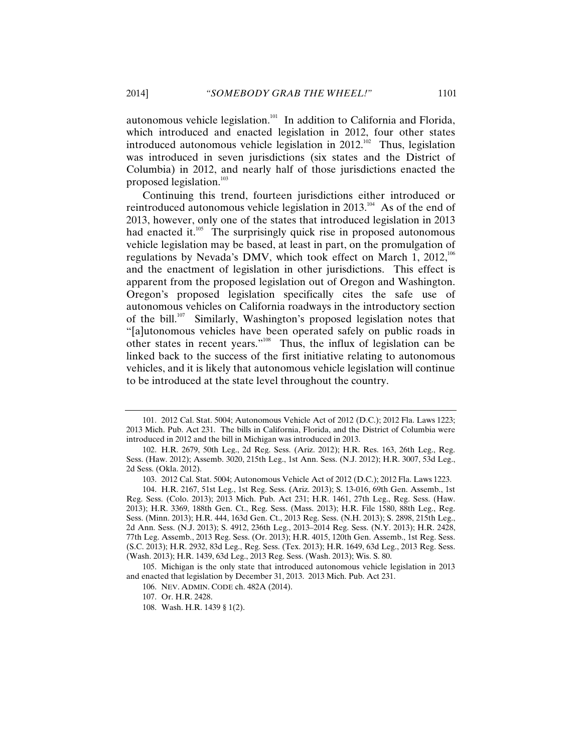autonomous vehicle legislation.[101] In addition to California and Florida, which introduced and enacted legislation in 2012, four other states introduced autonomous vehicle legislation in 2012.[102] Thus, legislation was introduced in seven jurisdictions (six states and the District of Columbia) in 2012, and nearly half of those jurisdictions enacted the proposed legislation.[103]

Continuing this trend, fourteen jurisdictions either introduced or reintroduced autonomous vehicle legislation in 2013.[104] As of the end of 2013, however, only one of the states that introduced legislation in 2013 had enacted it.[105] The surprisingly quick rise in proposed autonomous vehicle legislation may be based, at least in part, on the promulgation of regulations by Nevada's DMV, which took effect on March 1, 2012,[106] and the enactment of legislation in other jurisdictions. This effect is apparent from the proposed legislation out of Oregon and Washington. Oregon's proposed legislation specifically cites the safe use of autonomous vehicles on California roadways in the introductory section of the bill.[107] Similarly, Washington's proposed legislation notes that "[a]utonomous vehicles have been operated safely on public roads in other states in recent years."[108] Thus, the influx of legislation can be linked back to the success of the first initiative relating to autonomous vehicles, and it is likely that autonomous vehicle legislation will continue to be introduced at the state level throughout the country.

---

101. 2012 Cal. Stat. 5004; Autonomous Vehicle Act of 2012 (D.C.); 2012 Fla. Laws 1223; 2013 Mich. Pub. Act 231. The bills in California, Florida, and the District of Columbia were introduced in 2012 and the bill in Michigan was introduced in 2013.

102. H.R. 2679, 50th Leg., 2d Reg. Sess. (Ariz. 2012); H.R. Res. 163, 26th Leg., Reg. Sess. (Haw. 2012); Assemb. 3020, 215th Leg., 1st Ann. Sess. (N.J. 2012); H.R. 3007, 53d Leg., 2d Sess. (Okla. 2012).

103. 2012 Cal. Stat. 5004; Autonomous Vehicle Act of 2012 (D.C.); 2012 Fla. Laws 1223.

104. H.R. 2167, 51st Leg., 1st Reg. Sess. (Ariz. 2013); S. 13-016, 69th Gen. Assemb., 1st Reg. Sess. (Colo. 2013); 2013 Mich. Pub. Act 231; H.R. 1461, 27th Leg., Reg. Sess. (Haw. 2013); H.R. 3369, 188th Gen. Ct., Reg. Sess. (Mass. 2013); H.R. File 1580, 88th Leg., Reg. Sess. (Minn. 2013); H.R. 444, 163d Gen. Ct., 2013 Reg. Sess. (N.H. 2013); S. 2898, 215th Leg., 2d Ann. Sess. (N.J. 2013); S. 4912, 236th Leg., 2013–2014 Reg. Sess. (N.Y. 2013); H.R. 2428, 77th Leg. Assemb., 2013 Reg. Sess. (Or. 2013); H.R. 4015, 120th Gen. Assemb., 1st Reg. Sess. (S.C. 2013); H.R. 2932, 83d Leg., Reg. Sess. (Tex. 2013); H.R. 1649, 63d Leg., 2013 Reg. Sess. (Wash. 2013); H.R. 1439, 63d Leg., 2013 Reg. Sess. (Wash. 2013); Wis. S. 80.

105. Michigan is the only state that introduced autonomous vehicle legislation in 2013 and enacted that legislation by December 31, 2013. 2013 Mich. Pub. Act 231.

106. NEV. ADMIN. CODE ch. 482A (2014).

107. Or. H.R. 2428.

108. Wash. H.R. 1439 § 1(2).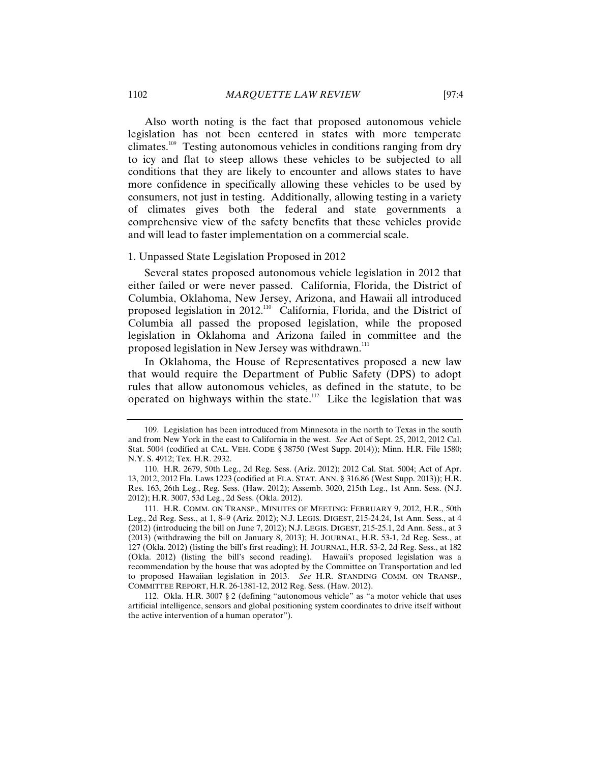Also worth noting is the fact that proposed autonomous vehicle legislation has not been centered in states with more temperate climates.[109] Testing autonomous vehicles in conditions ranging from dry to icy and flat to steep allows these vehicles to be subjected to all conditions that they are likely to encounter and allows states to have more confidence in specifically allowing these vehicles to be used by consumers, not just in testing. Additionally, allowing testing in a variety of climates gives both the federal and state governments a comprehensive view of the safety benefits that these vehicles provide and will lead to faster implementation on a commercial scale.

### 1. Unpassed State Legislation Proposed in 2012

Several states proposed autonomous vehicle legislation in 2012 that either failed or were never passed. California, Florida, the District of Columbia, Oklahoma, New Jersey, Arizona, and Hawaii all introduced proposed legislation in 2012.[110] California, Florida, and the District of Columbia all passed the proposed legislation, while the proposed legislation in Oklahoma and Arizona failed in committee and the proposed legislation in New Jersey was withdrawn.[111]

In Oklahoma, the House of Representatives proposed a new law that would require the Department of Public Safety (DPS) to adopt rules that allow autonomous vehicles, as defined in the statute, to be operated on highways within the state.[112] Like the legislation that was

---

109. Legislation has been introduced from Minnesota in the north to Texas in the south and from New York in the east to California in the west. *See* Act of Sept. 25, 2012, 2012 Cal. Stat. 5004 (codified at CAL. VEH. CODE § 38750 (West Supp. 2014)); Minn. H.R. File 1580; N.Y. S. 4912; Tex. H.R. 2932.

110. H.R. 2679, 50th Leg., 2d Reg. Sess. (Ariz. 2012); 2012 Cal. Stat. 5004; Act of Apr. 13, 2012, 2012 Fla. Laws 1223 (codified at FLA. STAT. ANN. § 316.86 (West Supp. 2013)); H.R. Res. 163, 26th Leg., Reg. Sess. (Haw. 2012); Assemb. 3020, 215th Leg., 1st Ann. Sess. (N.J. 2012); H.R. 3007, 53d Leg., 2d Sess. (Okla. 2012).

111. H.R. COMM. ON TRANSP., MINUTES OF MEETING: FEBRUARY 9, 2012, H.R., 50th Leg., 2d Reg. Sess., at 1, 8–9 (Ariz. 2012); N.J. LEGIS. DIGEST, 215-24.24, 1st Ann. Sess., at 4 (2012) (introducing the bill on June 7, 2012); N.J. LEGIS. DIGEST, 215-25.1, 2d Ann. Sess., at 3 (2013) (withdrawing the bill on January 8, 2013); H. JOURNAL, H.R. 53-1, 2d Reg. Sess., at 127 (Okla. 2012) (listing the bill's first reading); H. JOURNAL, H.R. 53-2, 2d Reg. Sess., at 182 (Okla. 2012) (listing the bill's second reading). Hawaii's proposed legislation was a recommendation by the house that was adopted by the Committee on Transportation and led to proposed Hawaiian legislation in 2013. *See* H.R. STANDING COMM. ON TRANSP., COMMITTEE REPORT, H.R. 26-1381-12, 2012 Reg. Sess. (Haw. 2012).

112. Okla. H.R. 3007 § 2 (defining "autonomous vehicle" as "a motor vehicle that uses artificial intelligence, sensors and global positioning system coordinates to drive itself without the active intervention of a human operator").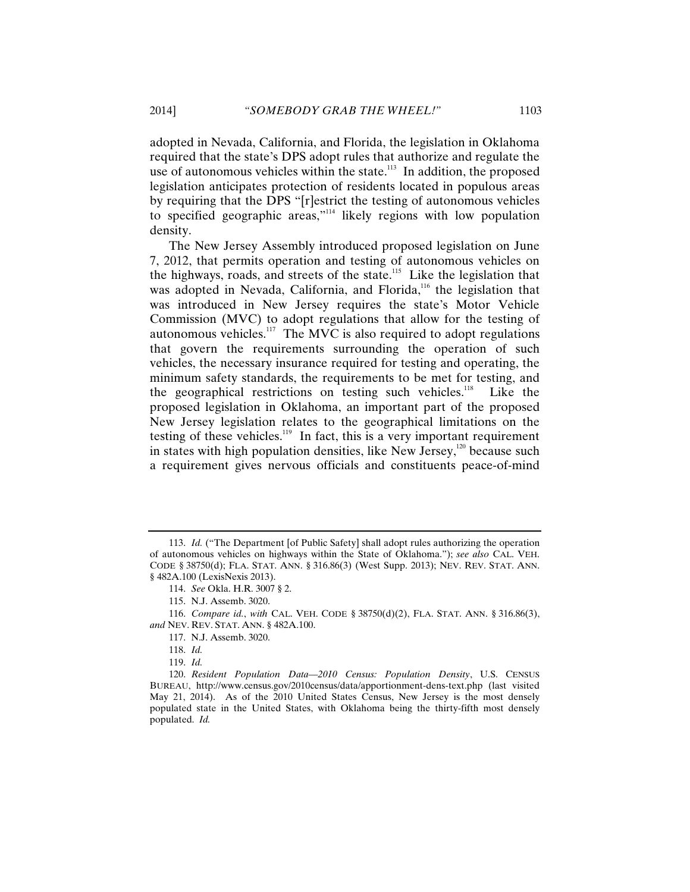adopted in Nevada, California, and Florida, the legislation in Oklahoma required that the state's DPS adopt rules that authorize and regulate the use of autonomous vehicles within the state.[113] In addition, the proposed legislation anticipates protection of residents located in populous areas by requiring that the DPS "[r]estrict the testing of autonomous vehicles to specified geographic areas,"[114] likely regions with low population density.

The New Jersey Assembly introduced proposed legislation on June 7, 2012, that permits operation and testing of autonomous vehicles on the highways, roads, and streets of the state.[115] Like the legislation that was adopted in Nevada, California, and Florida,[116] the legislation that was introduced in New Jersey requires the state's Motor Vehicle Commission (MVC) to adopt regulations that allow for the testing of autonomous vehicles.[117] The MVC is also required to adopt regulations that govern the requirements surrounding the operation of such vehicles, the necessary insurance required for testing and operating, the minimum safety standards, the requirements to be met for testing, and the geographical restrictions on testing such vehicles.[118] Like the proposed legislation in Oklahoma, an important part of the proposed New Jersey legislation relates to the geographical limitations on the testing of these vehicles.[119] In fact, this is a very important requirement in states with high population densities, like New Jersey,[120] because such a requirement gives nervous officials and constituents peace-of-mind

---

113. *Id.* ("The Department [of Public Safety] shall adopt rules authorizing the operation of autonomous vehicles on highways within the State of Oklahoma."); *see also* CAL. VEH. CODE § 38750(d); FLA. STAT. ANN. § 316.86(3) (West Supp. 2013); NEV. REV. STAT. ANN. § 482A.100 (LexisNexis 2013).

114. *See* Okla. H.R. 3007 § 2.

115. N.J. Assemb. 3020.

116. *Compare id.*, *with* CAL. VEH. CODE § 38750(d)(2), FLA. STAT. ANN. § 316.86(3), *and* NEV. REV. STAT. ANN. § 482A.100.

117. N.J. Assemb. 3020.

118. *Id.*

119. *Id.*

120. *Resident Population Data—2010 Census: Population Density*, U.S. CENSUS BUREAU, http://www.census.gov/2010census/data/apportionment-dens-text.php (last visited May 21, 2014). As of the 2010 United States Census, New Jersey is the most densely populated state in the United States, with Oklahoma being the thirty-fifth most densely populated. *Id.*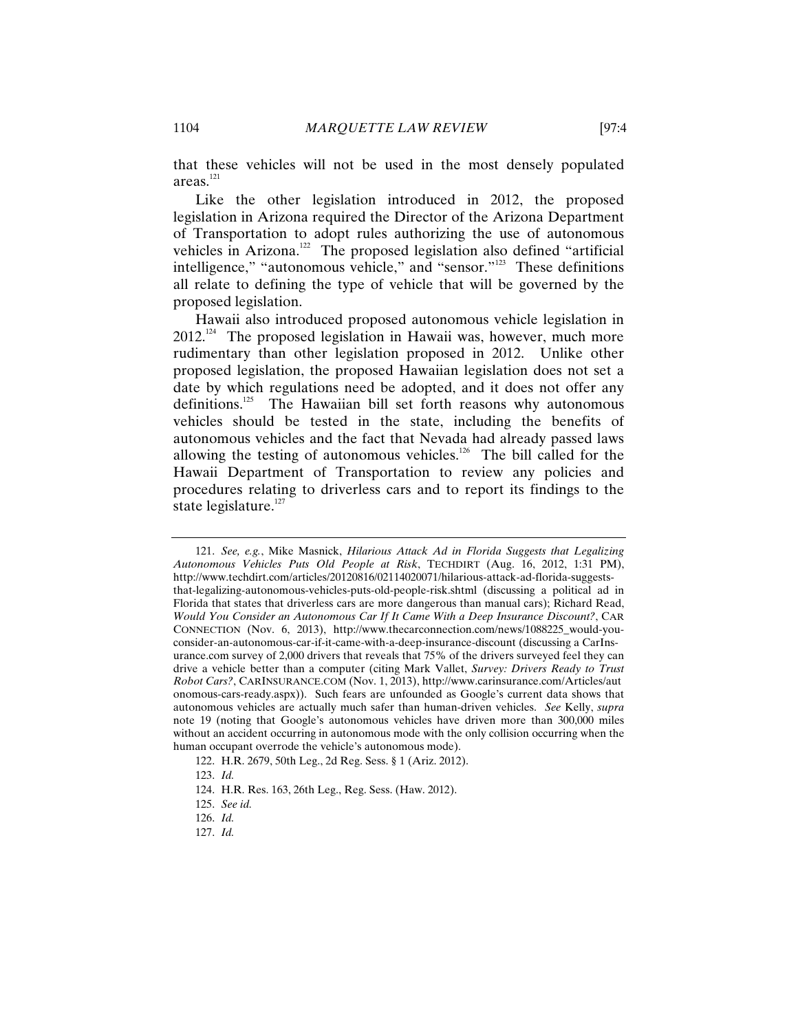that these vehicles will not be used in the most densely populated areas.[121]

Like the other legislation introduced in 2012, the proposed legislation in Arizona required the Director of the Arizona Department of Transportation to adopt rules authorizing the use of autonomous vehicles in Arizona.[122] The proposed legislation also defined "artificial intelligence," "autonomous vehicle," and "sensor."[123] These definitions all relate to defining the type of vehicle that will be governed by the proposed legislation.

Hawaii also introduced proposed autonomous vehicle legislation in 2012.[124] The proposed legislation in Hawaii was, however, much more rudimentary than other legislation proposed in 2012. Unlike other proposed legislation, the proposed Hawaiian legislation does not set a date by which regulations need be adopted, and it does not offer any definitions.[125] The Hawaiian bill set forth reasons why autonomous vehicles should be tested in the state, including the benefits of autonomous vehicles and the fact that Nevada had already passed laws allowing the testing of autonomous vehicles.[126] The bill called for the Hawaii Department of Transportation to review any policies and procedures relating to driverless cars and to report its findings to the state legislature.[127]

---

121. *See, e.g.*, Mike Masnick, *Hilarious Attack Ad in Florida Suggests that Legalizing Autonomous Vehicles Puts Old People at Risk*, TECHDIRT (Aug. 16, 2012, 1:31 PM), http://www.techdirt.com/articles/20120816/02114020071/hilarious-attack-ad-florida-suggests-that-legalizing-autonomous-vehicles-puts-old-people-risk.shtml (discussing a political ad in Florida that states that driverless cars are more dangerous than manual cars); Richard Read, *Would You Consider an Autonomous Car If It Came With a Deep Insurance Discount?*, CAR CONNECTION (Nov. 6, 2013), http://www.thecarconnection.com/news/1088225_would-you-consider-an-autonomous-car-if-it-came-with-a-deep-insurance-discount (discussing a CarInsurance.com survey of 2,000 drivers that reveals that 75% of the drivers surveyed feel they can drive a vehicle better than a computer (citing Mark Vallet, *Survey: Drivers Ready to Trust Robot Cars?*, CARINSURANCE.COM (Nov. 1, 2013), http://www.carinsurance.com/Articles/autonomous-cars-ready.aspx)). Such fears are unfounded as Google's current data shows that autonomous vehicles are actually much safer than human-driven vehicles. *See* Kelly, *supra* note 19 (noting that Google's autonomous vehicles have driven more than 300,000 miles without an accident occurring in autonomous mode with the only collision occurring when the human occupant overrode the vehicle's autonomous mode).

122. H.R. 2679, 50th Leg., 2d Reg. Sess. § 1 (Ariz. 2012).

123. *Id.*

124. H.R. Res. 163, 26th Leg., Reg. Sess. (Haw. 2012).

125. *See id.*

126. *Id.*

127. *Id.*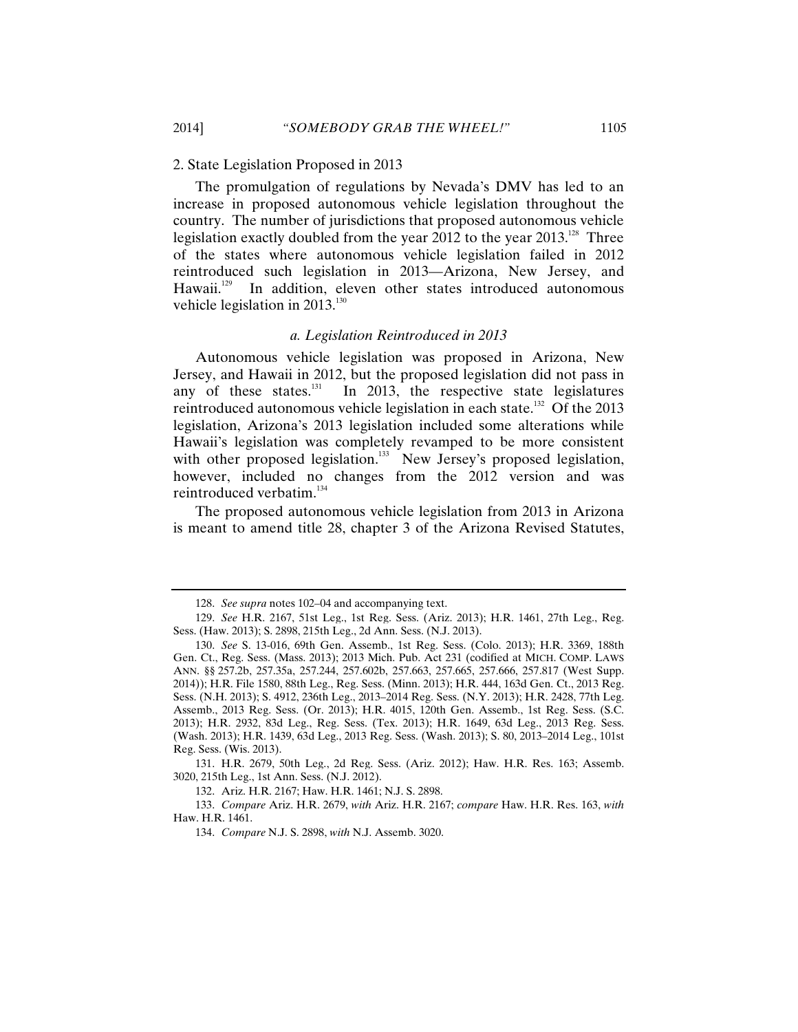2. State Legislation Proposed in 2013

The promulgation of regulations by Nevada's DMV has led to an increase in proposed autonomous vehicle legislation throughout the country. The number of jurisdictions that proposed autonomous vehicle legislation exactly doubled from the year 2012 to the year 2013.[128] Three of the states where autonomous vehicle legislation failed in 2012 reintroduced such legislation in 2013—Arizona, New Jersey, and Hawaii.[129] In addition, eleven other states introduced autonomous vehicle legislation in 2013.[130]

### *a. Legislation Reintroduced in 2013*

Autonomous vehicle legislation was proposed in Arizona, New Jersey, and Hawaii in 2012, but the proposed legislation did not pass in any of these states.[131] In 2013, the respective state legislatures reintroduced autonomous vehicle legislation in each state.[132] Of the 2013 legislation, Arizona's 2013 legislation included some alterations while Hawaii's legislation was completely revamped to be more consistent with other proposed legislation.[133] New Jersey's proposed legislation, however, included no changes from the 2012 version and was reintroduced verbatim.[134]

The proposed autonomous vehicle legislation from 2013 in Arizona is meant to amend title 28, chapter 3 of the Arizona Revised Statutes,

---

128. *See supra* notes 102–04 and accompanying text.

129. *See* H.R. 2167, 51st Leg., 1st Reg. Sess. (Ariz. 2013); H.R. 1461, 27th Leg., Reg. Sess. (Haw. 2013); S. 2898, 215th Leg., 2d Ann. Sess. (N.J. 2013).

130. *See* S. 13-016, 69th Gen. Assemb., 1st Reg. Sess. (Colo. 2013); H.R. 3369, 188th Gen. Ct., Reg. Sess. (Mass. 2013); 2013 Mich. Pub. Act 231 (codified at MICH. COMP. LAWS ANN. §§ 257.2b, 257.35a, 257.244, 257.602b, 257.663, 257.665, 257.666, 257.817 (West Supp. 2014)); H.R. File 1580, 88th Leg., Reg. Sess. (Minn. 2013); H.R. 444, 163d Gen. Ct., 2013 Reg. Sess. (N.H. 2013); S. 4912, 236th Leg., 2013–2014 Reg. Sess. (N.Y. 2013); H.R. 2428, 77th Leg. Assemb., 2013 Reg. Sess. (Or. 2013); H.R. 4015, 120th Gen. Assemb., 1st Reg. Sess. (S.C. 2013); H.R. 2932, 83d Leg., Reg. Sess. (Tex. 2013); H.R. 1649, 63d Leg., 2013 Reg. Sess. (Wash. 2013); H.R. 1439, 63d Leg., 2013 Reg. Sess. (Wash. 2013); S. 80, 2013–2014 Leg., 101st Reg. Sess. (Wis. 2013).

131. H.R. 2679, 50th Leg., 2d Reg. Sess. (Ariz. 2012); Haw. H.R. Res. 163; Assemb. 3020, 215th Leg., 1st Ann. Sess. (N.J. 2012).

132. Ariz. H.R. 2167; Haw. H.R. 1461; N.J. S. 2898.

133. *Compare* Ariz. H.R. 2679, *with* Ariz. H.R. 2167; *compare* Haw. H.R. Res. 163, *with* Haw. H.R. 1461.

134. *Compare* N.J. S. 2898, *with* N.J. Assemb. 3020.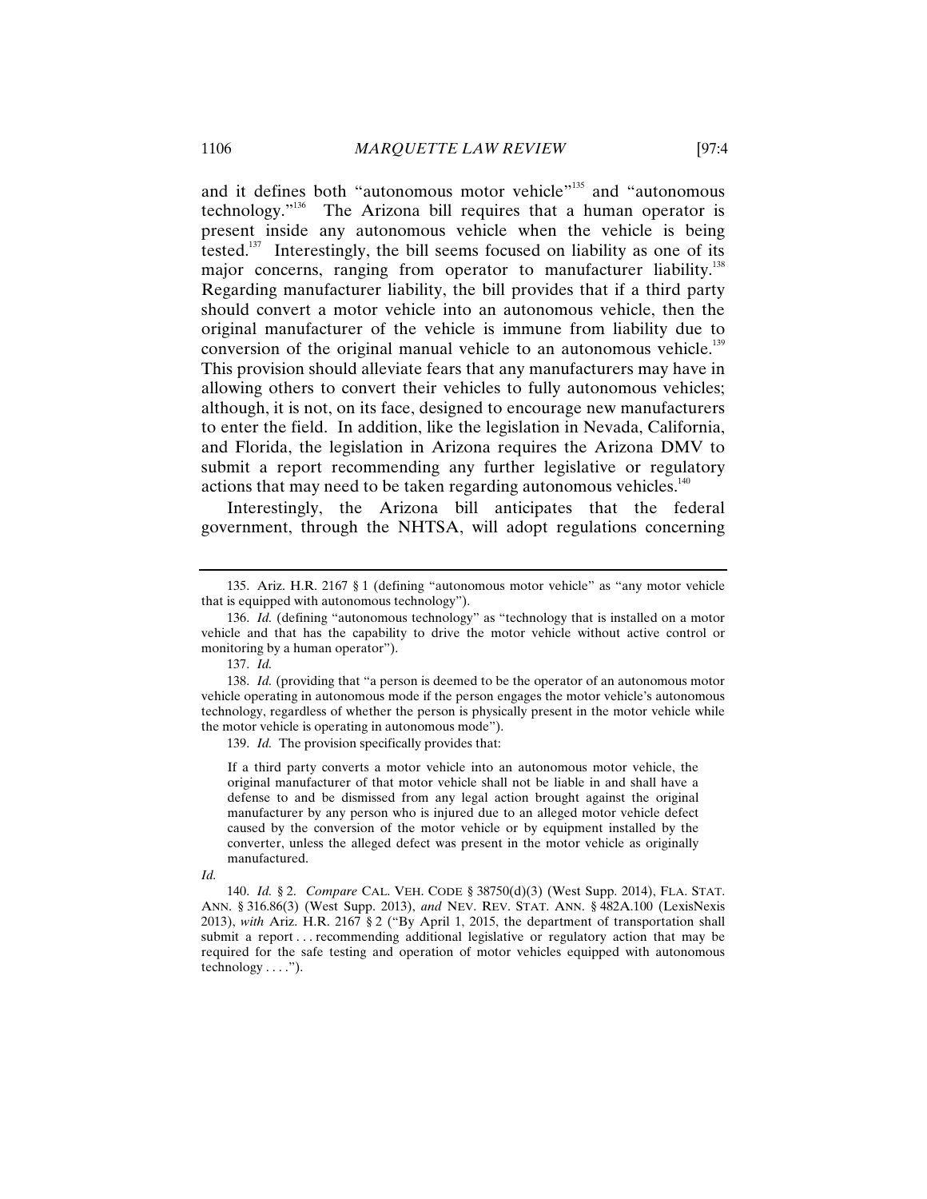and it defines both "autonomous motor vehicle"[135] and "autonomous technology."[136] The Arizona bill requires that a human operator is present inside any autonomous vehicle when the vehicle is being tested.[137] Interestingly, the bill seems focused on liability as one of its major concerns, ranging from operator to manufacturer liability.[138] Regarding manufacturer liability, the bill provides that if a third party should convert a motor vehicle into an autonomous vehicle, then the original manufacturer of the vehicle is immune from liability due to conversion of the original manual vehicle to an autonomous vehicle.[139] This provision should alleviate fears that any manufacturers may have in allowing others to convert their vehicles to fully autonomous vehicles; although, it is not, on its face, designed to encourage new manufacturers to enter the field. In addition, like the legislation in Nevada, California, and Florida, the legislation in Arizona requires the Arizona DMV to submit a report recommending any further legislative or regulatory actions that may need to be taken regarding autonomous vehicles.[140]

Interestingly, the Arizona bill anticipates that the federal government, through the NHTSA, will adopt regulations concerning

---

135. Ariz. H.R. 2167 § 1 (defining "autonomous motor vehicle" as "any motor vehicle that is equipped with autonomous technology").

136. *Id.* (defining "autonomous technology" as "technology that is installed on a motor vehicle and that has the capability to drive the motor vehicle without active control or monitoring by a human operator").

137. *Id.*

138. *Id.* (providing that "a person is deemed to be the operator of an autonomous motor vehicle operating in autonomous mode if the person engages the motor vehicle's autonomous technology, regardless of whether the person is physically present in the motor vehicle while the motor vehicle is operating in autonomous mode").

139. *Id.* The provision specifically provides that:

> If a third party converts a motor vehicle into an autonomous motor vehicle, the original manufacturer of that motor vehicle shall not be liable in and shall have a defense to and be dismissed from any legal action brought against the original manufacturer by any person who is injured due to an alleged motor vehicle defect caused by the conversion of the motor vehicle or by equipment installed by the converter, unless the alleged defect was present in the motor vehicle as originally manufactured.

*Id.*

140. *Id.* § 2. *Compare* CAL. VEH. CODE § 38750(d)(3) (West Supp. 2014), FLA. STAT. ANN. § 316.86(3) (West Supp. 2013), *and* NEV. REV. STAT. ANN. § 482A.100 (LexisNexis 2013), *with* Ariz. H.R. 2167 § 2 ("By April 1, 2015, the department of transportation shall submit a report . . . recommending additional legislative or regulatory action that may be required for the safe testing and operation of motor vehicles equipped with autonomous technology . . . .").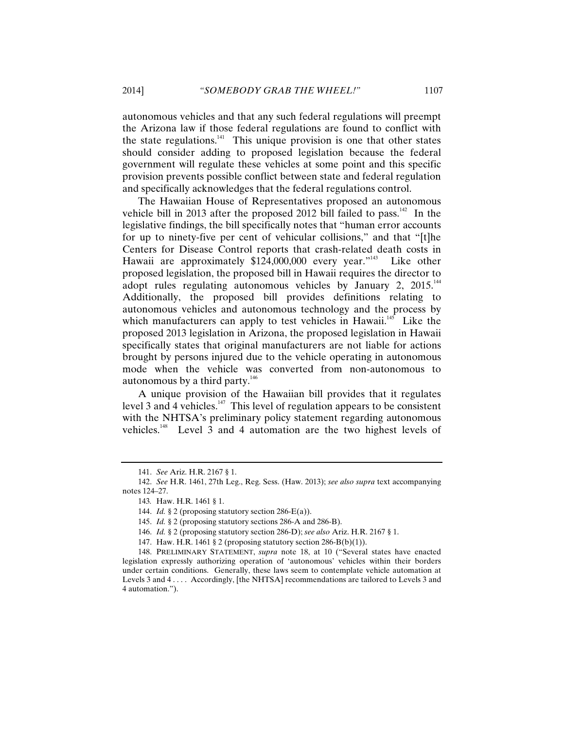autonomous vehicles and that any such federal regulations will preempt the Arizona law if those federal regulations are found to conflict with the state regulations.[141] This unique provision is one that other states should consider adding to proposed legislation because the federal government will regulate these vehicles at some point and this specific provision prevents possible conflict between state and federal regulation and specifically acknowledges that the federal regulations control.

The Hawaiian House of Representatives proposed an autonomous vehicle bill in 2013 after the proposed 2012 bill failed to pass.[142] In the legislative findings, the bill specifically notes that "human error accounts for up to ninety-five per cent of vehicular collisions," and that "[t]he Centers for Disease Control reports that crash-related death costs in Hawaii are approximately $124,000,000 every year."[143] Like other proposed legislation, the proposed bill in Hawaii requires the director to adopt rules regulating autonomous vehicles by January 2, 2015.[144] Additionally, the proposed bill provides definitions relating to autonomous vehicles and autonomous technology and the process by which manufacturers can apply to test vehicles in Hawaii.[145] Like the proposed 2013 legislation in Arizona, the proposed legislation in Hawaii specifically states that original manufacturers are not liable for actions brought by persons injured due to the vehicle operating in autonomous mode when the vehicle was converted from non-autonomous to autonomous by a third party.[146]

A unique provision of the Hawaiian bill provides that it regulates level 3 and 4 vehicles.[147] This level of regulation appears to be consistent with the NHTSA's preliminary policy statement regarding autonomous vehicles.[148] Level 3 and 4 automation are the two highest levels of

---

141. *See* Ariz. H.R. 2167 § 1.

142. *See* H.R. 1461, 27th Leg., Reg. Sess. (Haw. 2013); *see also supra* text accompanying notes 124–27.

143. Haw. H.R. 1461 § 1.

144. *Id.* § 2 (proposing statutory section 286-E(a)).

145. *Id.* § 2 (proposing statutory sections 286-A and 286-B).

146. *Id.* § 2 (proposing statutory section 286-D); *see also* Ariz. H.R. 2167 § 1.

147. Haw. H.R. 1461 § 2 (proposing statutory section 286-B(b)(1)).

148. PRELIMINARY STATEMENT, *supra* note 18, at 10 ("Several states have enacted legislation expressly authorizing operation of 'autonomous' vehicles within their borders under certain conditions. Generally, these laws seem to contemplate vehicle automation at Levels 3 and 4 . . . . Accordingly, [the NHTSA] recommendations are tailored to Levels 3 and 4 automation.").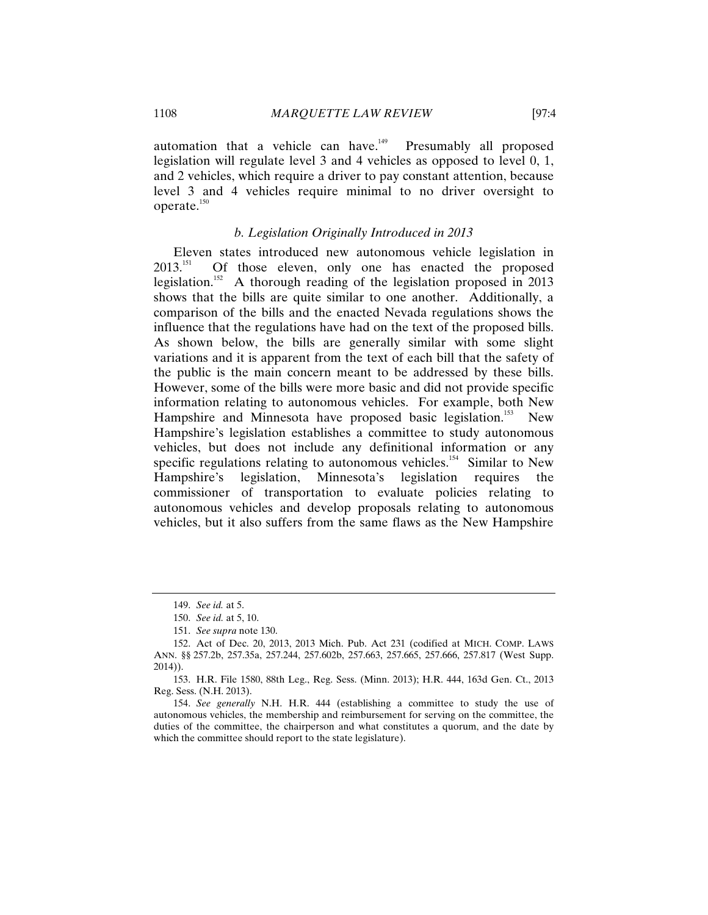automation that a vehicle can have.[149] Presumably all proposed legislation will regulate level 3 and 4 vehicles as opposed to level 0, 1, and 2 vehicles, which require a driver to pay constant attention, because level 3 and 4 vehicles require minimal to no driver oversight to operate.[150]

### *b. Legislation Originally Introduced in 2013*

Eleven states introduced new autonomous vehicle legislation in 2013.[151] Of those eleven, only one has enacted the proposed legislation.[152] A thorough reading of the legislation proposed in 2013 shows that the bills are quite similar to one another. Additionally, a comparison of the bills and the enacted Nevada regulations shows the influence that the regulations have had on the text of the proposed bills. As shown below, the bills are generally similar with some slight variations and it is apparent from the text of each bill that the safety of the public is the main concern meant to be addressed by these bills. However, some of the bills were more basic and did not provide specific information relating to autonomous vehicles. For example, both New Hampshire and Minnesota have proposed basic legislation.[153] New Hampshire's legislation establishes a committee to study autonomous vehicles, but does not include any definitional information or any specific regulations relating to autonomous vehicles.[154] Similar to New Hampshire's legislation, Minnesota's legislation requires the commissioner of transportation to evaluate policies relating to autonomous vehicles and develop proposals relating to autonomous vehicles, but it also suffers from the same flaws as the New Hampshire

---

149. *See id.* at 5.

150. *See id.* at 5, 10.

151. *See supra* note 130.

152. Act of Dec. 20, 2013, 2013 Mich. Pub. Act 231 (codified at MICH. COMP. LAWS ANN. §§ 257.2b, 257.35a, 257.244, 257.602b, 257.663, 257.665, 257.666, 257.817 (West Supp. 2014)).

153. H.R. File 1580, 88th Leg., Reg. Sess. (Minn. 2013); H.R. 444, 163d Gen. Ct., 2013 Reg. Sess. (N.H. 2013).

154. *See generally* N.H. H.R. 444 (establishing a committee to study the use of autonomous vehicles, the membership and reimbursement for serving on the committee, the duties of the committee, the chairperson and what constitutes a quorum, and the date by which the committee should report to the state legislature).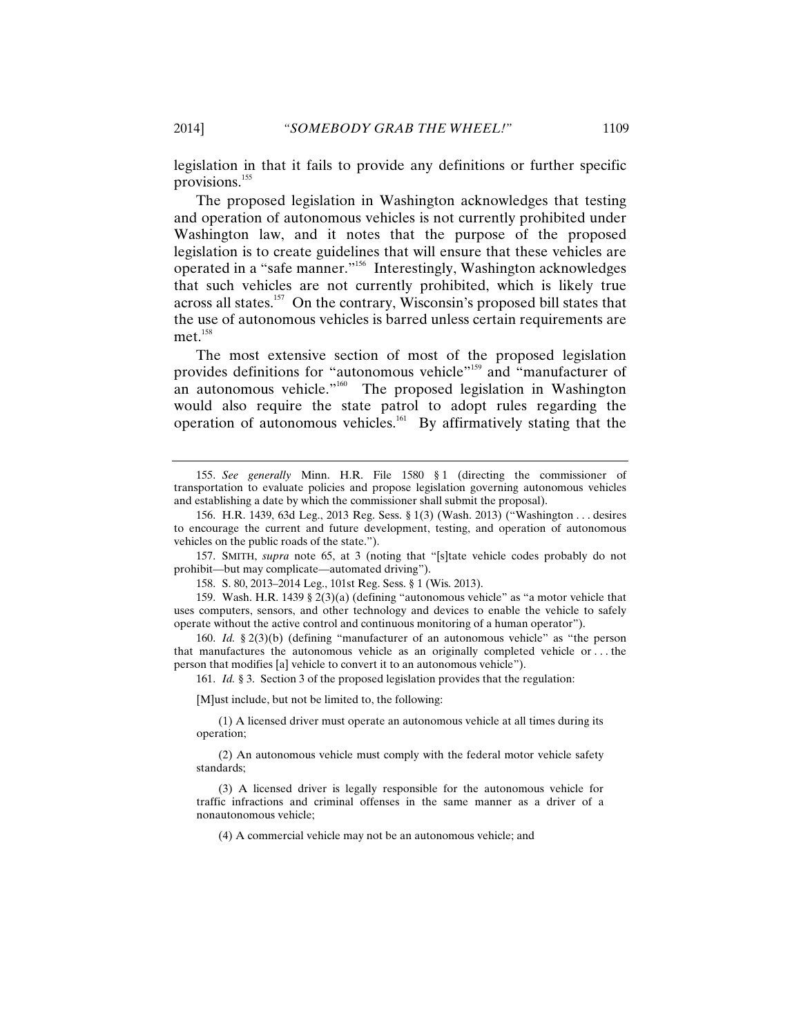legislation in that it fails to provide any definitions or further specific provisions.[155]

The proposed legislation in Washington acknowledges that testing and operation of autonomous vehicles is not currently prohibited under Washington law, and it notes that the purpose of the proposed legislation is to create guidelines that will ensure that these vehicles are operated in a "safe manner."[156] Interestingly, Washington acknowledges that such vehicles are not currently prohibited, which is likely true across all states.[157] On the contrary, Wisconsin's proposed bill states that the use of autonomous vehicles is barred unless certain requirements are met.[158]

The most extensive section of most of the proposed legislation provides definitions for "autonomous vehicle"[159] and "manufacturer of an autonomous vehicle."[160] The proposed legislation in Washington would also require the state patrol to adopt rules regarding the operation of autonomous vehicles.[161] By affirmatively stating that the

---

155. *See generally* Minn. H.R. File 1580 § 1 (directing the commissioner of transportation to evaluate policies and propose legislation governing autonomous vehicles and establishing a date by which the commissioner shall submit the proposal).

156. H.R. 1439, 63d Leg., 2013 Reg. Sess. § 1(3) (Wash. 2013) ("Washington . . . desires to encourage the current and future development, testing, and operation of autonomous vehicles on the public roads of the state.").

157. SMITH, *supra* note 65, at 3 (noting that "[s]tate vehicle codes probably do not prohibit—but may complicate—automated driving").

158. S. 80, 2013–2014 Leg., 101st Reg. Sess. § 1 (Wis. 2013).

159. Wash. H.R. 1439 § 2(3)(a) (defining "autonomous vehicle" as "a motor vehicle that uses computers, sensors, and other technology and devices to enable the vehicle to safely operate without the active control and continuous monitoring of a human operator").

160. *Id.* § 2(3)(b) (defining "manufacturer of an autonomous vehicle" as "the person that manufactures the autonomous vehicle as an originally completed vehicle or . . . the person that modifies [a] vehicle to convert it to an autonomous vehicle").

161. *Id.* § 3. Section 3 of the proposed legislation provides that the regulation:

> [M]ust include, but not be limited to, the following:
>
> (1) A licensed driver must operate an autonomous vehicle at all times during its operation;
>
> (2) An autonomous vehicle must comply with the federal motor vehicle safety standards;
>
> (3) A licensed driver is legally responsible for the autonomous vehicle for traffic infractions and criminal offenses in the same manner as a driver of a nonautonomous vehicle;
>
> (4) A commercial vehicle may not be an autonomous vehicle; and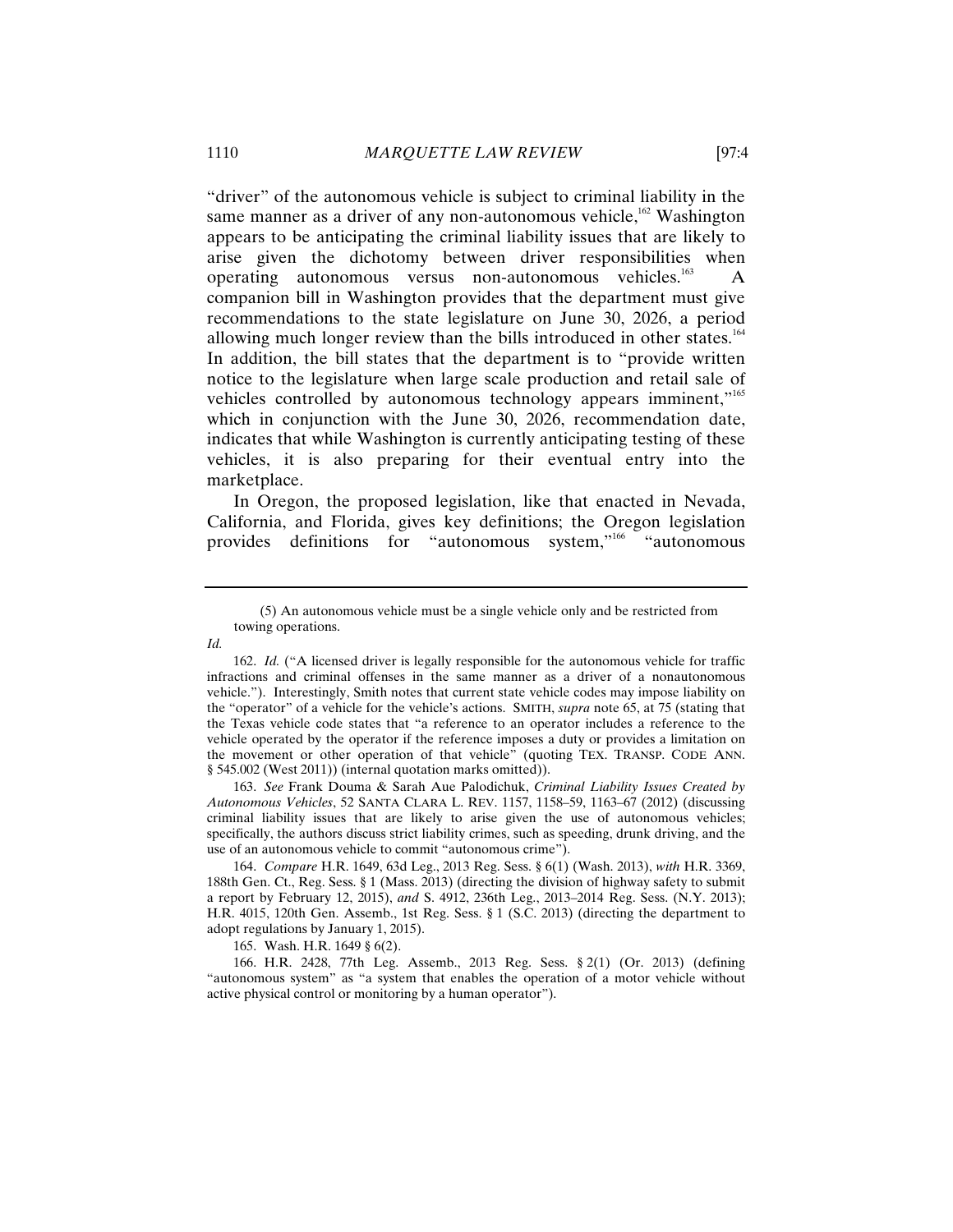"driver" of the autonomous vehicle is subject to criminal liability in the same manner as a driver of any non-autonomous vehicle,[162] Washington appears to be anticipating the criminal liability issues that are likely to arise given the dichotomy between driver responsibilities when operating autonomous versus non-autonomous vehicles.[163] A companion bill in Washington provides that the department must give recommendations to the state legislature on June 30, 2026, a period allowing much longer review than the bills introduced in other states.[164] In addition, the bill states that the department is to "provide written notice to the legislature when large scale production and retail sale of vehicles controlled by autonomous technology appears imminent,"[165] which in conjunction with the June 30, 2026, recommendation date, indicates that while Washington is currently anticipating testing of these vehicles, it is also preparing for their eventual entry into the marketplace.

In Oregon, the proposed legislation, like that enacted in Nevada, California, and Florida, gives key definitions; the Oregon legislation provides definitions for "autonomous system,"[166] "autonomous

---

(5) An autonomous vehicle must be a single vehicle only and be restricted from towing operations.

*Id.*

162. *Id.* ("A licensed driver is legally responsible for the autonomous vehicle for traffic infractions and criminal offenses in the same manner as a driver of a nonautonomous vehicle."). Interestingly, Smith notes that current state vehicle codes may impose liability on the "operator" of a vehicle for the vehicle's actions. SMITH, *supra* note 65, at 75 (stating that the Texas vehicle code states that "a reference to an operator includes a reference to the vehicle operated by the operator if the reference imposes a duty or provides a limitation on the movement or other operation of that vehicle" (quoting TEX. TRANSP. CODE ANN. § 545.002 (West 2011)) (internal quotation marks omitted)).

163. *See* Frank Douma & Sarah Aue Palodichuk, *Criminal Liability Issues Created by Autonomous Vehicles*, 52 SANTA CLARA L. REV. 1157, 1158–59, 1163–67 (2012) (discussing criminal liability issues that are likely to arise given the use of autonomous vehicles; specifically, the authors discuss strict liability crimes, such as speeding, drunk driving, and the use of an autonomous vehicle to commit "autonomous crime").

164. *Compare* H.R. 1649, 63d Leg., 2013 Reg. Sess. § 6(1) (Wash. 2013), *with* H.R. 3369, 188th Gen. Ct., Reg. Sess. § 1 (Mass. 2013) (directing the division of highway safety to submit a report by February 12, 2015), *and* S. 4912, 236th Leg., 2013–2014 Reg. Sess. (N.Y. 2013); H.R. 4015, 120th Gen. Assemb., 1st Reg. Sess. § 1 (S.C. 2013) (directing the department to adopt regulations by January 1, 2015).

165. Wash. H.R. 1649 § 6(2).

166. H.R. 2428, 77th Leg. Assemb., 2013 Reg. Sess. § 2(1) (Or. 2013) (defining "autonomous system" as "a system that enables the operation of a motor vehicle without active physical control or monitoring by a human operator").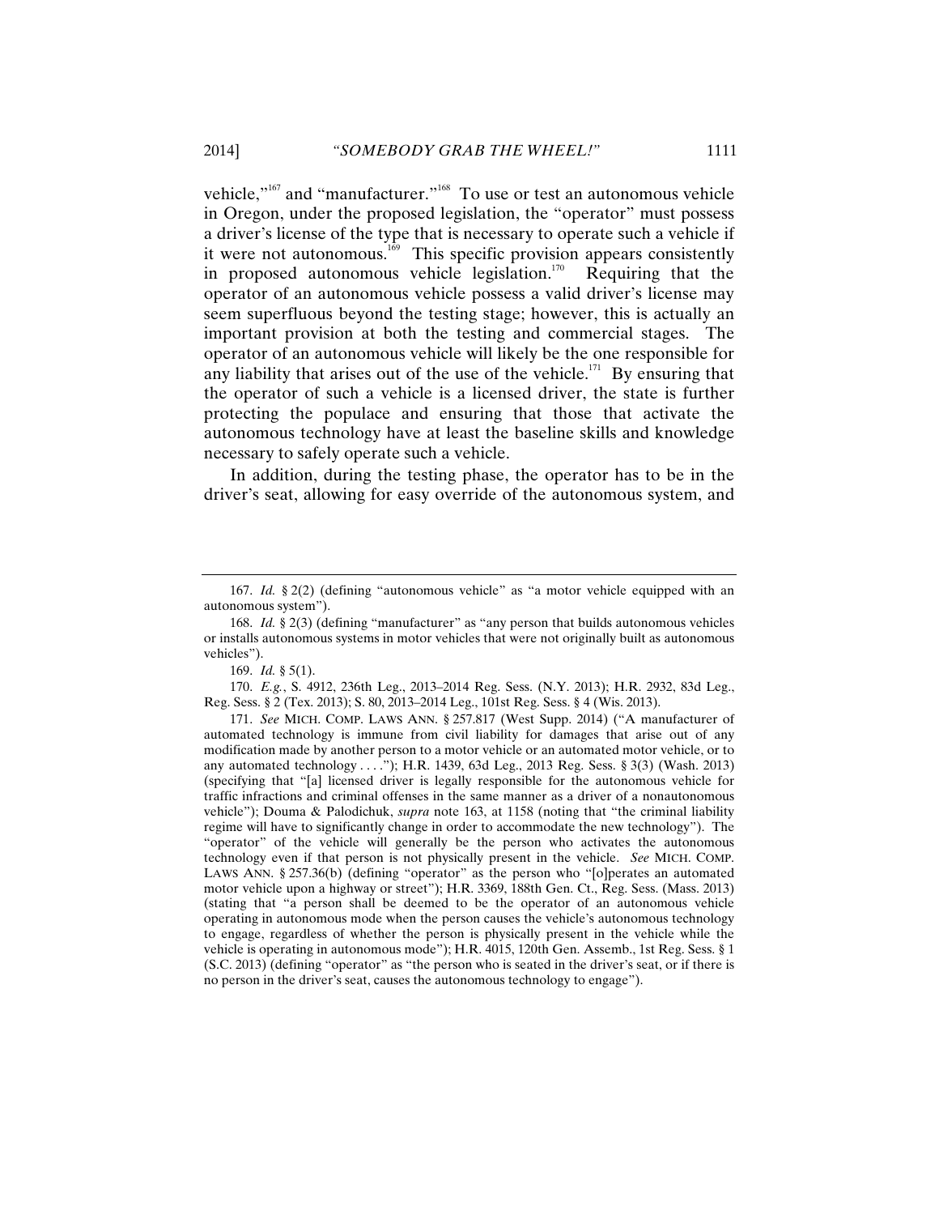vehicle,"[167] and "manufacturer."[168] To use or test an autonomous vehicle in Oregon, under the proposed legislation, the "operator" must possess a driver's license of the type that is necessary to operate such a vehicle if it were not autonomous.[169] This specific provision appears consistently in proposed autonomous vehicle legislation.[170] Requiring that the operator of an autonomous vehicle possess a valid driver's license may seem superfluous beyond the testing stage; however, this is actually an important provision at both the testing and commercial stages. The operator of an autonomous vehicle will likely be the one responsible for any liability that arises out of the use of the vehicle.[171] By ensuring that the operator of such a vehicle is a licensed driver, the state is further protecting the populace and ensuring that those that activate the autonomous technology have at least the baseline skills and knowledge necessary to safely operate such a vehicle.

In addition, during the testing phase, the operator has to be in the driver's seat, allowing for easy override of the autonomous system, and

---

167. *Id.* § 2(2) (defining "autonomous vehicle" as "a motor vehicle equipped with an autonomous system").

168. *Id.* § 2(3) (defining "manufacturer" as "any person that builds autonomous vehicles or installs autonomous systems in motor vehicles that were not originally built as autonomous vehicles").

169. *Id.* § 5(1).

170. *E.g.*, S. 4912, 236th Leg., 2013–2014 Reg. Sess. (N.Y. 2013); H.R. 2932, 83d Leg., Reg. Sess. § 2 (Tex. 2013); S. 80, 2013–2014 Leg., 101st Reg. Sess. § 4 (Wis. 2013).

171. *See* MICH. COMP. LAWS ANN. § 257.817 (West Supp. 2014) ("A manufacturer of automated technology is immune from civil liability for damages that arise out of any modification made by another person to a motor vehicle or an automated motor vehicle, or to any automated technology . . . ."); H.R. 1439, 63d Leg., 2013 Reg. Sess. § 3(3) (Wash. 2013) (specifying that "[a] licensed driver is legally responsible for the autonomous vehicle for traffic infractions and criminal offenses in the same manner as a driver of a nonautonomous vehicle"); Douma & Palodichuk, *supra* note 163, at 1158 (noting that "the criminal liability regime will have to significantly change in order to accommodate the new technology"). The "operator" of the vehicle will generally be the person who activates the autonomous technology even if that person is not physically present in the vehicle. *See* MICH. COMP. LAWS ANN. § 257.36(b) (defining "operator" as the person who "[o]perates an automated motor vehicle upon a highway or street"); H.R. 3369, 188th Gen. Ct., Reg. Sess. (Mass. 2013) (stating that "a person shall be deemed to be the operator of an autonomous vehicle operating in autonomous mode when the person causes the vehicle's autonomous technology to engage, regardless of whether the person is physically present in the vehicle while the vehicle is operating in autonomous mode"); H.R. 4015, 120th Gen. Assemb., 1st Reg. Sess. § 1 (S.C. 2013) (defining "operator" as "the person who is seated in the driver's seat, or if there is no person in the driver's seat, causes the autonomous technology to engage").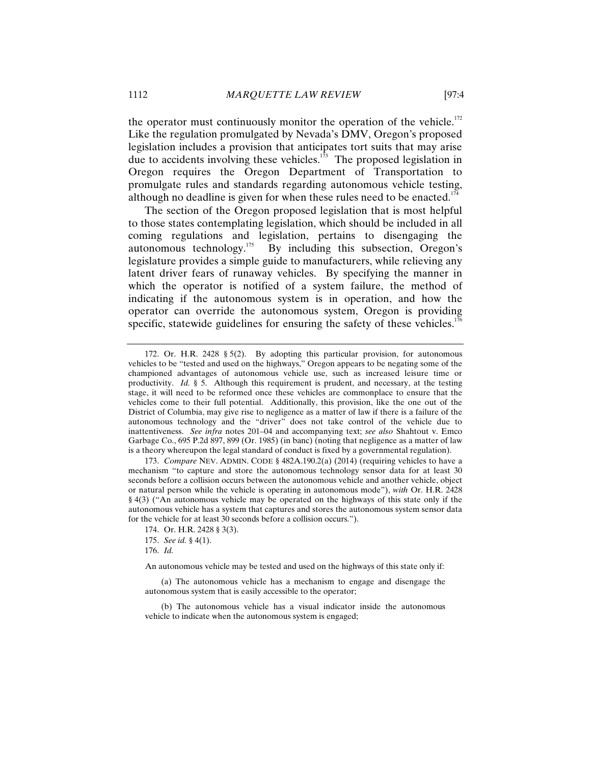the operator must continuously monitor the operation of the vehicle.[172] Like the regulation promulgated by Nevada's DMV, Oregon's proposed legislation includes a provision that anticipates tort suits that may arise due to accidents involving these vehicles.[173] The proposed legislation in Oregon requires the Oregon Department of Transportation to promulgate rules and standards regarding autonomous vehicle testing, although no deadline is given for when these rules need to be enacted.[174]

The section of the Oregon proposed legislation that is most helpful to those states contemplating legislation, which should be included in all coming regulations and legislation, pertains to disengaging the autonomous technology.[175] By including this subsection, Oregon's legislature provides a simple guide to manufacturers, while relieving any latent driver fears of runaway vehicles. By specifying the manner in which the operator is notified of a system failure, the method of indicating if the autonomous system is in operation, and how the operator can override the autonomous system, Oregon is providing specific, statewide guidelines for ensuring the safety of these vehicles.[176]

---

172. Or. H.R. 2428 § 5(2). By adopting this particular provision, for autonomous vehicles to be "tested and used on the highways," Oregon appears to be negating some of the championed advantages of autonomous vehicle use, such as increased leisure time or productivity. *Id.* § 5. Although this requirement is prudent, and necessary, at the testing stage, it will need to be reformed once these vehicles are commonplace to ensure that the vehicles come to their full potential. Additionally, this provision, like the one out of the District of Columbia, may give rise to negligence as a matter of law if there is a failure of the autonomous technology and the "driver" does not take control of the vehicle due to inattentiveness. *See infra* notes 201–04 and accompanying text; *see also* Shahtout v. Emco Garbage Co., 695 P.2d 897, 899 (Or. 1985) (in banc) (noting that negligence as a matter of law is a theory whereupon the legal standard of conduct is fixed by a governmental regulation).

173. *Compare* NEV. ADMIN. CODE § 482A.190.2(a) (2014) (requiring vehicles to have a mechanism "to capture and store the autonomous technology sensor data for at least 30 seconds before a collision occurs between the autonomous vehicle and another vehicle, object or natural person while the vehicle is operating in autonomous mode"), *with* Or. H.R. 2428 § 4(3) ("An autonomous vehicle may be operated on the highways of this state only if the autonomous vehicle has a system that captures and stores the autonomous system sensor data for the vehicle for at least 30 seconds before a collision occurs.").

174. Or. H.R. 2428 § 3(3).

175. *See id.* § 4(1).

176. *Id.*

An autonomous vehicle may be tested and used on the highways of this state only if:

(a) The autonomous vehicle has a mechanism to engage and disengage the autonomous system that is easily accessible to the operator;

(b) The autonomous vehicle has a visual indicator inside the autonomous vehicle to indicate when the autonomous system is engaged;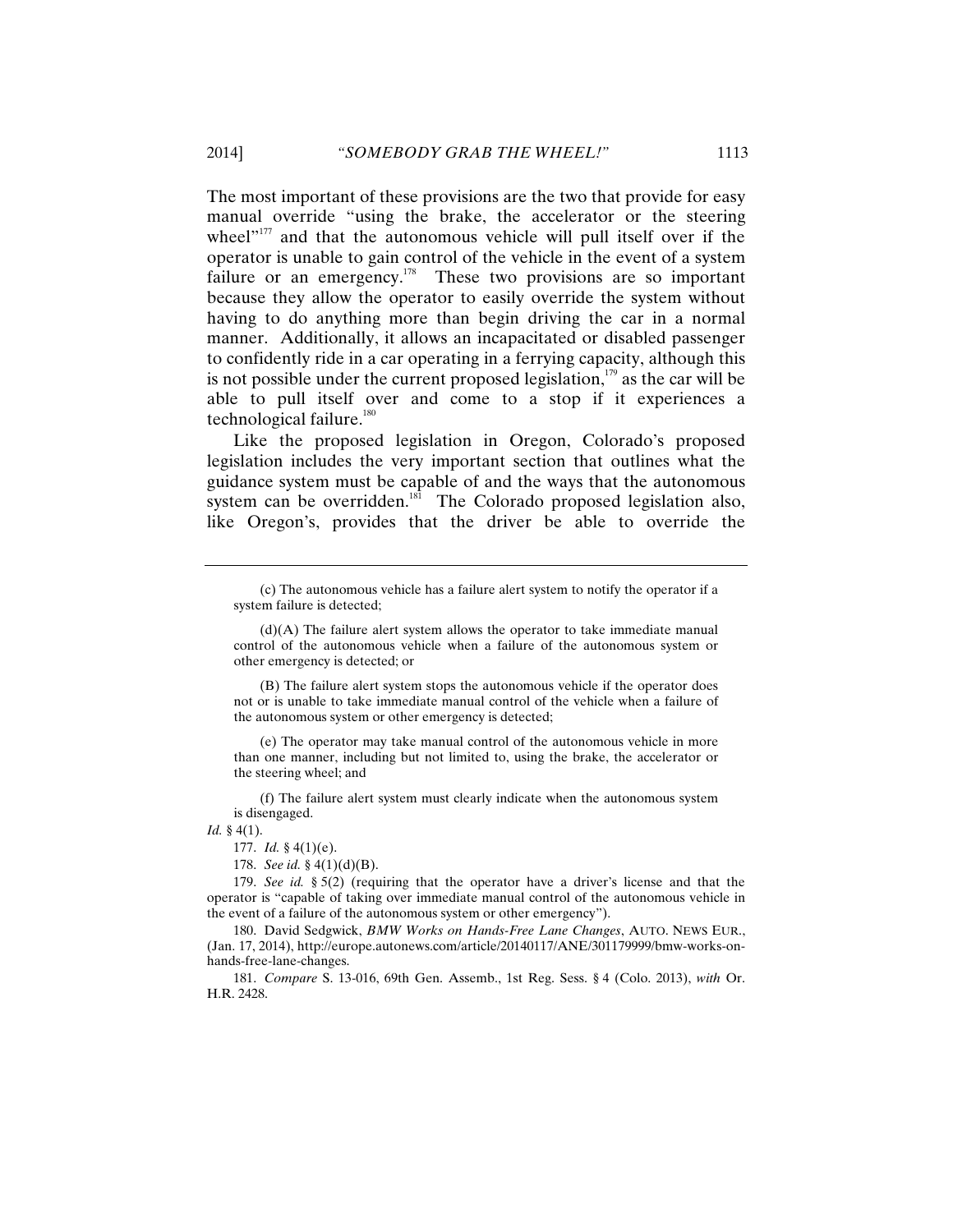The most important of these provisions are the two that provide for easy manual override "using the brake, the accelerator or the steering wheel"[177] and that the autonomous vehicle will pull itself over if the operator is unable to gain control of the vehicle in the event of a system failure or an emergency.[178] These two provisions are so important because they allow the operator to easily override the system without having to do anything more than begin driving the car in a normal manner. Additionally, it allows an incapacitated or disabled passenger to confidently ride in a car operating in a ferrying capacity, although this is not possible under the current proposed legislation,[179] as the car will be able to pull itself over and come to a stop if it experiences a technological failure.[180]

Like the proposed legislation in Oregon, Colorado's proposed legislation includes the very important section that outlines what the guidance system must be capable of and the ways that the autonomous system can be overridden.[181] The Colorado proposed legislation also, like Oregon's, provides that the driver be able to override the

---

> (c) The autonomous vehicle has a failure alert system to notify the operator if a system failure is detected;
>
> (d)(A) The failure alert system allows the operator to take immediate manual control of the autonomous vehicle when a failure of the autonomous system or other emergency is detected; or
>
> (B) The failure alert system stops the autonomous vehicle if the operator does not or is unable to take immediate manual control of the vehicle when a failure of the autonomous system or other emergency is detected;
>
> (e) The operator may take manual control of the autonomous vehicle in more than one manner, including but not limited to, using the brake, the accelerator or the steering wheel; and
>
> (f) The failure alert system must clearly indicate when the autonomous system is disengaged.

*Id.* § 4(1).

177. *Id.* § 4(1)(e).

178. *See id.* § 4(1)(d)(B).

179. *See id.* § 5(2) (requiring that the operator have a driver's license and that the operator is "capable of taking over immediate manual control of the autonomous vehicle in the event of a failure of the autonomous system or other emergency").

180. David Sedgwick, *BMW Works on Hands-Free Lane Changes*, AUTO. NEWS EUR., (Jan. 17, 2014), http://europe.autonews.com/article/20140117/ANE/301179999/bmw-works-on-hands-free-lane-changes.

181. *Compare* S. 13-016, 69th Gen. Assemb., 1st Reg. Sess. § 4 (Colo. 2013), *with* Or. H.R. 2428.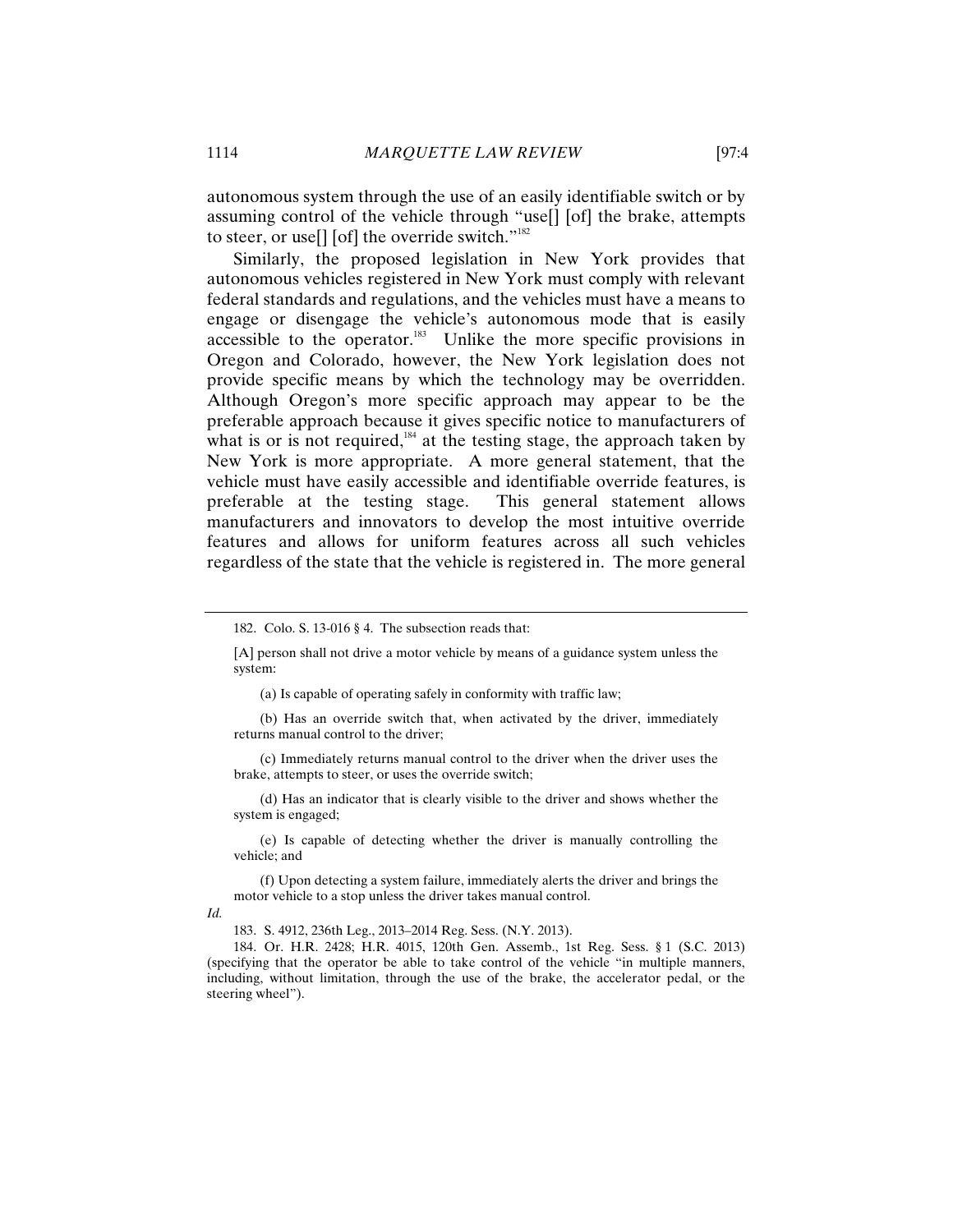autonomous system through the use of an easily identifiable switch or by assuming control of the vehicle through "use[] [of] the brake, attempts to steer, or use[] [of] the override switch."[182]

Similarly, the proposed legislation in New York provides that autonomous vehicles registered in New York must comply with relevant federal standards and regulations, and the vehicles must have a means to engage or disengage the vehicle's autonomous mode that is easily accessible to the operator.[183] Unlike the more specific provisions in Oregon and Colorado, however, the New York legislation does not provide specific means by which the technology may be overridden. Although Oregon's more specific approach may appear to be the preferable approach because it gives specific notice to manufacturers of what is or is not required,[184] at the testing stage, the approach taken by New York is more appropriate. A more general statement, that the vehicle must have easily accessible and identifiable override features, is preferable at the testing stage. This general statement allows manufacturers and innovators to develop the most intuitive override features and allows for uniform features across all such vehicles regardless of the state that the vehicle is registered in. The more general

---

182. Colo. S. 13-016 § 4. The subsection reads that:

> [A] person shall not drive a motor vehicle by means of a guidance system unless the system:
>
> (a) Is capable of operating safely in conformity with traffic law;
>
> (b) Has an override switch that, when activated by the driver, immediately returns manual control to the driver;
>
> (c) Immediately returns manual control to the driver when the driver uses the brake, attempts to steer, or uses the override switch;
>
> (d) Has an indicator that is clearly visible to the driver and shows whether the system is engaged;
>
> (e) Is capable of detecting whether the driver is manually controlling the vehicle; and
>
> (f) Upon detecting a system failure, immediately alerts the driver and brings the motor vehicle to a stop unless the driver takes manual control.

*Id.*

183. S. 4912, 236th Leg., 2013–2014 Reg. Sess. (N.Y. 2013).

184. Or. H.R. 2428; H.R. 4015, 120th Gen. Assemb., 1st Reg. Sess. § 1 (S.C. 2013) (specifying that the operator be able to take control of the vehicle "in multiple manners, including, without limitation, through the use of the brake, the accelerator pedal, or the steering wheel").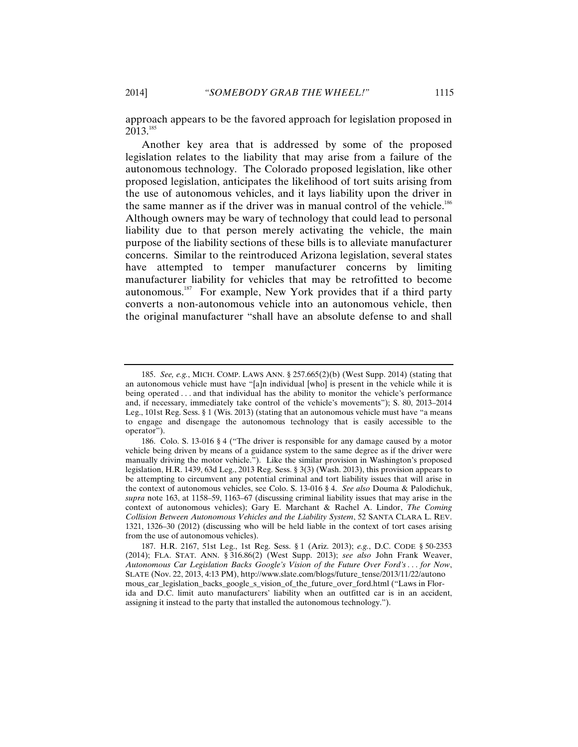approach appears to be the favored approach for legislation proposed in 2013.[185]

Another key area that is addressed by some of the proposed legislation relates to the liability that may arise from a failure of the autonomous technology. The Colorado proposed legislation, like other proposed legislation, anticipates the likelihood of tort suits arising from the use of autonomous vehicles, and it lays liability upon the driver in the same manner as if the driver was in manual control of the vehicle.[186] Although owners may be wary of technology that could lead to personal liability due to that person merely activating the vehicle, the main purpose of the liability sections of these bills is to alleviate manufacturer concerns. Similar to the reintroduced Arizona legislation, several states have attempted to temper manufacturer concerns by limiting manufacturer liability for vehicles that may be retrofitted to become autonomous.[187] For example, New York provides that if a third party converts a non-autonomous vehicle into an autonomous vehicle, then the original manufacturer "shall have an absolute defense to and shall

---

185. *See, e.g.*, MICH. COMP. LAWS ANN. § 257.665(2)(b) (West Supp. 2014) (stating that an autonomous vehicle must have "[a]n individual [who] is present in the vehicle while it is being operated . . . and that individual has the ability to monitor the vehicle's performance and, if necessary, immediately take control of the vehicle's movements"); S. 80, 2013–2014 Leg., 101st Reg. Sess. § 1 (Wis. 2013) (stating that an autonomous vehicle must have "a means to engage and disengage the autonomous technology that is easily accessible to the operator").

186. Colo. S. 13-016 § 4 ("The driver is responsible for any damage caused by a motor vehicle being driven by means of a guidance system to the same degree as if the driver were manually driving the motor vehicle."). Like the similar provision in Washington's proposed legislation, H.R. 1439, 63d Leg., 2013 Reg. Sess. § 3(3) (Wash. 2013), this provision appears to be attempting to circumvent any potential criminal and tort liability issues that will arise in the context of autonomous vehicles, see Colo. S. 13-016 § 4. *See also* Douma & Palodichuk, *supra* note 163, at 1158–59, 1163–67 (discussing criminal liability issues that may arise in the context of autonomous vehicles); Gary E. Marchant & Rachel A. Lindor, *The Coming Collision Between Autonomous Vehicles and the Liability System*, 52 SANTA CLARA L. REV. 1321, 1326–30 (2012) (discussing who will be held liable in the context of tort cases arising from the use of autonomous vehicles).

187. H.R. 2167, 51st Leg., 1st Reg. Sess. § 1 (Ariz. 2013); *e.g.*, D.C. CODE § 50-2353 (2014); FLA. STAT. ANN. § 316.86(2) (West Supp. 2013); *see also* John Frank Weaver, *Autonomous Car Legislation Backs Google's Vision of the Future Over Ford's . . . for Now*, SLATE (Nov. 22, 2013, 4:13 PM), http://www.slate.com/blogs/future_tense/2013/11/22/autonomous_car_legislation_backs_google_s_vision_of_the_future_over_ford.html ("Laws in Florida and D.C. limit auto manufacturers' liability when an outfitted car is in an accident, assigning it instead to the party that installed the autonomous technology.").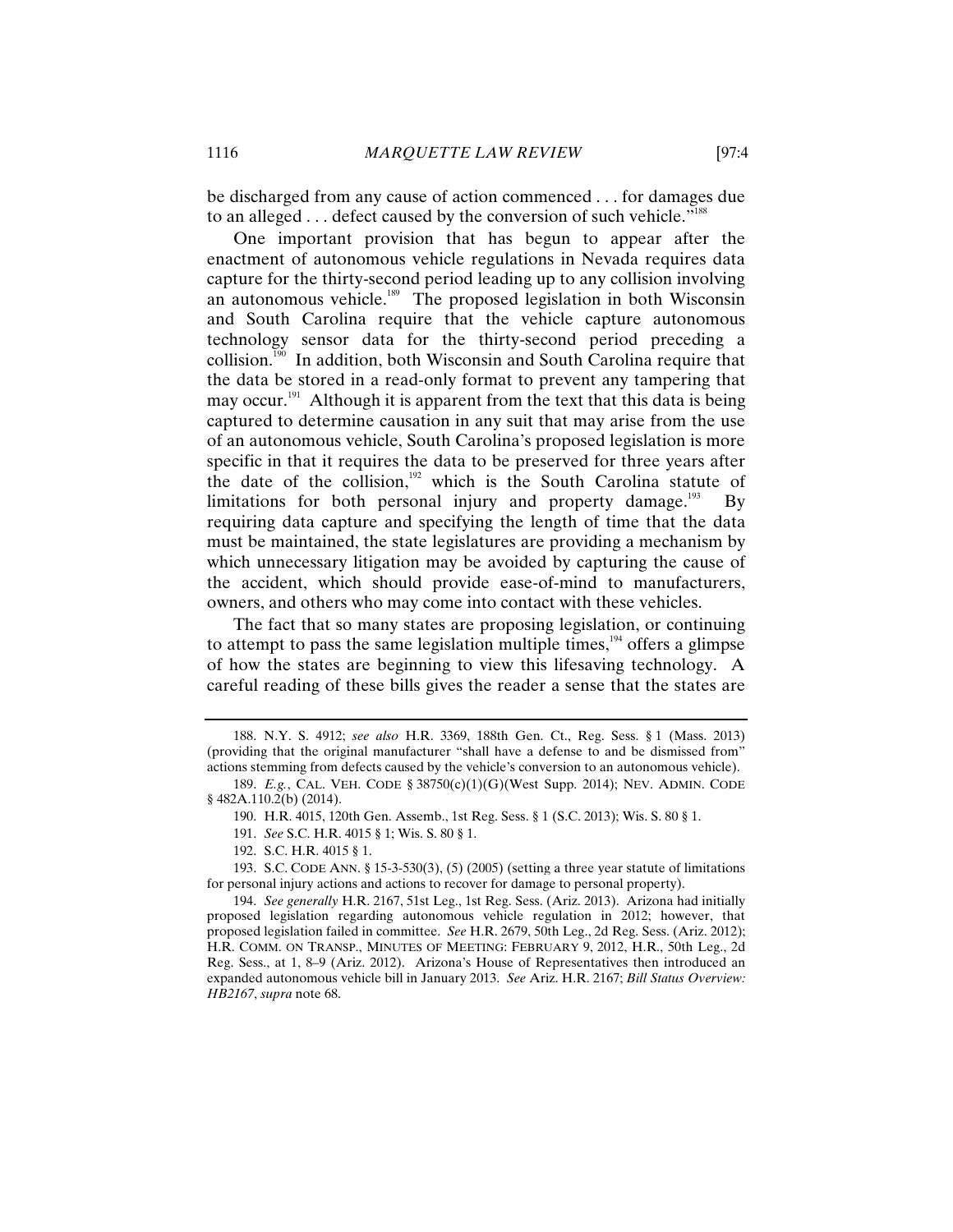be discharged from any cause of action commenced . . . for damages due to an alleged . . . defect caused by the conversion of such vehicle."[188]

One important provision that has begun to appear after the enactment of autonomous vehicle regulations in Nevada requires data capture for the thirty-second period leading up to any collision involving an autonomous vehicle.[189] The proposed legislation in both Wisconsin and South Carolina require that the vehicle capture autonomous technology sensor data for the thirty-second period preceding a collision.[190] In addition, both Wisconsin and South Carolina require that the data be stored in a read-only format to prevent any tampering that may occur.[191] Although it is apparent from the text that this data is being captured to determine causation in any suit that may arise from the use of an autonomous vehicle, South Carolina's proposed legislation is more specific in that it requires the data to be preserved for three years after the date of the collision,[192] which is the South Carolina statute of limitations for both personal injury and property damage.[193] By requiring data capture and specifying the length of time that the data must be maintained, the state legislatures are providing a mechanism by which unnecessary litigation may be avoided by capturing the cause of the accident, which should provide ease-of-mind to manufacturers, owners, and others who may come into contact with these vehicles.

The fact that so many states are proposing legislation, or continuing to attempt to pass the same legislation multiple times,[194] offers a glimpse of how the states are beginning to view this lifesaving technology. A careful reading of these bills gives the reader a sense that the states are

---

188. N.Y. S. 4912; *see also* H.R. 3369, 188th Gen. Ct., Reg. Sess. § 1 (Mass. 2013) (providing that the original manufacturer "shall have a defense to and be dismissed from" actions stemming from defects caused by the vehicle's conversion to an autonomous vehicle).

189. *E.g.*, CAL. VEH. CODE § 38750(c)(1)(G)(West Supp. 2014); NEV. ADMIN. CODE § 482A.110.2(b) (2014).

190. H.R. 4015, 120th Gen. Assemb., 1st Reg. Sess. § 1 (S.C. 2013); Wis. S. 80 § 1.

191. *See* S.C. H.R. 4015 § 1; Wis. S. 80 § 1.

192. S.C. H.R. 4015 § 1.

193. S.C. CODE ANN. § 15-3-530(3), (5) (2005) (setting a three year statute of limitations for personal injury actions and actions to recover for damage to personal property).

194. *See generally* H.R. 2167, 51st Leg., 1st Reg. Sess. (Ariz. 2013). Arizona had initially proposed legislation regarding autonomous vehicle regulation in 2012; however, that proposed legislation failed in committee. *See* H.R. 2679, 50th Leg., 2d Reg. Sess. (Ariz. 2012); H.R. COMM. ON TRANSP., MINUTES OF MEETING: FEBRUARY 9, 2012, H.R., 50th Leg., 2d Reg. Sess., at 1, 8–9 (Ariz. 2012). Arizona's House of Representatives then introduced an expanded autonomous vehicle bill in January 2013. *See* Ariz. H.R. 2167; *Bill Status Overview: HB2167*, *supra* note 68.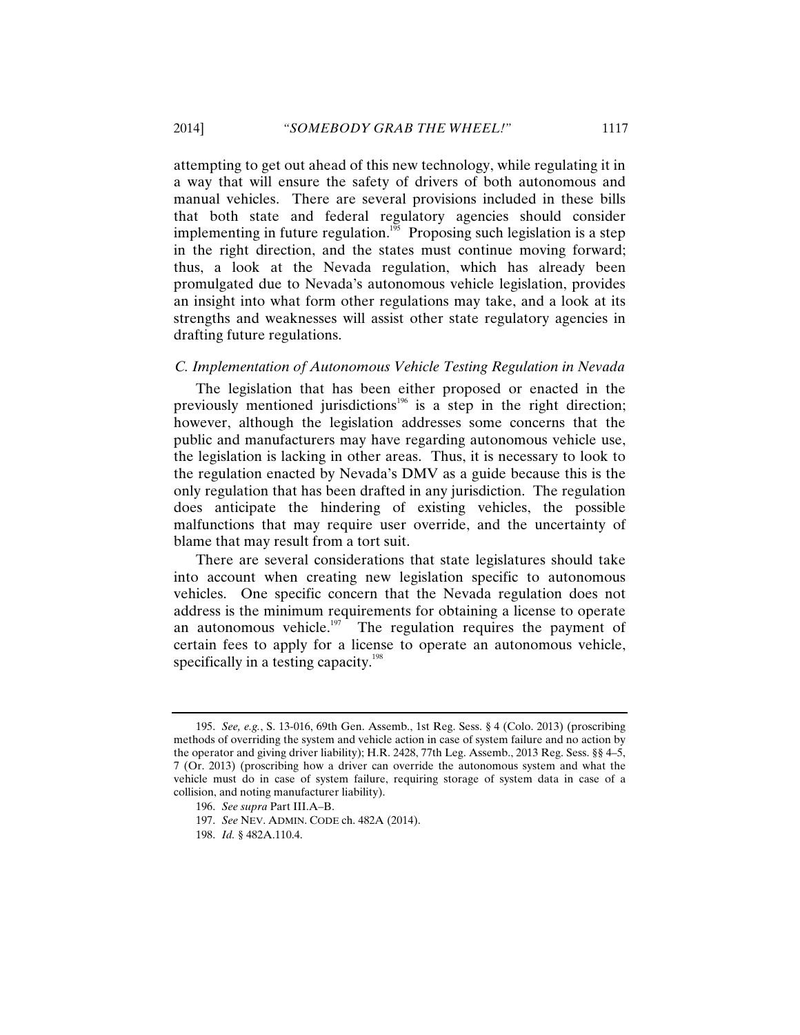attempting to get out ahead of this new technology, while regulating it in a way that will ensure the safety of drivers of both autonomous and manual vehicles. There are several provisions included in these bills that both state and federal regulatory agencies should consider implementing in future regulation.[195] Proposing such legislation is a step in the right direction, and the states must continue moving forward; thus, a look at the Nevada regulation, which has already been promulgated due to Nevada's autonomous vehicle legislation, provides an insight into what form other regulations may take, and a look at its strengths and weaknesses will assist other state regulatory agencies in drafting future regulations.

### *C. Implementation of Autonomous Vehicle Testing Regulation in Nevada*

The legislation that has been either proposed or enacted in the previously mentioned jurisdictions[196] is a step in the right direction; however, although the legislation addresses some concerns that the public and manufacturers may have regarding autonomous vehicle use, the legislation is lacking in other areas. Thus, it is necessary to look to the regulation enacted by Nevada's DMV as a guide because this is the only regulation that has been drafted in any jurisdiction. The regulation does anticipate the hindering of existing vehicles, the possible malfunctions that may require user override, and the uncertainty of blame that may result from a tort suit.

There are several considerations that state legislatures should take into account when creating new legislation specific to autonomous vehicles. One specific concern that the Nevada regulation does not address is the minimum requirements for obtaining a license to operate an autonomous vehicle.[197] The regulation requires the payment of certain fees to apply for a license to operate an autonomous vehicle, specifically in a testing capacity.[198]

---

195. *See, e.g.*, S. 13-016, 69th Gen. Assemb., 1st Reg. Sess. § 4 (Colo. 2013) (proscribing methods of overriding the system and vehicle action in case of system failure and no action by the operator and giving driver liability); H.R. 2428, 77th Leg. Assemb., 2013 Reg. Sess. §§ 4–5, 7 (Or. 2013) (proscribing how a driver can override the autonomous system and what the vehicle must do in case of system failure, requiring storage of system data in case of a collision, and noting manufacturer liability).

196. *See supra* Part III.A–B.

197. *See* NEV. ADMIN. CODE ch. 482A (2014).

198. *Id.* § 482A.110.4.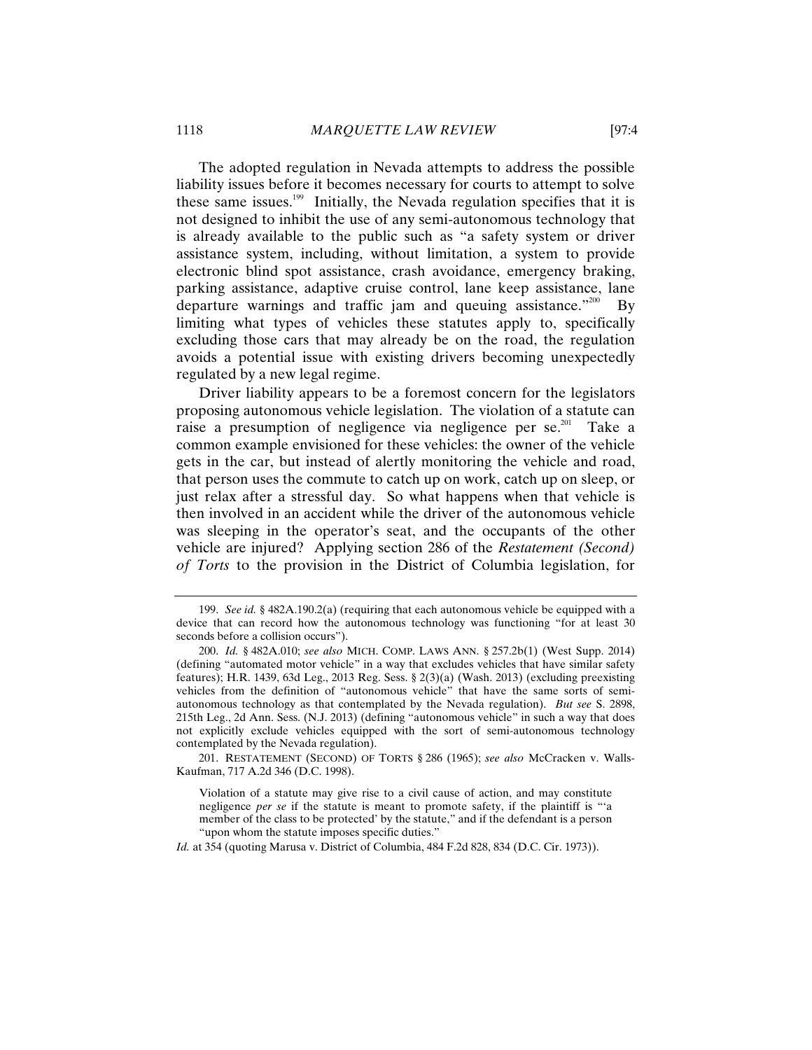The adopted regulation in Nevada attempts to address the possible liability issues before it becomes necessary for courts to attempt to solve these same issues.[199] Initially, the Nevada regulation specifies that it is not designed to inhibit the use of any semi-autonomous technology that is already available to the public such as "a safety system or driver assistance system, including, without limitation, a system to provide electronic blind spot assistance, crash avoidance, emergency braking, parking assistance, adaptive cruise control, lane keep assistance, lane departure warnings and traffic jam and queuing assistance."[200] By limiting what types of vehicles these statutes apply to, specifically excluding those cars that may already be on the road, the regulation avoids a potential issue with existing drivers becoming unexpectedly regulated by a new legal regime.

Driver liability appears to be a foremost concern for the legislators proposing autonomous vehicle legislation. The violation of a statute can raise a presumption of negligence via negligence per se.[201] Take a common example envisioned for these vehicles: the owner of the vehicle gets in the car, but instead of alertly monitoring the vehicle and road, that person uses the commute to catch up on work, catch up on sleep, or just relax after a stressful day. So what happens when that vehicle is then involved in an accident while the driver of the autonomous vehicle was sleeping in the operator's seat, and the occupants of the other vehicle are injured? Applying section 286 of the *Restatement (Second) of Torts* to the provision in the District of Columbia legislation, for

---

199. *See id.* § 482A.190.2(a) (requiring that each autonomous vehicle be equipped with a device that can record how the autonomous technology was functioning "for at least 30 seconds before a collision occurs").

200. *Id.* § 482A.010; *see also* MICH. COMP. LAWS ANN. § 257.2b(1) (West Supp. 2014) (defining "automated motor vehicle" in a way that excludes vehicles that have similar safety features); H.R. 1439, 63d Leg., 2013 Reg. Sess. § 2(3)(a) (Wash. 2013) (excluding preexisting vehicles from the definition of "autonomous vehicle" that have the same sorts of semi-autonomous technology as that contemplated by the Nevada regulation). *But see* S. 2898, 215th Leg., 2d Ann. Sess. (N.J. 2013) (defining "autonomous vehicle" in such a way that does not explicitly exclude vehicles equipped with the sort of semi-autonomous technology contemplated by the Nevada regulation).

201. RESTATEMENT (SECOND) OF TORTS § 286 (1965); *see also* McCracken v. Walls-Kaufman, 717 A.2d 346 (D.C. 1998).

> Violation of a statute may give rise to a civil cause of action, and may constitute negligence *per se* if the statute is meant to promote safety, if the plaintiff is "'a member of the class to be protected' by the statute," and if the defendant is a person "upon whom the statute imposes specific duties."

*Id.* at 354 (quoting Marusa v. District of Columbia, 484 F.2d 828, 834 (D.C. Cir. 1973)).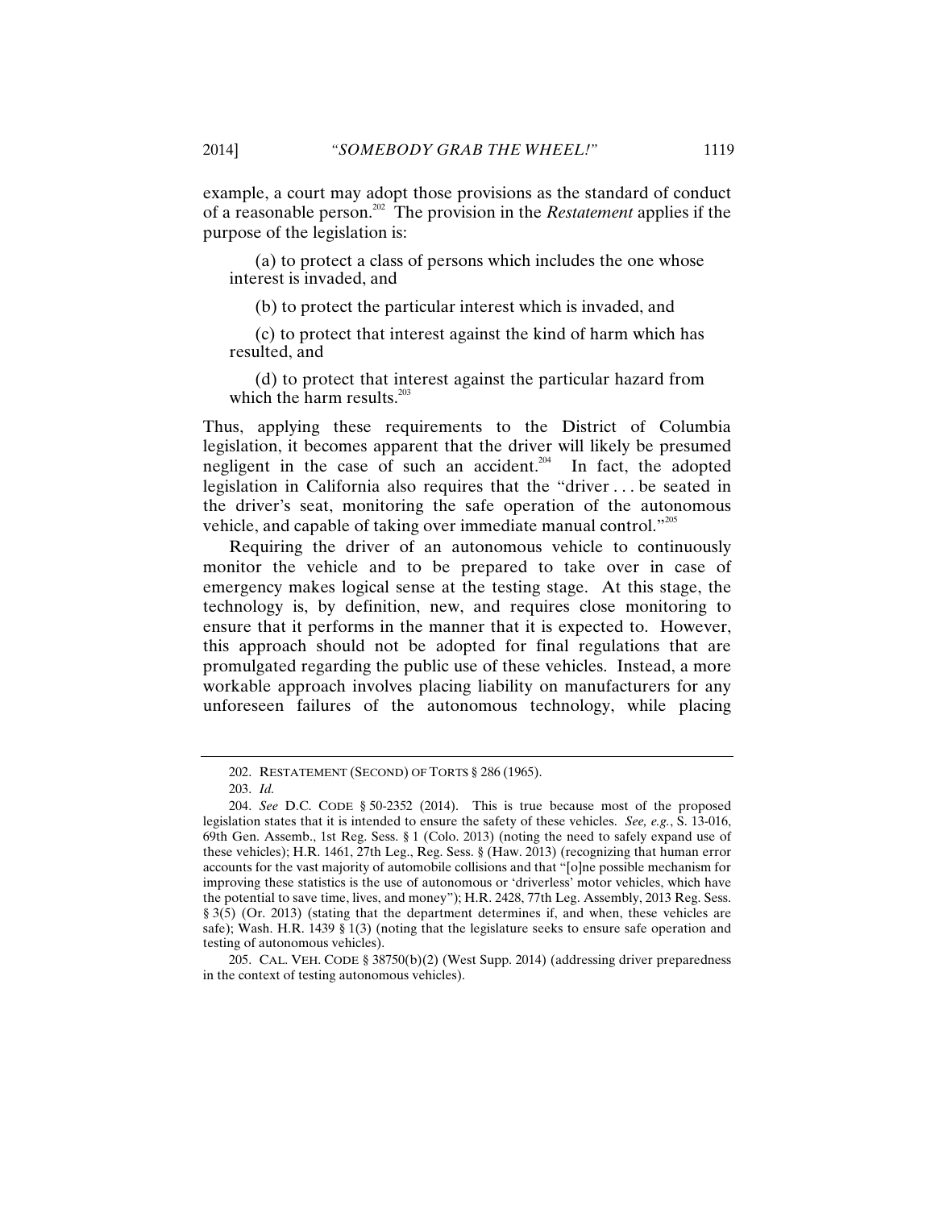example, a court may adopt those provisions as the standard of conduct of a reasonable person.[202] The provision in the *Restatement* applies if the purpose of the legislation is:

> (a) to protect a class of persons which includes the one whose interest is invaded, and
>
> (b) to protect the particular interest which is invaded, and
>
> (c) to protect that interest against the kind of harm which has resulted, and
>
> (d) to protect that interest against the particular hazard from which the harm results.[203]

Thus, applying these requirements to the District of Columbia legislation, it becomes apparent that the driver will likely be presumed negligent in the case of such an accident.[204] In fact, the adopted legislation in California also requires that the "driver . . . be seated in the driver's seat, monitoring the safe operation of the autonomous vehicle, and capable of taking over immediate manual control."[205]

Requiring the driver of an autonomous vehicle to continuously monitor the vehicle and to be prepared to take over in case of emergency makes logical sense at the testing stage. At this stage, the technology is, by definition, new, and requires close monitoring to ensure that it performs in the manner that it is expected to. However, this approach should not be adopted for final regulations that are promulgated regarding the public use of these vehicles. Instead, a more workable approach involves placing liability on manufacturers for any unforeseen failures of the autonomous technology, while placing

---

202. RESTATEMENT (SECOND) OF TORTS § 286 (1965).

203. *Id.*

204. *See* D.C. CODE § 50-2352 (2014). This is true because most of the proposed legislation states that it is intended to ensure the safety of these vehicles. *See, e.g.*, S. 13-016, 69th Gen. Assemb., 1st Reg. Sess. § 1 (Colo. 2013) (noting the need to safely expand use of these vehicles); H.R. 1461, 27th Leg., Reg. Sess. § (Haw. 2013) (recognizing that human error accounts for the vast majority of automobile collisions and that "[o]ne possible mechanism for improving these statistics is the use of autonomous or 'driverless' motor vehicles, which have the potential to save time, lives, and money"); H.R. 2428, 77th Leg. Assembly, 2013 Reg. Sess. § 3(5) (Or. 2013) (stating that the department determines if, and when, these vehicles are safe); Wash. H.R. 1439 § 1(3) (noting that the legislature seeks to ensure safe operation and testing of autonomous vehicles).

205. CAL. VEH. CODE § 38750(b)(2) (West Supp. 2014) (addressing driver preparedness in the context of testing autonomous vehicles).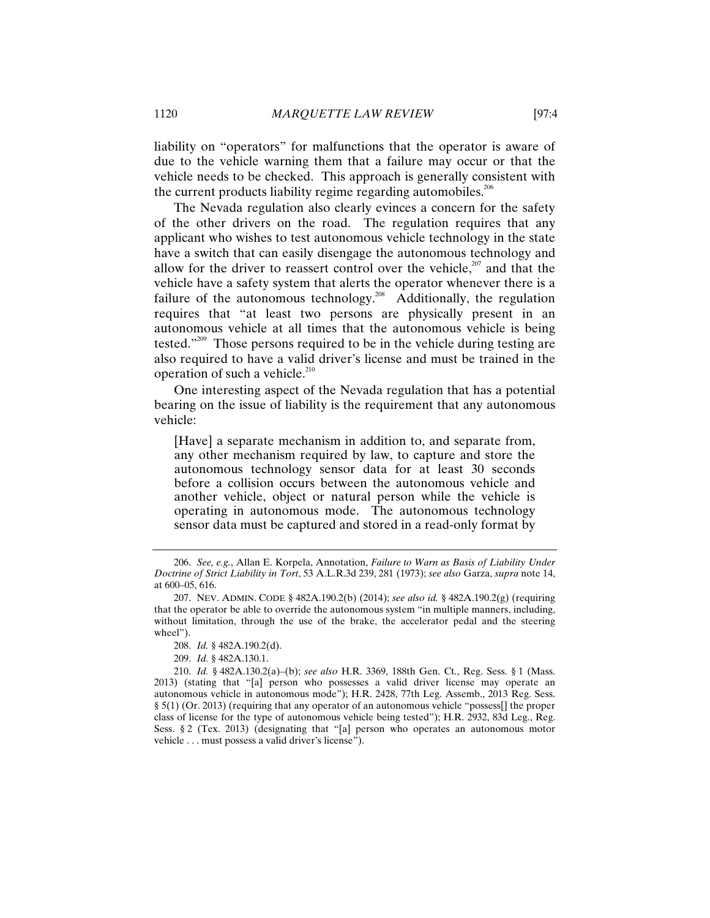liability on "operators" for malfunctions that the operator is aware of due to the vehicle warning them that a failure may occur or that the vehicle needs to be checked. This approach is generally consistent with the current products liability regime regarding automobiles.[206]

The Nevada regulation also clearly evinces a concern for the safety of the other drivers on the road. The regulation requires that any applicant who wishes to test autonomous vehicle technology in the state have a switch that can easily disengage the autonomous technology and allow for the driver to reassert control over the vehicle,[207] and that the vehicle have a safety system that alerts the operator whenever there is a failure of the autonomous technology.[208] Additionally, the regulation requires that "at least two persons are physically present in an autonomous vehicle at all times that the autonomous vehicle is being tested."[209] Those persons required to be in the vehicle during testing are also required to have a valid driver's license and must be trained in the operation of such a vehicle.[210]

One interesting aspect of the Nevada regulation that has a potential bearing on the issue of liability is the requirement that any autonomous vehicle:

> [Have] a separate mechanism in addition to, and separate from, any other mechanism required by law, to capture and store the autonomous technology sensor data for at least 30 seconds before a collision occurs between the autonomous vehicle and another vehicle, object or natural person while the vehicle is operating in autonomous mode. The autonomous technology sensor data must be captured and stored in a read-only format by

---

206. *See, e.g.*, Allan E. Korpela, Annotation, *Failure to Warn as Basis of Liability Under Doctrine of Strict Liability in Tort*, 53 A.L.R.3d 239, 281 (1973); *see also* Garza, *supra* note 14, at 600–05, 616.

207. NEV. ADMIN. CODE § 482A.190.2(b) (2014); *see also id.* § 482A.190.2(g) (requiring that the operator be able to override the autonomous system "in multiple manners, including, without limitation, through the use of the brake, the accelerator pedal and the steering wheel").

208. *Id.* § 482A.190.2(d).

209. *Id.* § 482A.130.1.

210. *Id.* § 482A.130.2(a)–(b); *see also* H.R. 3369, 188th Gen. Ct., Reg. Sess. § 1 (Mass. 2013) (stating that "[a] person who possesses a valid driver license may operate an autonomous vehicle in autonomous mode"); H.R. 2428, 77th Leg. Assemb., 2013 Reg. Sess. § 5(1) (Or. 2013) (requiring that any operator of an autonomous vehicle "possess[] the proper class of license for the type of autonomous vehicle being tested"); H.R. 2932, 83d Leg., Reg. Sess. § 2 (Tex. 2013) (designating that "[a] person who operates an autonomous motor vehicle . . . must possess a valid driver's license").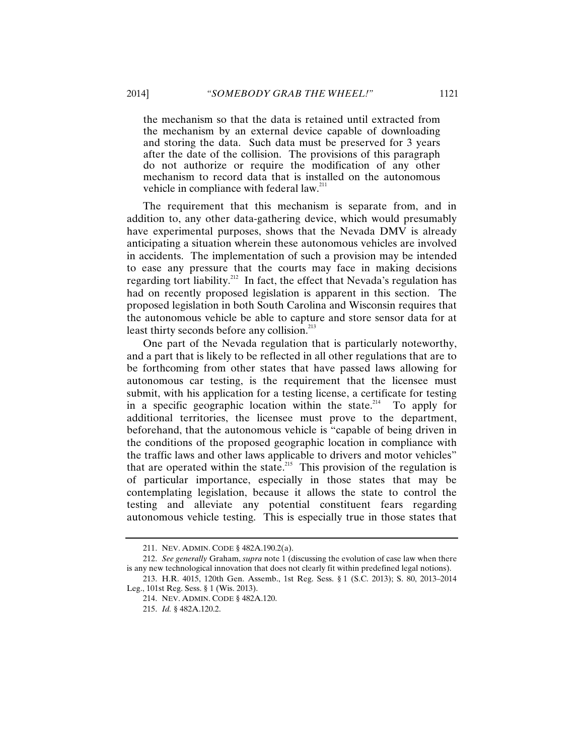> the mechanism so that the data is retained until extracted from the mechanism by an external device capable of downloading and storing the data. Such data must be preserved for 3 years after the date of the collision. The provisions of this paragraph do not authorize or require the modification of any other mechanism to record data that is installed on the autonomous vehicle in compliance with federal law.[211]

The requirement that this mechanism is separate from, and in addition to, any other data-gathering device, which would presumably have experimental purposes, shows that the Nevada DMV is already anticipating a situation wherein these autonomous vehicles are involved in accidents. The implementation of such a provision may be intended to ease any pressure that the courts may face in making decisions regarding tort liability.[212] In fact, the effect that Nevada's regulation has had on recently proposed legislation is apparent in this section. The proposed legislation in both South Carolina and Wisconsin requires that the autonomous vehicle be able to capture and store sensor data for at least thirty seconds before any collision.[213]

One part of the Nevada regulation that is particularly noteworthy, and a part that is likely to be reflected in all other regulations that are to be forthcoming from other states that have passed laws allowing for autonomous car testing, is the requirement that the licensee must submit, with his application for a testing license, a certificate for testing in a specific geographic location within the state.[214] To apply for additional territories, the licensee must prove to the department, beforehand, that the autonomous vehicle is "capable of being driven in the conditions of the proposed geographic location in compliance with the traffic laws and other laws applicable to drivers and motor vehicles" that are operated within the state.[215] This provision of the regulation is of particular importance, especially in those states that may be contemplating legislation, because it allows the state to control the testing and alleviate any potential constituent fears regarding autonomous vehicle testing. This is especially true in those states that

---

211. NEV. ADMIN. CODE § 482A.190.2(a).

212. *See generally* Graham, *supra* note 1 (discussing the evolution of case law when there is any new technological innovation that does not clearly fit within predefined legal notions).

213. H.R. 4015, 120th Gen. Assemb., 1st Reg. Sess. § 1 (S.C. 2013); S. 80, 2013–2014 Leg., 101st Reg. Sess. § 1 (Wis. 2013).

214. NEV. ADMIN. CODE § 482A.120.

215. *Id.* § 482A.120.2.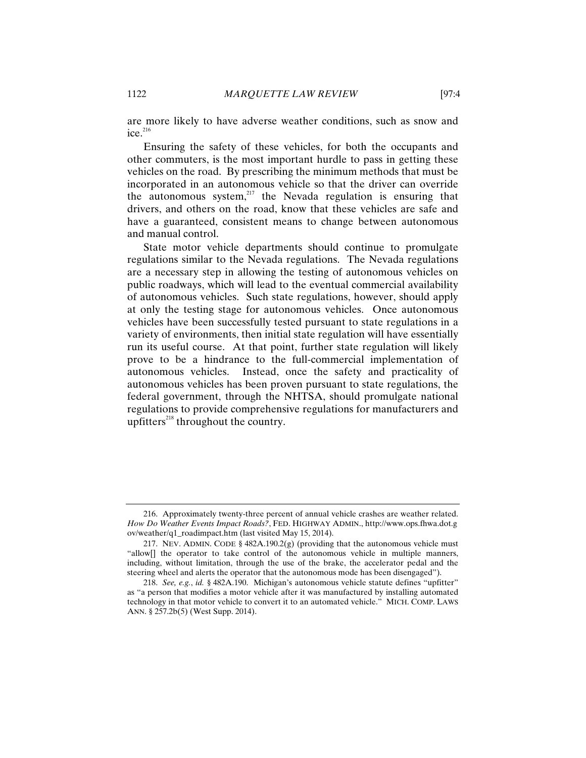are more likely to have adverse weather conditions, such as snow and ice.[216]

Ensuring the safety of these vehicles, for both the occupants and other commuters, is the most important hurdle to pass in getting these vehicles on the road. By prescribing the minimum methods that must be incorporated in an autonomous vehicle so that the driver can override the autonomous system,[217] the Nevada regulation is ensuring that drivers, and others on the road, know that these vehicles are safe and have a guaranteed, consistent means to change between autonomous and manual control.

State motor vehicle departments should continue to promulgate regulations similar to the Nevada regulations. The Nevada regulations are a necessary step in allowing the testing of autonomous vehicles on public roadways, which will lead to the eventual commercial availability of autonomous vehicles. Such state regulations, however, should apply at only the testing stage for autonomous vehicles. Once autonomous vehicles have been successfully tested pursuant to state regulations in a variety of environments, then initial state regulation will have essentially run its useful course. At that point, further state regulation will likely prove to be a hindrance to the full-commercial implementation of autonomous vehicles. Instead, once the safety and practicality of autonomous vehicles has been proven pursuant to state regulations, the federal government, through the NHTSA, should promulgate national regulations to provide comprehensive regulations for manufacturers and upfitters[218] throughout the country.

---

216. Approximately twenty-three percent of annual vehicle crashes are weather related. *How Do Weather Events Impact Roads?*, FED. HIGHWAY ADMIN., http://www.ops.fhwa.dot.gov/weather/q1_roadimpact.htm (last visited May 15, 2014).

217. NEV. ADMIN. CODE § 482A.190.2(g) (providing that the autonomous vehicle must "allow[] the operator to take control of the autonomous vehicle in multiple manners, including, without limitation, through the use of the brake, the accelerator pedal and the steering wheel and alerts the operator that the autonomous mode has been disengaged").

218. *See, e.g.*, *id.* § 482A.190. Michigan's autonomous vehicle statute defines "upfitter" as "a person that modifies a motor vehicle after it was manufactured by installing automated technology in that motor vehicle to convert it to an automated vehicle." MICH. COMP. LAWS ANN. § 257.2b(5) (West Supp. 2014).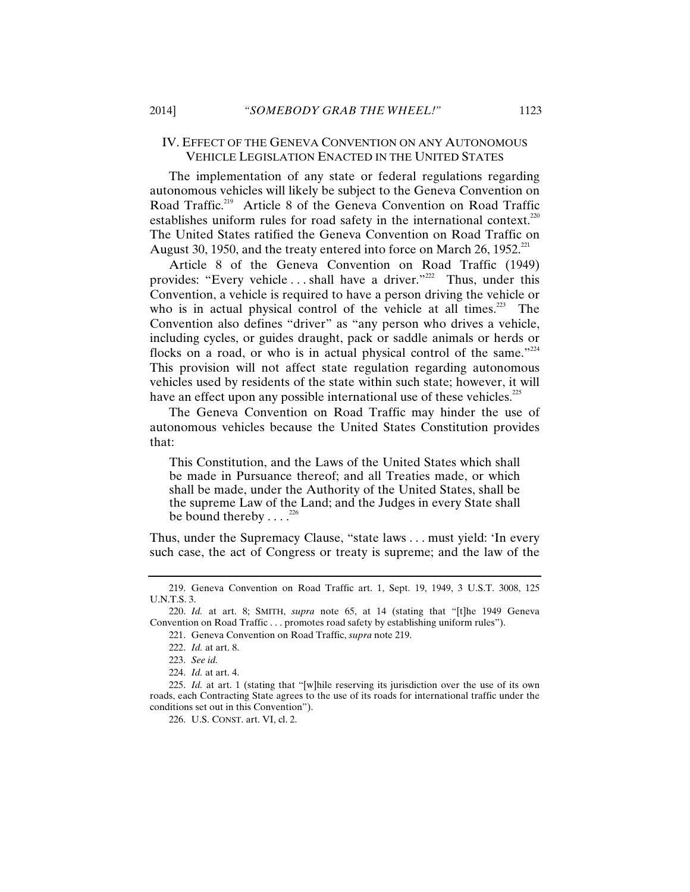## IV. EFFECT OF THE GENEVA CONVENTION ON ANY AUTONOMOUS VEHICLE LEGISLATION ENACTED IN THE UNITED STATES

The implementation of any state or federal regulations regarding autonomous vehicles will likely be subject to the Geneva Convention on Road Traffic.[219] Article 8 of the Geneva Convention on Road Traffic establishes uniform rules for road safety in the international context.[220] The United States ratified the Geneva Convention on Road Traffic on August 30, 1950, and the treaty entered into force on March 26, 1952.[221]

Article 8 of the Geneva Convention on Road Traffic (1949) provides: "Every vehicle . . . shall have a driver."[222] Thus, under this Convention, a vehicle is required to have a person driving the vehicle or who is in actual physical control of the vehicle at all times.[223] The Convention also defines "driver" as "any person who drives a vehicle, including cycles, or guides draught, pack or saddle animals or herds or flocks on a road, or who is in actual physical control of the same."[224] This provision will not affect state regulation regarding autonomous vehicles used by residents of the state within such state; however, it will have an effect upon any possible international use of these vehicles.[225]

The Geneva Convention on Road Traffic may hinder the use of autonomous vehicles because the United States Constitution provides that:

> This Constitution, and the Laws of the United States which shall be made in Pursuance thereof; and all Treaties made, or which shall be made, under the Authority of the United States, shall be the supreme Law of the Land; and the Judges in every State shall be bound thereby . . . .[226]

Thus, under the Supremacy Clause, "state laws . . . must yield: 'In every such case, the act of Congress or treaty is supreme; and the law of the

---

219. Geneva Convention on Road Traffic art. 1, Sept. 19, 1949, 3 U.S.T. 3008, 125 U.N.T.S. 3.

220. *Id.* at art. 8; SMITH, *supra* note 65, at 14 (stating that "[t]he 1949 Geneva Convention on Road Traffic . . . promotes road safety by establishing uniform rules").

221. Geneva Convention on Road Traffic, *supra* note 219.

222. *Id.* at art. 8.

223. *See id.*

224. *Id.* at art. 4.

225. *Id.* at art. 1 (stating that "[w]hile reserving its jurisdiction over the use of its own roads, each Contracting State agrees to the use of its roads for international traffic under the conditions set out in this Convention").

226. U.S. CONST. art. VI, cl. 2.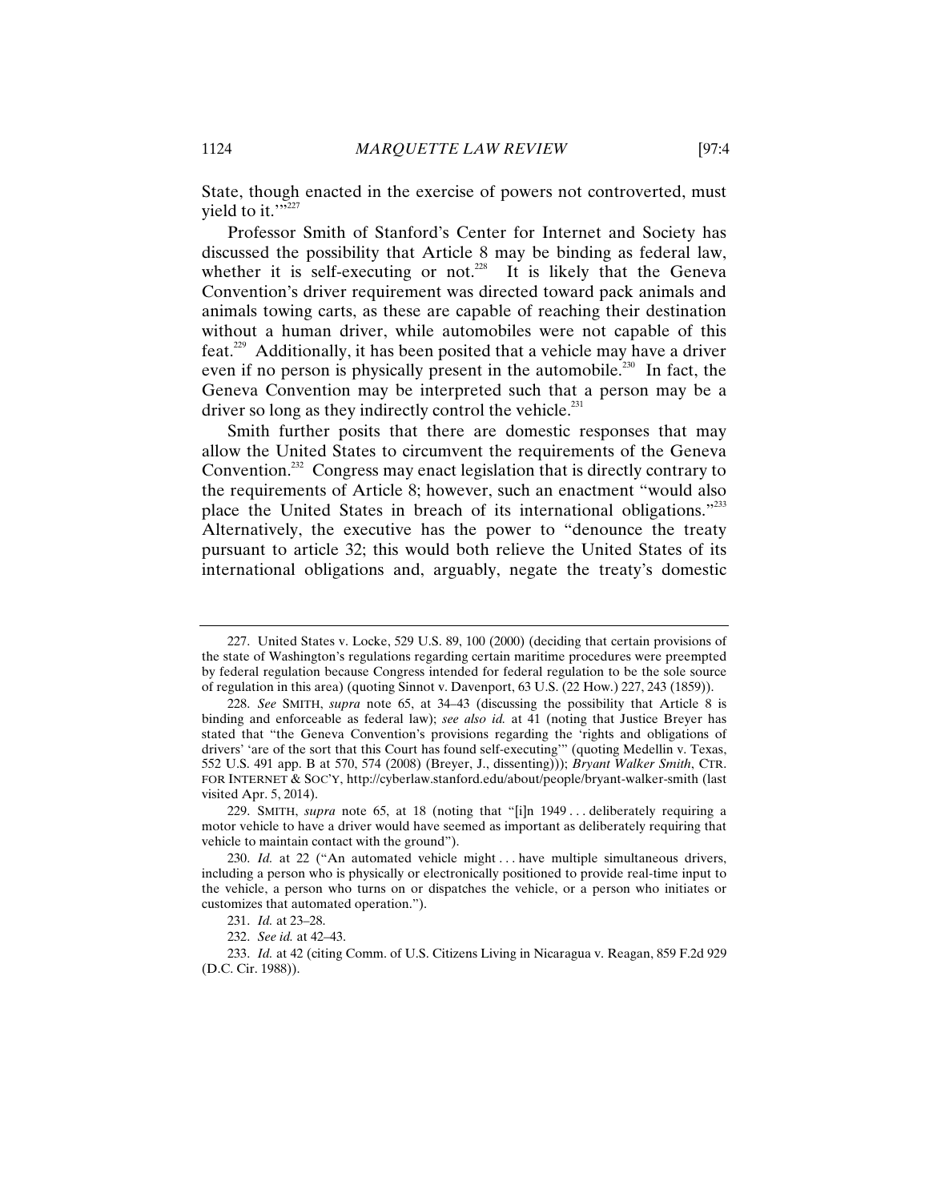State, though enacted in the exercise of powers not controverted, must yield to it.'"[227]

Professor Smith of Stanford's Center for Internet and Society has discussed the possibility that Article 8 may be binding as federal law, whether it is self-executing or not.[228] It is likely that the Geneva Convention's driver requirement was directed toward pack animals and animals towing carts, as these are capable of reaching their destination without a human driver, while automobiles were not capable of this feat.[229] Additionally, it has been posited that a vehicle may have a driver even if no person is physically present in the automobile.[230] In fact, the Geneva Convention may be interpreted such that a person may be a driver so long as they indirectly control the vehicle.[231]

Smith further posits that there are domestic responses that may allow the United States to circumvent the requirements of the Geneva Convention.[232] Congress may enact legislation that is directly contrary to the requirements of Article 8; however, such an enactment "would also place the United States in breach of its international obligations."[233] Alternatively, the executive has the power to "denounce the treaty pursuant to article 32; this would both relieve the United States of its international obligations and, arguably, negate the treaty's domestic

---

227. United States v. Locke, 529 U.S. 89, 100 (2000) (deciding that certain provisions of the state of Washington's regulations regarding certain maritime procedures were preempted by federal regulation because Congress intended for federal regulation to be the sole source of regulation in this area) (quoting Sinnot v. Davenport, 63 U.S. (22 How.) 227, 243 (1859)).

228. *See* SMITH, *supra* note 65, at 34–43 (discussing the possibility that Article 8 is binding and enforceable as federal law); *see also id.* at 41 (noting that Justice Breyer has stated that "the Geneva Convention's provisions regarding the 'rights and obligations of drivers' 'are of the sort that this Court has found self-executing'" (quoting Medellin v. Texas, 552 U.S. 491 app. B at 570, 574 (2008) (Breyer, J., dissenting))); *Bryant Walker Smith*, CTR. FOR INTERNET & SOC'Y, http://cyberlaw.stanford.edu/about/people/bryant-walker-smith (last visited Apr. 5, 2014).

229. SMITH, *supra* note 65, at 18 (noting that "[i]n 1949 . . . deliberately requiring a motor vehicle to have a driver would have seemed as important as deliberately requiring that vehicle to maintain contact with the ground").

230. *Id.* at 22 ("An automated vehicle might . . . have multiple simultaneous drivers, including a person who is physically or electronically positioned to provide real-time input to the vehicle, a person who turns on or dispatches the vehicle, or a person who initiates or customizes that automated operation.").

231. *Id.* at 23–28.

232. *See id.* at 42–43.

233. *Id.* at 42 (citing Comm. of U.S. Citizens Living in Nicaragua v. Reagan, 859 F.2d 929 (D.C. Cir. 1988)).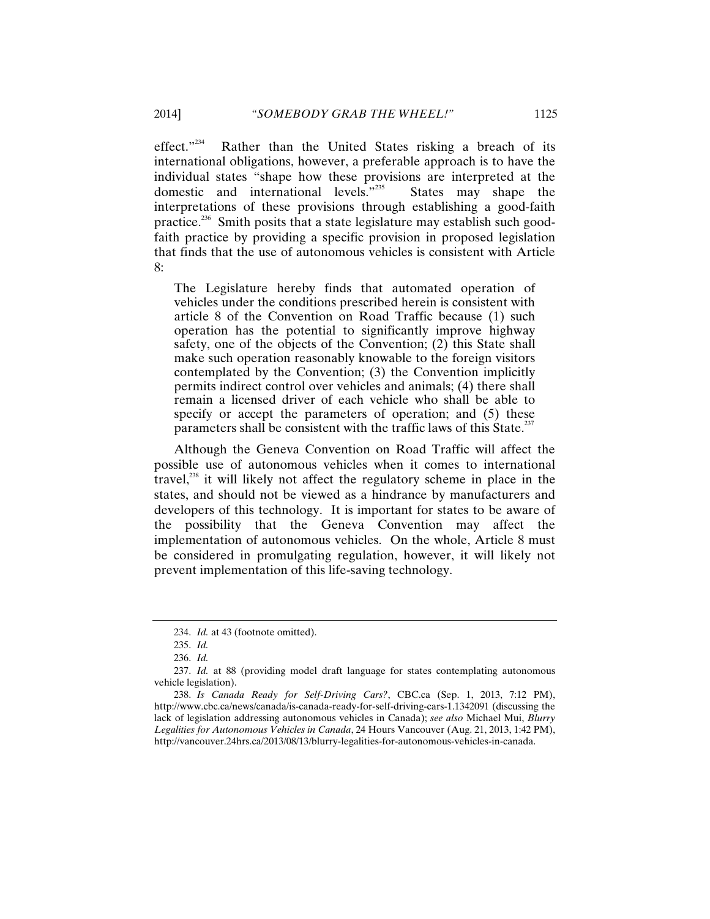effect."[234] Rather than the United States risking a breach of its international obligations, however, a preferable approach is to have the individual states "shape how these provisions are interpreted at the domestic and international levels."[235] States may shape the interpretations of these provisions through establishing a good-faith practice.[236] Smith posits that a state legislature may establish such good-faith practice by providing a specific provision in proposed legislation that finds that the use of autonomous vehicles is consistent with Article 8:

> The Legislature hereby finds that automated operation of vehicles under the conditions prescribed herein is consistent with article 8 of the Convention on Road Traffic because (1) such operation has the potential to significantly improve highway safety, one of the objects of the Convention; (2) this State shall make such operation reasonably knowable to the foreign visitors contemplated by the Convention; (3) the Convention implicitly permits indirect control over vehicles and animals; (4) there shall remain a licensed driver of each vehicle who shall be able to specify or accept the parameters of operation; and (5) these parameters shall be consistent with the traffic laws of this State.[237]

Although the Geneva Convention on Road Traffic will affect the possible use of autonomous vehicles when it comes to international travel,[238] it will likely not affect the regulatory scheme in place in the states, and should not be viewed as a hindrance by manufacturers and developers of this technology. It is important for states to be aware of the possibility that the Geneva Convention may affect the implementation of autonomous vehicles. On the whole, Article 8 must be considered in promulgating regulation, however, it will likely not prevent implementation of this life-saving technology.

---

234. *Id.* at 43 (footnote omitted).

235. *Id.*

236. *Id.*

237. *Id.* at 88 (providing model draft language for states contemplating autonomous vehicle legislation).

238. *Is Canada Ready for Self-Driving Cars?*, CBC.ca (Sep. 1, 2013, 7:12 PM), http://www.cbc.ca/news/canada/is-canada-ready-for-self-driving-cars-1.1342091 (discussing the lack of legislation addressing autonomous vehicles in Canada); *see also* Michael Mui, *Blurry Legalities for Autonomous Vehicles in Canada*, 24 Hours Vancouver (Aug. 21, 2013, 1:42 PM), http://vancouver.24hrs.ca/2013/08/13/blurry-legalities-for-autonomous-vehicles-in-canada.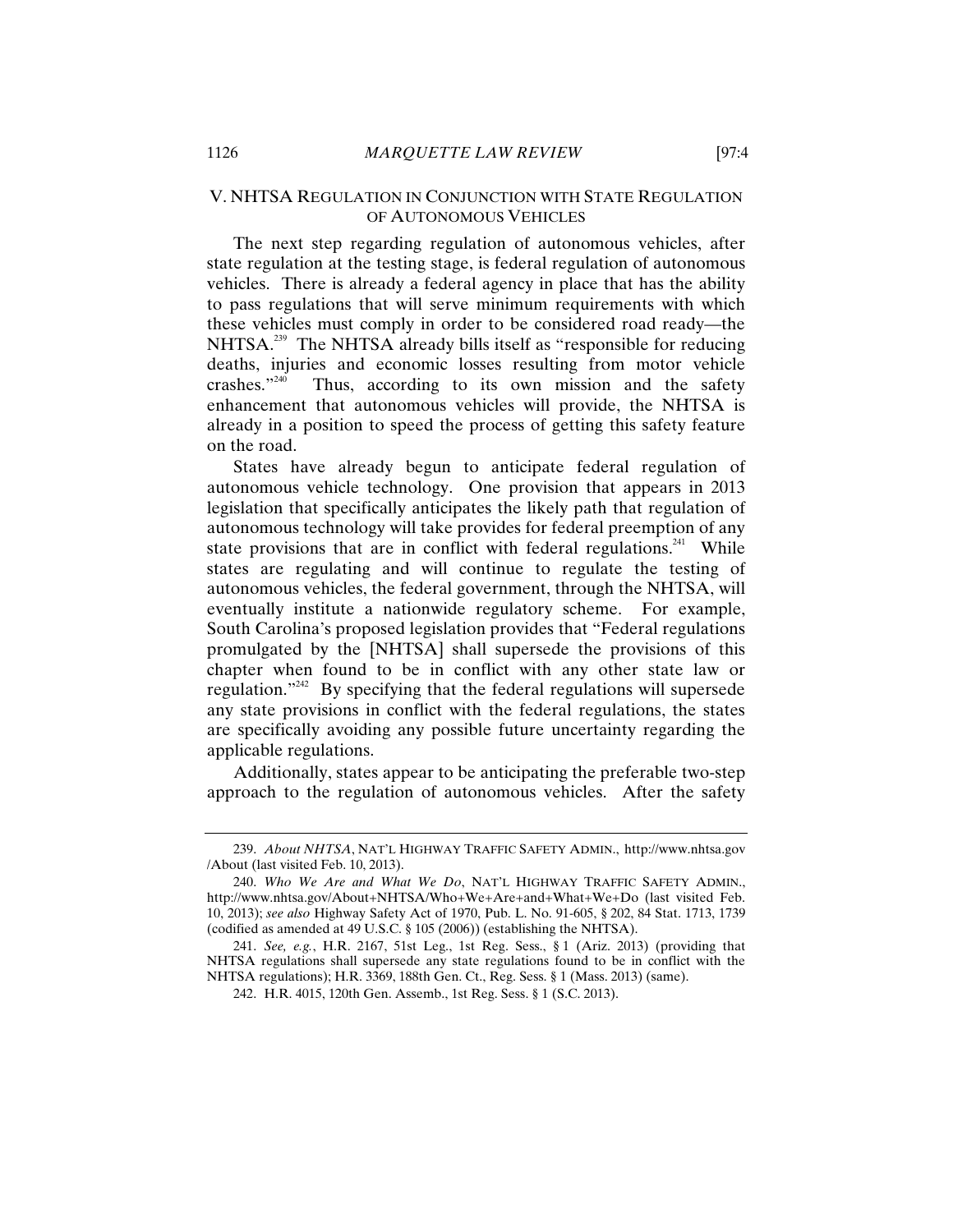## V. NHTSA REGULATION IN CONJUNCTION WITH STATE REGULATION OF AUTONOMOUS VEHICLES

The next step regarding regulation of autonomous vehicles, after state regulation at the testing stage, is federal regulation of autonomous vehicles. There is already a federal agency in place that has the ability to pass regulations that will serve minimum requirements with which these vehicles must comply in order to be considered road ready—the NHTSA.[239] The NHTSA already bills itself as "responsible for reducing deaths, injuries and economic losses resulting from motor vehicle crashes."[240] Thus, according to its own mission and the safety enhancement that autonomous vehicles will provide, the NHTSA is already in a position to speed the process of getting this safety feature on the road.

States have already begun to anticipate federal regulation of autonomous vehicle technology. One provision that appears in 2013 legislation that specifically anticipates the likely path that regulation of autonomous technology will take provides for federal preemption of any state provisions that are in conflict with federal regulations.[241] While states are regulating and will continue to regulate the testing of autonomous vehicles, the federal government, through the NHTSA, will eventually institute a nationwide regulatory scheme. For example, South Carolina's proposed legislation provides that "Federal regulations promulgated by the [NHTSA] shall supersede the provisions of this chapter when found to be in conflict with any other state law or regulation."[242] By specifying that the federal regulations will supersede any state provisions in conflict with the federal regulations, the states are specifically avoiding any possible future uncertainty regarding the applicable regulations.

Additionally, states appear to be anticipating the preferable two-step approach to the regulation of autonomous vehicles. After the safety

---

239. *About NHTSA*, NAT'L HIGHWAY TRAFFIC SAFETY ADMIN., http://www.nhtsa.gov/About (last visited Feb. 10, 2013).

240. *Who We Are and What We Do*, NAT'L HIGHWAY TRAFFIC SAFETY ADMIN., http://www.nhtsa.gov/About+NHTSA/Who+We+Are+and+What+We+Do (last visited Feb. 10, 2013); *see also* Highway Safety Act of 1970, Pub. L. No. 91-605, § 202, 84 Stat. 1713, 1739 (codified as amended at 49 U.S.C. § 105 (2006)) (establishing the NHTSA).

241. *See, e.g.*, H.R. 2167, 51st Leg., 1st Reg. Sess., § 1 (Ariz. 2013) (providing that NHTSA regulations shall supersede any state regulations found to be in conflict with the NHTSA regulations); H.R. 3369, 188th Gen. Ct., Reg. Sess. § 1 (Mass. 2013) (same).

242. H.R. 4015, 120th Gen. Assemb., 1st Reg. Sess. § 1 (S.C. 2013).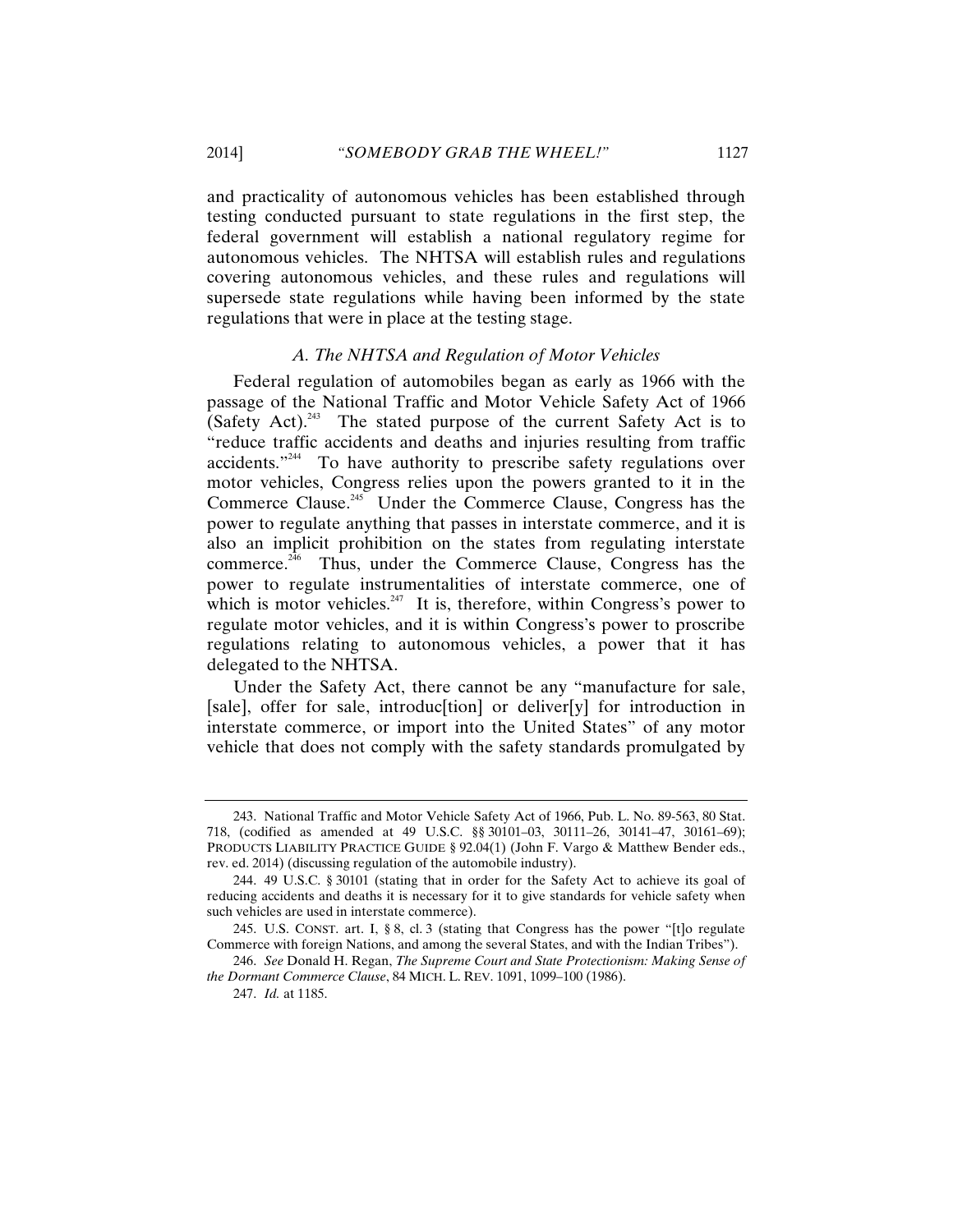and practicality of autonomous vehicles has been established through testing conducted pursuant to state regulations in the first step, the federal government will establish a national regulatory regime for autonomous vehicles. The NHTSA will establish rules and regulations covering autonomous vehicles, and these rules and regulations will supersede state regulations while having been informed by the state regulations that were in place at the testing stage.

### *A. The NHTSA and Regulation of Motor Vehicles*

Federal regulation of automobiles began as early as 1966 with the passage of the National Traffic and Motor Vehicle Safety Act of 1966 (Safety Act).[243] The stated purpose of the current Safety Act is to "reduce traffic accidents and deaths and injuries resulting from traffic accidents."[244] To have authority to prescribe safety regulations over motor vehicles, Congress relies upon the powers granted to it in the Commerce Clause.[245] Under the Commerce Clause, Congress has the power to regulate anything that passes in interstate commerce, and it is also an implicit prohibition on the states from regulating interstate commerce.[246] Thus, under the Commerce Clause, Congress has the power to regulate instrumentalities of interstate commerce, one of which is motor vehicles.[247] It is, therefore, within Congress's power to regulate motor vehicles, and it is within Congress's power to proscribe regulations relating to autonomous vehicles, a power that it has delegated to the NHTSA.

Under the Safety Act, there cannot be any "manufacture for sale, [sale], offer for sale, introduc[tion] or deliver[y] for introduction in interstate commerce, or import into the United States" of any motor vehicle that does not comply with the safety standards promulgated by

---

243. National Traffic and Motor Vehicle Safety Act of 1966, Pub. L. No. 89-563, 80 Stat. 718, (codified as amended at 49 U.S.C. §§ 30101–03, 30111–26, 30141–47, 30161–69); PRODUCTS LIABILITY PRACTICE GUIDE § 92.04(1) (John F. Vargo & Matthew Bender eds., rev. ed. 2014) (discussing regulation of the automobile industry).

244. 49 U.S.C. § 30101 (stating that in order for the Safety Act to achieve its goal of reducing accidents and deaths it is necessary for it to give standards for vehicle safety when such vehicles are used in interstate commerce).

245. U.S. CONST. art. I, § 8, cl. 3 (stating that Congress has the power "[t]o regulate Commerce with foreign Nations, and among the several States, and with the Indian Tribes").

246. *See* Donald H. Regan, *The Supreme Court and State Protectionism: Making Sense of the Dormant Commerce Clause*, 84 MICH. L. REV. 1091, 1099–100 (1986).

247. *Id.* at 1185.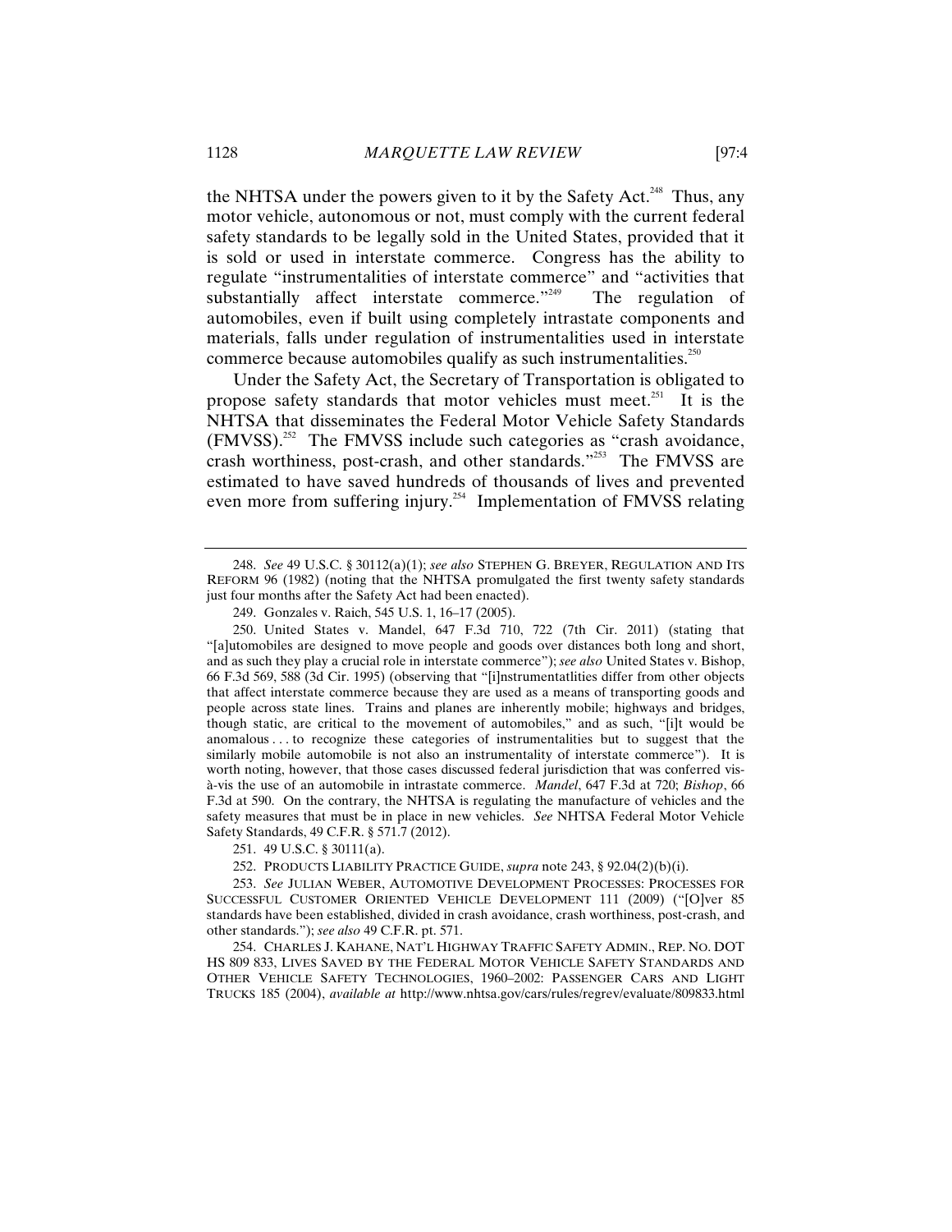the NHTSA under the powers given to it by the Safety Act.[248] Thus, any motor vehicle, autonomous or not, must comply with the current federal safety standards to be legally sold in the United States, provided that it is sold or used in interstate commerce. Congress has the ability to regulate "instrumentalities of interstate commerce" and "activities that substantially affect interstate commerce."[249] The regulation of automobiles, even if built using completely intrastate components and materials, falls under regulation of instrumentalities used in interstate commerce because automobiles qualify as such instrumentalities.[250]

Under the Safety Act, the Secretary of Transportation is obligated to propose safety standards that motor vehicles must meet.[251] It is the NHTSA that disseminates the Federal Motor Vehicle Safety Standards (FMVSS).[252] The FMVSS include such categories as "crash avoidance, crash worthiness, post-crash, and other standards."[253] The FMVSS are estimated to have saved hundreds of thousands of lives and prevented even more from suffering injury.[254] Implementation of FMVSS relating

---

248. *See* 49 U.S.C. § 30112(a)(1); *see also* STEPHEN G. BREYER, REGULATION AND ITS REFORM 96 (1982) (noting that the NHTSA promulgated the first twenty safety standards just four months after the Safety Act had been enacted).

249. Gonzales v. Raich, 545 U.S. 1, 16–17 (2005).

250. United States v. Mandel, 647 F.3d 710, 722 (7th Cir. 2011) (stating that "[a]utomobiles are designed to move people and goods over distances both long and short, and as such they play a crucial role in interstate commerce"); *see also* United States v. Bishop, 66 F.3d 569, 588 (3d Cir. 1995) (observing that "[i]nstrumentatlities differ from other objects that affect interstate commerce because they are used as a means of transporting goods and people across state lines. Trains and planes are inherently mobile; highways and bridges, though static, are critical to the movement of automobiles," and as such, "[i]t would be anomalous . . . to recognize these categories of instrumentalities but to suggest that the similarly mobile automobile is not also an instrumentality of interstate commerce"). It is worth noting, however, that those cases discussed federal jurisdiction that was conferred vis-à-vis the use of an automobile in intrastate commerce. *Mandel*, 647 F.3d at 720; *Bishop*, 66 F.3d at 590. On the contrary, the NHTSA is regulating the manufacture of vehicles and the safety measures that must be in place in new vehicles. *See* NHTSA Federal Motor Vehicle Safety Standards, 49 C.F.R. § 571.7 (2012).

251. 49 U.S.C. § 30111(a).

252. PRODUCTS LIABILITY PRACTICE GUIDE, *supra* note 243, § 92.04(2)(b)(i).

253. *See* JULIAN WEBER, AUTOMOTIVE DEVELOPMENT PROCESSES: PROCESSES FOR SUCCESSFUL CUSTOMER ORIENTED VEHICLE DEVELOPMENT 111 (2009) ("[O]ver 85 standards have been established, divided in crash avoidance, crash worthiness, post-crash, and other standards."); *see also* 49 C.F.R. pt. 571.

254. CHARLES J. KAHANE, NAT'L HIGHWAY TRAFFIC SAFETY ADMIN., REP. NO. DOT HS 809 833, LIVES SAVED BY THE FEDERAL MOTOR VEHICLE SAFETY STANDARDS AND OTHER VEHICLE SAFETY TECHNOLOGIES, 1960–2002: PASSENGER CARS AND LIGHT TRUCKS 185 (2004), *available at* http://www.nhtsa.gov/cars/rules/regrev/evaluate/809833.html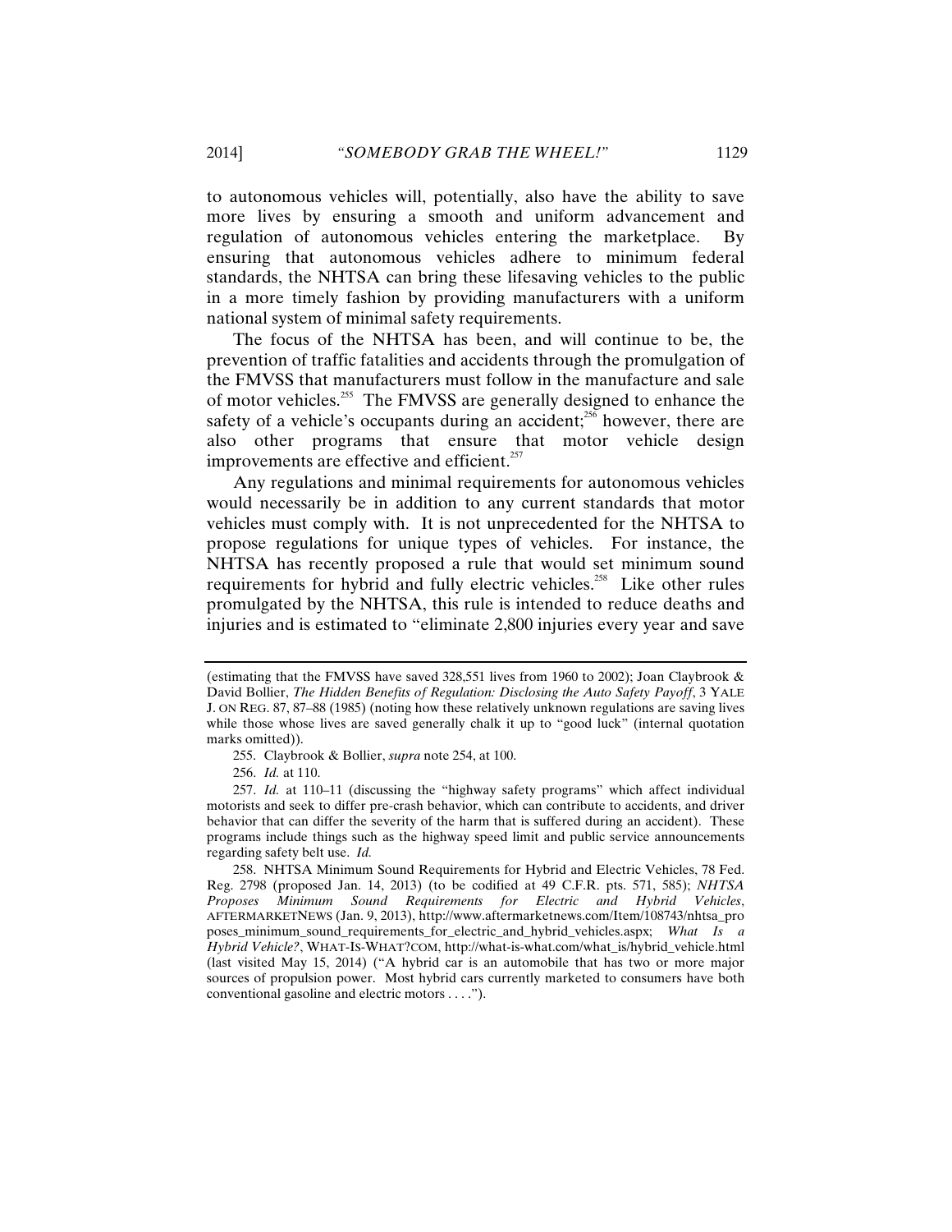to autonomous vehicles will, potentially, also have the ability to save more lives by ensuring a smooth and uniform advancement and regulation of autonomous vehicles entering the marketplace. By ensuring that autonomous vehicles adhere to minimum federal standards, the NHTSA can bring these lifesaving vehicles to the public in a more timely fashion by providing manufacturers with a uniform national system of minimal safety requirements.

The focus of the NHTSA has been, and will continue to be, the prevention of traffic fatalities and accidents through the promulgation of the FMVSS that manufacturers must follow in the manufacture and sale of motor vehicles.[255] The FMVSS are generally designed to enhance the safety of a vehicle's occupants during an accident;[256] however, there are also other programs that ensure that motor vehicle design improvements are effective and efficient.[257]

Any regulations and minimal requirements for autonomous vehicles would necessarily be in addition to any current standards that motor vehicles must comply with. It is not unprecedented for the NHTSA to propose regulations for unique types of vehicles. For instance, the NHTSA has recently proposed a rule that would set minimum sound requirements for hybrid and fully electric vehicles.[258] Like other rules promulgated by the NHTSA, this rule is intended to reduce deaths and injuries and is estimated to "eliminate 2,800 injuries every year and save

---

(estimating that the FMVSS have saved 328,551 lives from 1960 to 2002); Joan Claybrook & David Bollier, *The Hidden Benefits of Regulation: Disclosing the Auto Safety Payoff*, 3 YALE J. ON REG. 87, 87–88 (1985) (noting how these relatively unknown regulations are saving lives while those whose lives are saved generally chalk it up to "good luck" (internal quotation marks omitted)).

255. Claybrook & Bollier, *supra* note 254, at 100.

256. *Id.* at 110.

257. *Id.* at 110–11 (discussing the "highway safety programs" which affect individual motorists and seek to differ pre-crash behavior, which can contribute to accidents, and driver behavior that can differ the severity of the harm that is suffered during an accident). These programs include things such as the highway speed limit and public service announcements regarding safety belt use. *Id.*

258. NHTSA Minimum Sound Requirements for Hybrid and Electric Vehicles, 78 Fed. Reg. 2798 (proposed Jan. 14, 2013) (to be codified at 49 C.F.R. pts. 571, 585); *NHTSA Proposes Minimum Sound Requirements for Electric and Hybrid Vehicles*, AFTERMARKETNEWS (Jan. 9, 2013), http://www.aftermarketnews.com/Item/108743/nhtsa_proposes_minimum_sound_requirements_for_electric_and_hybrid_vehicles.aspx; *What Is a Hybrid Vehicle?*, WHAT-IS-WHAT?COM, http://what-is-what.com/what_is/hybrid_vehicle.html (last visited May 15, 2014) ("A hybrid car is an automobile that has two or more major sources of propulsion power. Most hybrid cars currently marketed to consumers have both conventional gasoline and electric motors . . . .").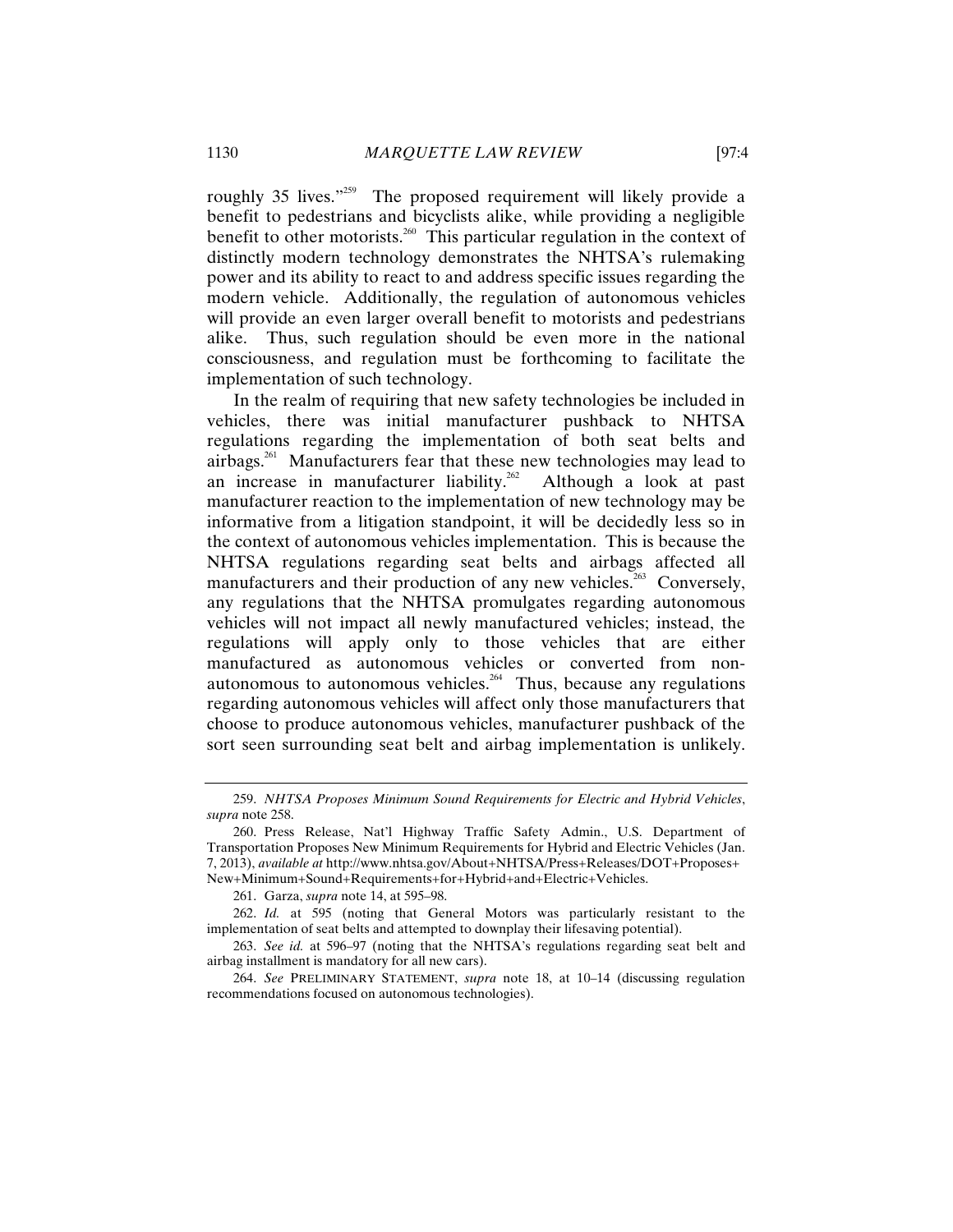roughly 35 lives."[259] The proposed requirement will likely provide a benefit to pedestrians and bicyclists alike, while providing a negligible benefit to other motorists.[260] This particular regulation in the context of distinctly modern technology demonstrates the NHTSA's rulemaking power and its ability to react to and address specific issues regarding the modern vehicle. Additionally, the regulation of autonomous vehicles will provide an even larger overall benefit to motorists and pedestrians alike. Thus, such regulation should be even more in the national consciousness, and regulation must be forthcoming to facilitate the implementation of such technology.

In the realm of requiring that new safety technologies be included in vehicles, there was initial manufacturer pushback to NHTSA regulations regarding the implementation of both seat belts and airbags.[261] Manufacturers fear that these new technologies may lead to an increase in manufacturer liability.[262] Although a look at past manufacturer reaction to the implementation of new technology may be informative from a litigation standpoint, it will be decidedly less so in the context of autonomous vehicles implementation. This is because the NHTSA regulations regarding seat belts and airbags affected all manufacturers and their production of any new vehicles.[263] Conversely, any regulations that the NHTSA promulgates regarding autonomous vehicles will not impact all newly manufactured vehicles; instead, the regulations will apply only to those vehicles that are either manufactured as autonomous vehicles or converted from non-autonomous to autonomous vehicles.[264] Thus, because any regulations regarding autonomous vehicles will affect only those manufacturers that choose to produce autonomous vehicles, manufacturer pushback of the sort seen surrounding seat belt and airbag implementation is unlikely.

---

259. *NHTSA Proposes Minimum Sound Requirements for Electric and Hybrid Vehicles*, *supra* note 258.

260. Press Release, Nat'l Highway Traffic Safety Admin., U.S. Department of Transportation Proposes New Minimum Requirements for Hybrid and Electric Vehicles (Jan. 7, 2013), *available at* http://www.nhtsa.gov/About+NHTSA/Press+Releases/DOT+Proposes+New+Minimum+Sound+Requirements+for+Hybrid+and+Electric+Vehicles.

261. Garza, *supra* note 14, at 595–98.

262. *Id.* at 595 (noting that General Motors was particularly resistant to the implementation of seat belts and attempted to downplay their lifesaving potential).

263. *See id.* at 596–97 (noting that the NHTSA's regulations regarding seat belt and airbag installment is mandatory for all new cars).

264. *See* PRELIMINARY STATEMENT, *supra* note 18, at 10–14 (discussing regulation recommendations focused on autonomous technologies).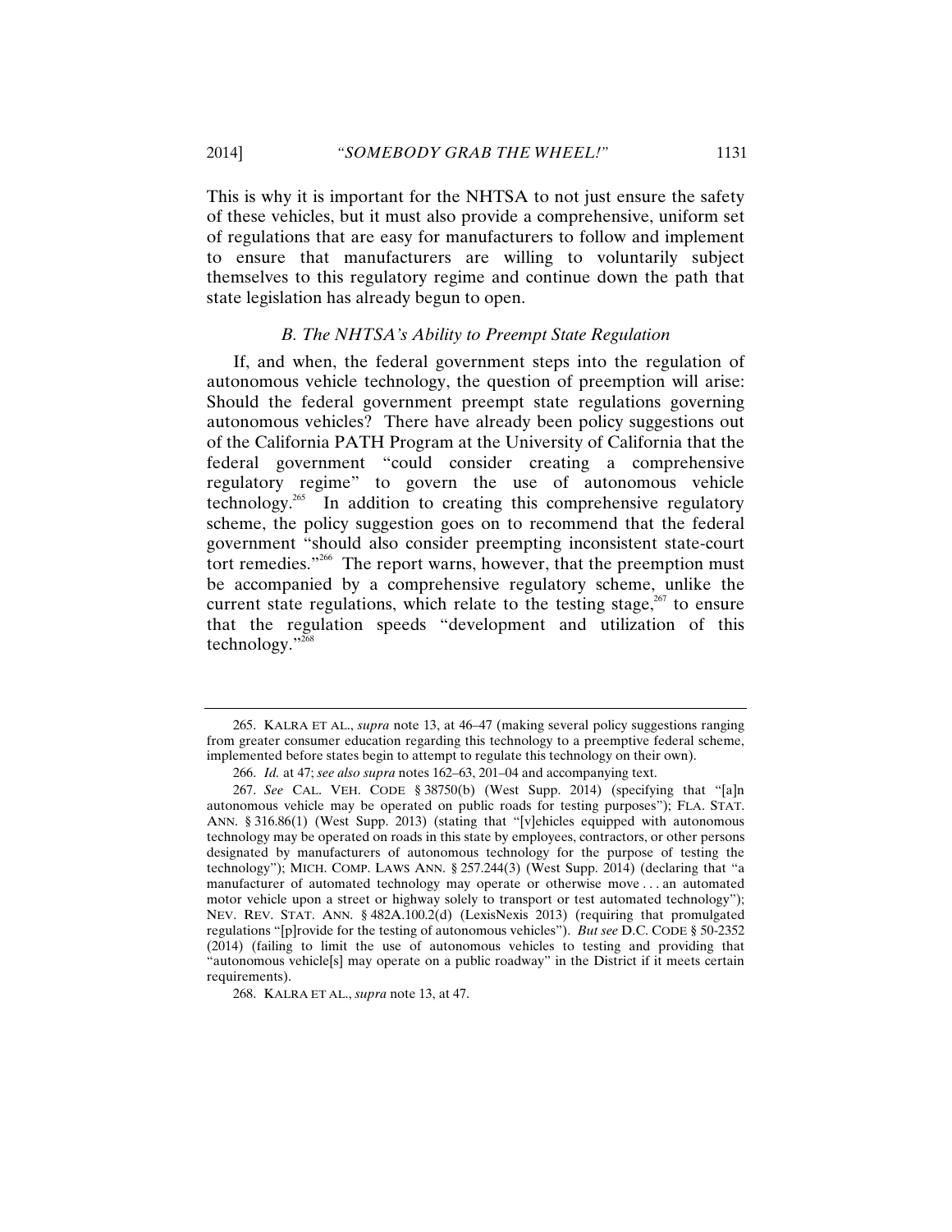This is why it is important for the NHTSA to not just ensure the safety of these vehicles, but it must also provide a comprehensive, uniform set of regulations that are easy for manufacturers to follow and implement to ensure that manufacturers are willing to voluntarily subject themselves to this regulatory regime and continue down the path that state legislation has already begun to open.

### *B. The NHTSA's Ability to Preempt State Regulation*

If, and when, the federal government steps into the regulation of autonomous vehicle technology, the question of preemption will arise: Should the federal government preempt state regulations governing autonomous vehicles? There have already been policy suggestions out of the California PATH Program at the University of California that the federal government "could consider creating a comprehensive regulatory regime" to govern the use of autonomous vehicle technology.[265] In addition to creating this comprehensive regulatory scheme, the policy suggestion goes on to recommend that the federal government "should also consider preempting inconsistent state-court tort remedies."[266] The report warns, however, that the preemption must be accompanied by a comprehensive regulatory scheme, unlike the current state regulations, which relate to the testing stage,[267] to ensure that the regulation speeds "development and utilization of this technology."[268]

---

265. KALRA ET AL., *supra* note 13, at 46–47 (making several policy suggestions ranging from greater consumer education regarding this technology to a preemptive federal scheme, implemented before states begin to attempt to regulate this technology on their own).

266. *Id.* at 47; *see also supra* notes 162–63, 201–04 and accompanying text.

267. *See* CAL. VEH. CODE § 38750(b) (West Supp. 2014) (specifying that "[a]n autonomous vehicle may be operated on public roads for testing purposes"); FLA. STAT. ANN. § 316.86(1) (West Supp. 2013) (stating that "[v]ehicles equipped with autonomous technology may be operated on roads in this state by employees, contractors, or other persons designated by manufacturers of autonomous technology for the purpose of testing the technology"); MICH. COMP. LAWS ANN. § 257.244(3) (West Supp. 2014) (declaring that "a manufacturer of automated technology may operate or otherwise move . . . an automated motor vehicle upon a street or highway solely to transport or test automated technology"); NEV. REV. STAT. ANN. § 482A.100.2(d) (LexisNexis 2013) (requiring that promulgated regulations "[p]rovide for the testing of autonomous vehicles"). *But see* D.C. CODE § 50-2352 (2014) (failing to limit the use of autonomous vehicles to testing and providing that "autonomous vehicle[s] may operate on a public roadway" in the District if it meets certain requirements).

268. KALRA ET AL., *supra* note 13, at 47.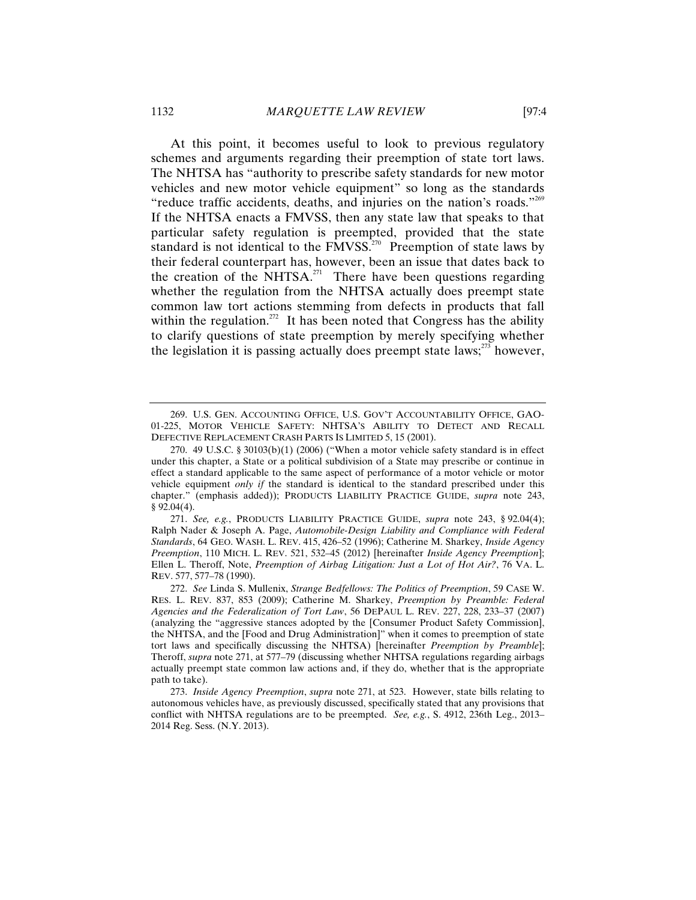At this point, it becomes useful to look to previous regulatory schemes and arguments regarding their preemption of state tort laws. The NHTSA has "authority to prescribe safety standards for new motor vehicles and new motor vehicle equipment" so long as the standards "reduce traffic accidents, deaths, and injuries on the nation's roads."[269] If the NHTSA enacts a FMVSS, then any state law that speaks to that particular safety regulation is preempted, provided that the state standard is not identical to the FMVSS.[270] Preemption of state laws by their federal counterpart has, however, been an issue that dates back to the creation of the NHTSA.[271] There have been questions regarding whether the regulation from the NHTSA actually does preempt state common law tort actions stemming from defects in products that fall within the regulation.[272] It has been noted that Congress has the ability to clarify questions of state preemption by merely specifying whether the legislation it is passing actually does preempt state laws;[273] however,

---

269. U.S. GEN. ACCOUNTING OFFICE, U.S. GOV'T ACCOUNTABILITY OFFICE, GAO-01-225, MOTOR VEHICLE SAFETY: NHTSA'S ABILITY TO DETECT AND RECALL DEFECTIVE REPLACEMENT CRASH PARTS IS LIMITED 5, 15 (2001).

270. 49 U.S.C. § 30103(b)(1) (2006) ("When a motor vehicle safety standard is in effect under this chapter, a State or a political subdivision of a State may prescribe or continue in effect a standard applicable to the same aspect of performance of a motor vehicle or motor vehicle equipment *only if* the standard is identical to the standard prescribed under this chapter." (emphasis added)); PRODUCTS LIABILITY PRACTICE GUIDE, *supra* note 243, § 92.04(4).

271. *See, e.g.*, PRODUCTS LIABILITY PRACTICE GUIDE, *supra* note 243, § 92.04(4); Ralph Nader & Joseph A. Page, *Automobile-Design Liability and Compliance with Federal Standards*, 64 GEO. WASH. L. REV. 415, 426–52 (1996); Catherine M. Sharkey, *Inside Agency Preemption*, 110 MICH. L. REV. 521, 532–45 (2012) [hereinafter *Inside Agency Preemption*]; Ellen L. Theroff, Note, *Preemption of Airbag Litigation: Just a Lot of Hot Air?*, 76 VA. L. REV. 577, 577–78 (1990).

272. *See* Linda S. Mullenix, *Strange Bedfellows: The Politics of Preemption*, 59 CASE W. RES. L. REV. 837, 853 (2009); Catherine M. Sharkey, *Preemption by Preamble: Federal Agencies and the Federalization of Tort Law*, 56 DEPAUL L. REV. 227, 228, 233–37 (2007) (analyzing the "aggressive stances adopted by the [Consumer Product Safety Commission], the NHTSA, and the [Food and Drug Administration]" when it comes to preemption of state tort laws and specifically discussing the NHTSA) [hereinafter *Preemption by Preamble*]; Theroff, *supra* note 271, at 577–79 (discussing whether NHTSA regulations regarding airbags actually preempt state common law actions and, if they do, whether that is the appropriate path to take).

273. *Inside Agency Preemption*, *supra* note 271, at 523. However, state bills relating to autonomous vehicles have, as previously discussed, specifically stated that any provisions that conflict with NHTSA regulations are to be preempted. *See, e.g.*, S. 4912, 236th Leg., 2013–2014 Reg. Sess. (N.Y. 2013).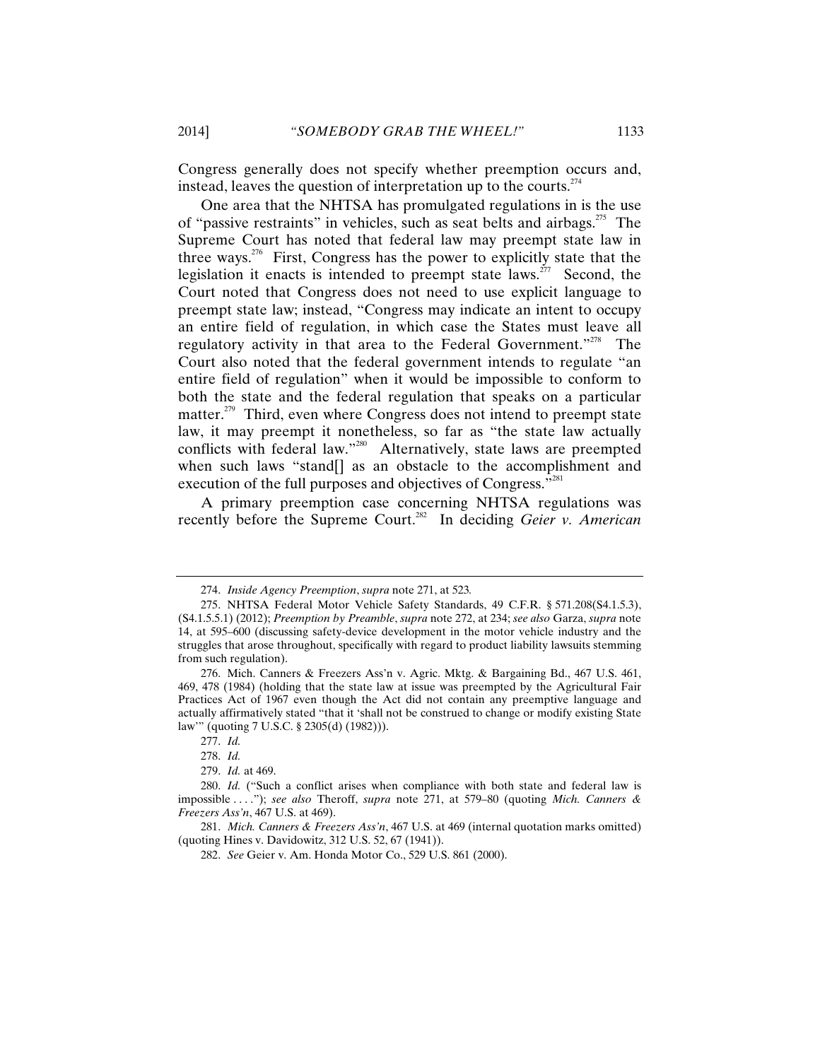Congress generally does not specify whether preemption occurs and, instead, leaves the question of interpretation up to the courts.[274]

One area that the NHTSA has promulgated regulations in is the use of "passive restraints" in vehicles, such as seat belts and airbags.[275] The Supreme Court has noted that federal law may preempt state law in three ways.[276] First, Congress has the power to explicitly state that the legislation it enacts is intended to preempt state laws.[277] Second, the Court noted that Congress does not need to use explicit language to preempt state law; instead, "Congress may indicate an intent to occupy an entire field of regulation, in which case the States must leave all regulatory activity in that area to the Federal Government."[278] The Court also noted that the federal government intends to regulate "an entire field of regulation" when it would be impossible to conform to both the state and the federal regulation that speaks on a particular matter.[279] Third, even where Congress does not intend to preempt state law, it may preempt it nonetheless, so far as "the state law actually conflicts with federal law."[280] Alternatively, state laws are preempted when such laws "stand[] as an obstacle to the accomplishment and execution of the full purposes and objectives of Congress."[281]

A primary preemption case concerning NHTSA regulations was recently before the Supreme Court.[282] In deciding *Geier v. American*

---

274. *Inside Agency Preemption*, *supra* note 271, at 523.

275. NHTSA Federal Motor Vehicle Safety Standards, 49 C.F.R. § 571.208(S4.1.5.3), (S4.1.5.5.1) (2012); *Preemption by Preamble*, *supra* note 272, at 234; *see also* Garza, *supra* note 14, at 595–600 (discussing safety-device development in the motor vehicle industry and the struggles that arose throughout, specifically with regard to product liability lawsuits stemming from such regulation).

276. Mich. Canners & Freezers Ass'n v. Agric. Mktg. & Bargaining Bd., 467 U.S. 461, 469, 478 (1984) (holding that the state law at issue was preempted by the Agricultural Fair Practices Act of 1967 even though the Act did not contain any preemptive language and actually affirmatively stated "that it 'shall not be construed to change or modify existing State law'" (quoting 7 U.S.C. § 2305(d) (1982))).

277. *Id.*

278. *Id.*

279. *Id.* at 469.

280. *Id.* ("Such a conflict arises when compliance with both state and federal law is impossible . . . ."); *see also* Theroff, *supra* note 271, at 579–80 (quoting *Mich. Canners & Freezers Ass'n*, 467 U.S. at 469).

281. *Mich. Canners & Freezers Ass'n*, 467 U.S. at 469 (internal quotation marks omitted) (quoting Hines v. Davidowitz, 312 U.S. 52, 67 (1941)).

282. *See* Geier v. Am. Honda Motor Co., 529 U.S. 861 (2000).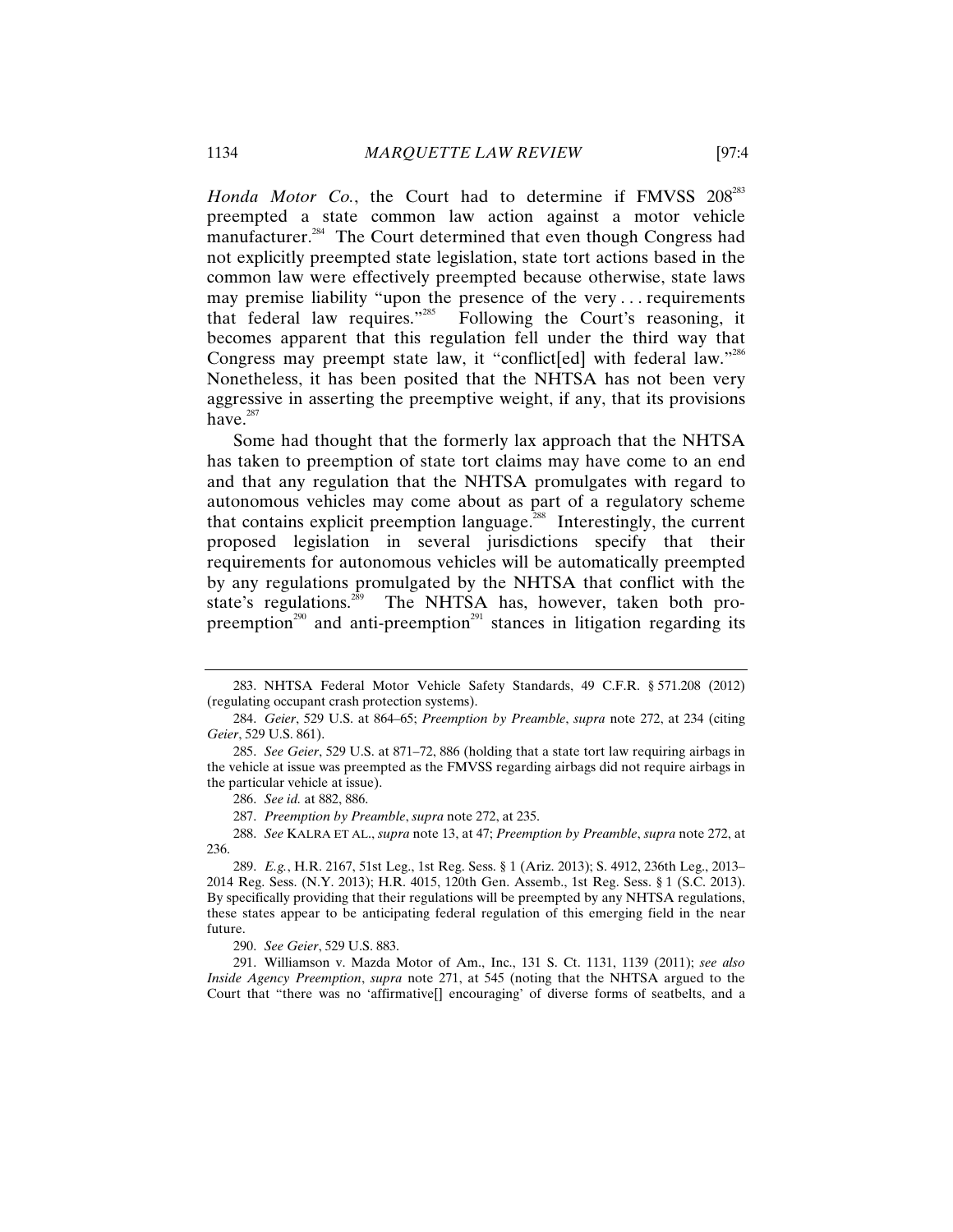*Honda Motor Co.*, the Court had to determine if FMVSS 208[283] preempted a state common law action against a motor vehicle manufacturer.[284] The Court determined that even though Congress had not explicitly preempted state legislation, state tort actions based in the common law were effectively preempted because otherwise, state laws may premise liability "upon the presence of the very . . . requirements that federal law requires."[285] Following the Court's reasoning, it becomes apparent that this regulation fell under the third way that Congress may preempt state law, it "conflict[ed] with federal law."[286] Nonetheless, it has been posited that the NHTSA has not been very aggressive in asserting the preemptive weight, if any, that its provisions have.[287]

Some had thought that the formerly lax approach that the NHTSA has taken to preemption of state tort claims may have come to an end and that any regulation that the NHTSA promulgates with regard to autonomous vehicles may come about as part of a regulatory scheme that contains explicit preemption language.[288] Interestingly, the current proposed legislation in several jurisdictions specify that their requirements for autonomous vehicles will be automatically preempted by any regulations promulgated by the NHTSA that conflict with the state's regulations.[289] The NHTSA has, however, taken both pro-preemption[290] and anti-preemption[291] stances in litigation regarding its

---

283. NHTSA Federal Motor Vehicle Safety Standards, 49 C.F.R. § 571.208 (2012) (regulating occupant crash protection systems).

284. *Geier*, 529 U.S. at 864–65; *Preemption by Preamble*, *supra* note 272, at 234 (citing *Geier*, 529 U.S. 861).

285. *See Geier*, 529 U.S. at 871–72, 886 (holding that a state tort law requiring airbags in the vehicle at issue was preempted as the FMVSS regarding airbags did not require airbags in the particular vehicle at issue).

286. *See id.* at 882, 886.

287. *Preemption by Preamble*, *supra* note 272, at 235.

288. *See* KALRA ET AL., *supra* note 13, at 47; *Preemption by Preamble*, *supra* note 272, at 236.

289. *E.g.*, H.R. 2167, 51st Leg., 1st Reg. Sess. § 1 (Ariz. 2013); S. 4912, 236th Leg., 2013–2014 Reg. Sess. (N.Y. 2013); H.R. 4015, 120th Gen. Assemb., 1st Reg. Sess. § 1 (S.C. 2013). By specifically providing that their regulations will be preempted by any NHTSA regulations, these states appear to be anticipating federal regulation of this emerging field in the near future.

290. *See Geier*, 529 U.S. 883.

291. Williamson v. Mazda Motor of Am., Inc., 131 S. Ct. 1131, 1139 (2011); *see also Inside Agency Preemption*, *supra* note 271, at 545 (noting that the NHTSA argued to the Court that "there was no 'affirmative[] encouraging' of diverse forms of seatbelts, and a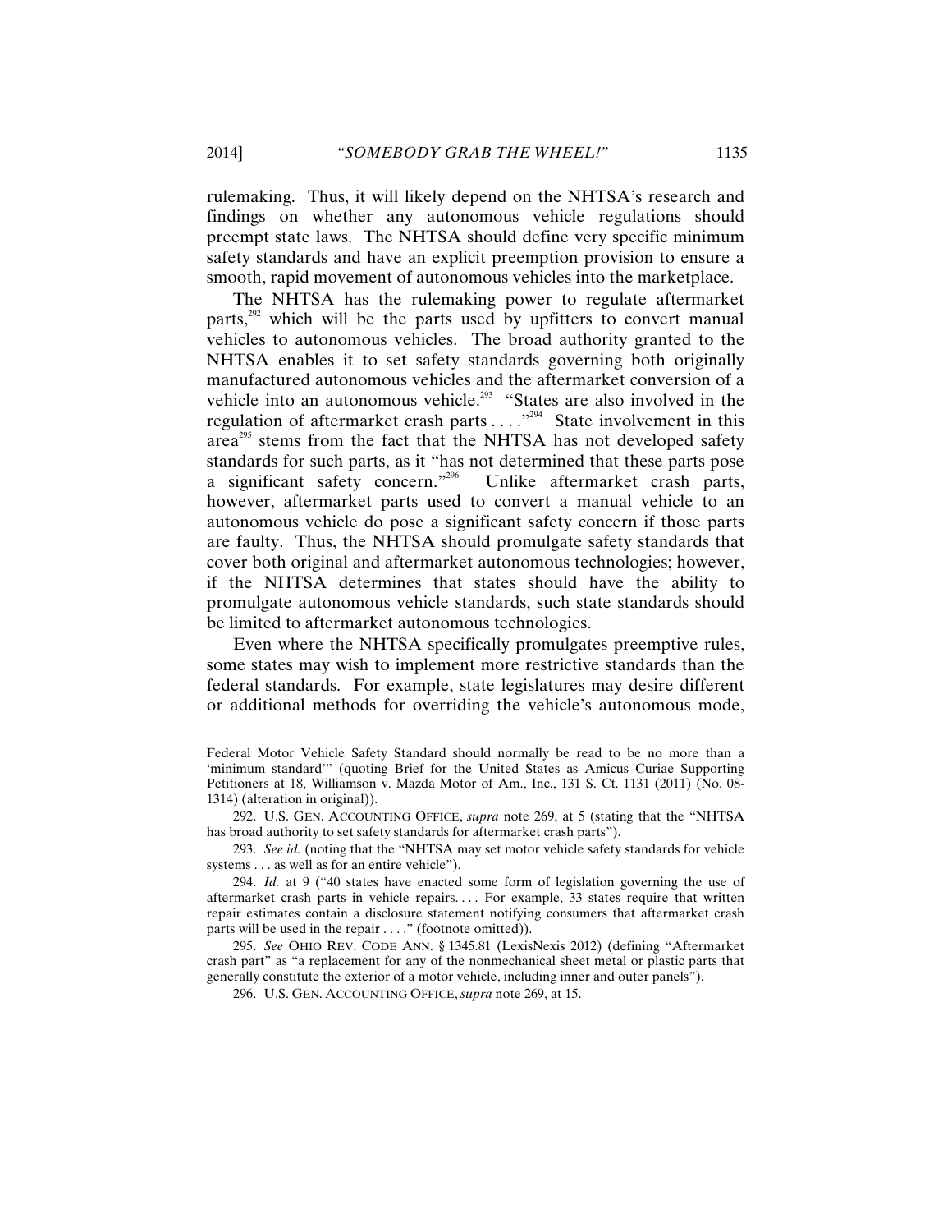rulemaking. Thus, it will likely depend on the NHTSA's research and findings on whether any autonomous vehicle regulations should preempt state laws. The NHTSA should define very specific minimum safety standards and have an explicit preemption provision to ensure a smooth, rapid movement of autonomous vehicles into the marketplace.

The NHTSA has the rulemaking power to regulate aftermarket parts,[292] which will be the parts used by upfitters to convert manual vehicles to autonomous vehicles. The broad authority granted to the NHTSA enables it to set safety standards governing both originally manufactured autonomous vehicles and the aftermarket conversion of a vehicle into an autonomous vehicle.[293] "States are also involved in the regulation of aftermarket crash parts . . . ."[294] State involvement in this area[295] stems from the fact that the NHTSA has not developed safety standards for such parts, as it "has not determined that these parts pose a significant safety concern."[296] Unlike aftermarket crash parts, however, aftermarket parts used to convert a manual vehicle to an autonomous vehicle do pose a significant safety concern if those parts are faulty. Thus, the NHTSA should promulgate safety standards that cover both original and aftermarket autonomous technologies; however, if the NHTSA determines that states should have the ability to promulgate autonomous vehicle standards, such state standards should be limited to aftermarket autonomous technologies.

Even where the NHTSA specifically promulgates preemptive rules, some states may wish to implement more restrictive standards than the federal standards. For example, state legislatures may desire different or additional methods for overriding the vehicle's autonomous mode,

---

Federal Motor Vehicle Safety Standard should normally be read to be no more than a 'minimum standard'" (quoting Brief for the United States as Amicus Curiae Supporting Petitioners at 18, Williamson v. Mazda Motor of Am., Inc., 131 S. Ct. 1131 (2011) (No. 08-1314) (alteration in original)).

292. U.S. GEN. ACCOUNTING OFFICE, *supra* note 269, at 5 (stating that the "NHTSA has broad authority to set safety standards for aftermarket crash parts").

293. *See id.* (noting that the "NHTSA may set motor vehicle safety standards for vehicle systems . . . as well as for an entire vehicle").

294. *Id.* at 9 ("40 states have enacted some form of legislation governing the use of aftermarket crash parts in vehicle repairs. . . . For example, 33 states require that written repair estimates contain a disclosure statement notifying consumers that aftermarket crash parts will be used in the repair . . . ." (footnote omitted)).

295. *See* OHIO REV. CODE ANN. § 1345.81 (LexisNexis 2012) (defining "Aftermarket crash part" as "a replacement for any of the nonmechanical sheet metal or plastic parts that generally constitute the exterior of a motor vehicle, including inner and outer panels").

296. U.S. GEN. ACCOUNTING OFFICE, *supra* note 269, at 15.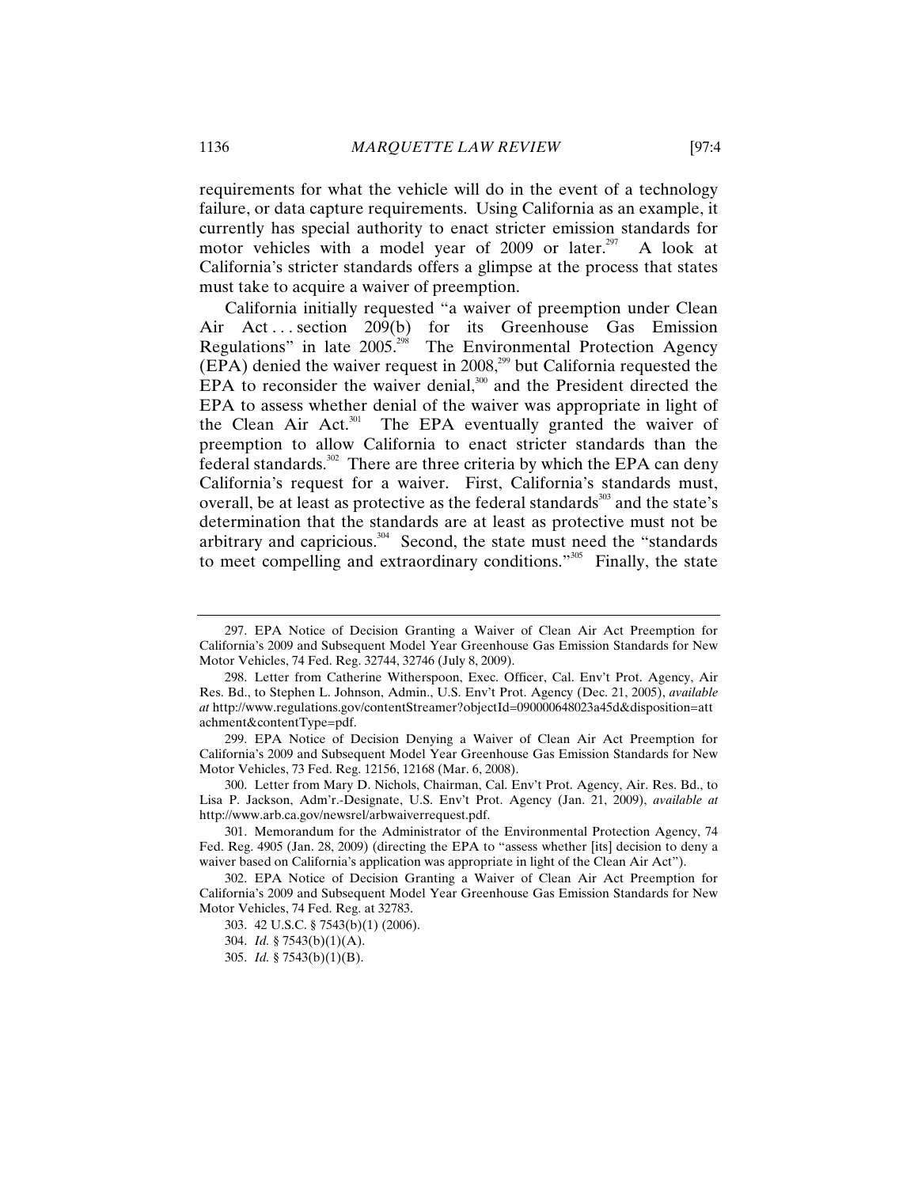requirements for what the vehicle will do in the event of a technology failure, or data capture requirements. Using California as an example, it currently has special authority to enact stricter emission standards for motor vehicles with a model year of 2009 or later.[297] A look at California's stricter standards offers a glimpse at the process that states must take to acquire a waiver of preemption.

California initially requested "a waiver of preemption under Clean Air Act . . . section 209(b) for its Greenhouse Gas Emission Regulations" in late 2005.[298] The Environmental Protection Agency (EPA) denied the waiver request in 2008,[299] but California requested the EPA to reconsider the waiver denial,[300] and the President directed the EPA to assess whether denial of the waiver was appropriate in light of the Clean Air Act.[301] The EPA eventually granted the waiver of preemption to allow California to enact stricter standards than the federal standards.[302] There are three criteria by which the EPA can deny California's request for a waiver. First, California's standards must, overall, be at least as protective as the federal standards[303] and the state's determination that the standards are at least as protective must not be arbitrary and capricious.[304] Second, the state must need the "standards to meet compelling and extraordinary conditions."[305] Finally, the state

---

297. EPA Notice of Decision Granting a Waiver of Clean Air Act Preemption for California's 2009 and Subsequent Model Year Greenhouse Gas Emission Standards for New Motor Vehicles, 74 Fed. Reg. 32744, 32746 (July 8, 2009).

298. Letter from Catherine Witherspoon, Exec. Officer, Cal. Env't Prot. Agency, Air Res. Bd., to Stephen L. Johnson, Admin., U.S. Env't Prot. Agency (Dec. 21, 2005), *available at* http://www.regulations.gov/contentStreamer?objectId=090000648023a45d&disposition=attachment&contentType=pdf.

299. EPA Notice of Decision Denying a Waiver of Clean Air Act Preemption for California's 2009 and Subsequent Model Year Greenhouse Gas Emission Standards for New Motor Vehicles, 73 Fed. Reg. 12156, 12168 (Mar. 6, 2008).

300. Letter from Mary D. Nichols, Chairman, Cal. Env't Prot. Agency, Air. Res. Bd., to Lisa P. Jackson, Adm'r.-Designate, U.S. Env't Prot. Agency (Jan. 21, 2009), *available at* http://www.arb.ca.gov/newsrel/arbwaiverrequest.pdf.

301. Memorandum for the Administrator of the Environmental Protection Agency, 74 Fed. Reg. 4905 (Jan. 28, 2009) (directing the EPA to "assess whether [its] decision to deny a waiver based on California's application was appropriate in light of the Clean Air Act").

302. EPA Notice of Decision Granting a Waiver of Clean Air Act Preemption for California's 2009 and Subsequent Model Year Greenhouse Gas Emission Standards for New Motor Vehicles, 74 Fed. Reg. at 32783.

303. 42 U.S.C. § 7543(b)(1) (2006).

304. *Id.* § 7543(b)(1)(A).

305. *Id.* § 7543(b)(1)(B).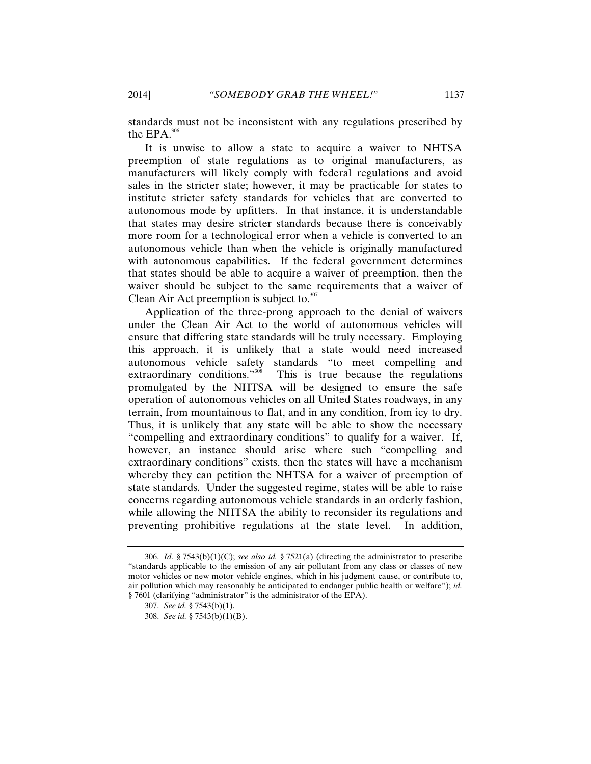standards must not be inconsistent with any regulations prescribed by the EPA.[306]

It is unwise to allow a state to acquire a waiver to NHTSA preemption of state regulations as to original manufacturers, as manufacturers will likely comply with federal regulations and avoid sales in the stricter state; however, it may be practicable for states to institute stricter safety standards for vehicles that are converted to autonomous mode by upfitters. In that instance, it is understandable that states may desire stricter standards because there is conceivably more room for a technological error when a vehicle is converted to an autonomous vehicle than when the vehicle is originally manufactured with autonomous capabilities. If the federal government determines that states should be able to acquire a waiver of preemption, then the waiver should be subject to the same requirements that a waiver of Clean Air Act preemption is subject to.[307]

Application of the three-prong approach to the denial of waivers under the Clean Air Act to the world of autonomous vehicles will ensure that differing state standards will be truly necessary. Employing this approach, it is unlikely that a state would need increased autonomous vehicle safety standards "to meet compelling and extraordinary conditions."[308] This is true because the regulations promulgated by the NHTSA will be designed to ensure the safe operation of autonomous vehicles on all United States roadways, in any terrain, from mountainous to flat, and in any condition, from icy to dry. Thus, it is unlikely that any state will be able to show the necessary "compelling and extraordinary conditions" to qualify for a waiver. If, however, an instance should arise where such "compelling and extraordinary conditions" exists, then the states will have a mechanism whereby they can petition the NHTSA for a waiver of preemption of state standards. Under the suggested regime, states will be able to raise concerns regarding autonomous vehicle standards in an orderly fashion, while allowing the NHTSA the ability to reconsider its regulations and preventing prohibitive regulations at the state level. In addition,

---

306. *Id.* § 7543(b)(1)(C); *see also id.* § 7521(a) (directing the administrator to prescribe "standards applicable to the emission of any air pollutant from any class or classes of new motor vehicles or new motor vehicle engines, which in his judgment cause, or contribute to, air pollution which may reasonably be anticipated to endanger public health or welfare"); *id.* § 7601 (clarifying "administrator" is the administrator of the EPA).

307. *See id.* § 7543(b)(1).

308. *See id.* § 7543(b)(1)(B).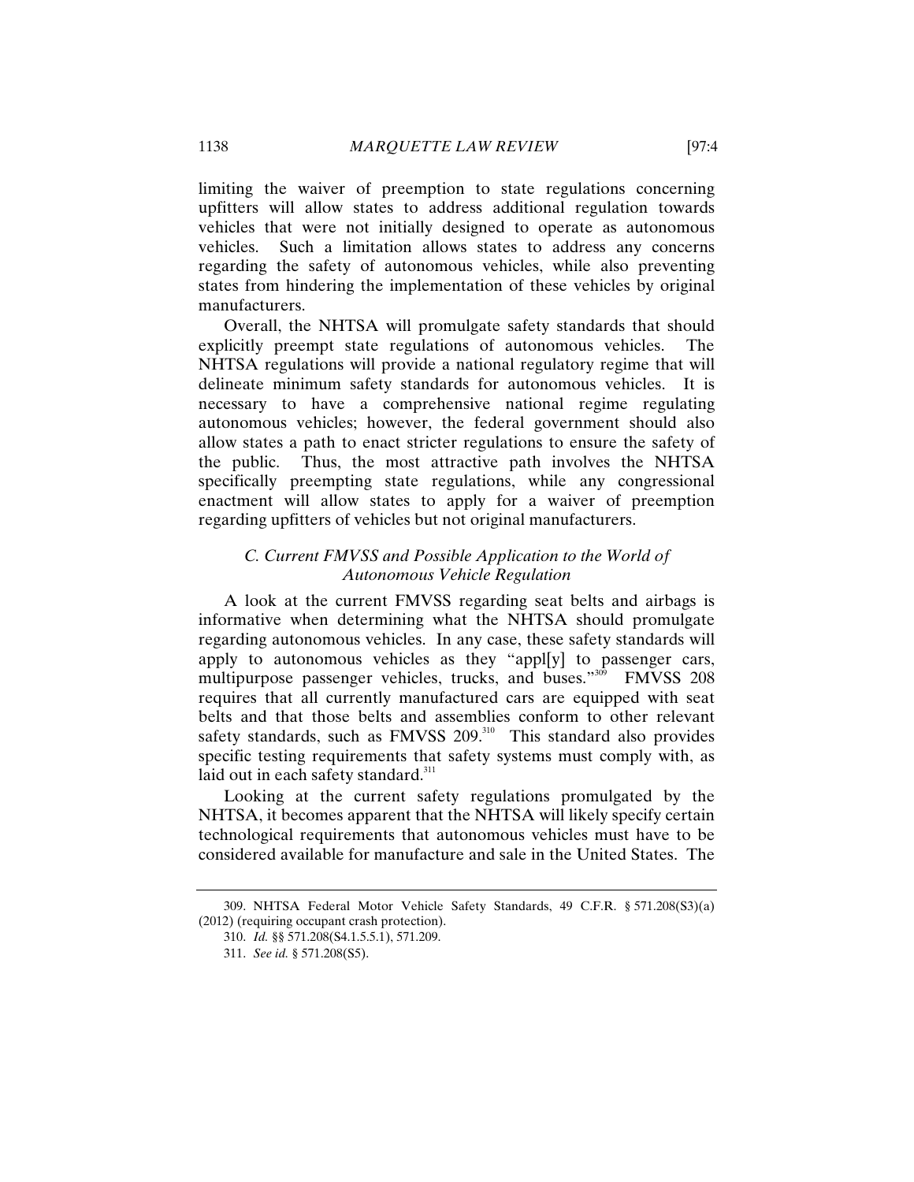limiting the waiver of preemption to state regulations concerning upfitters will allow states to address additional regulation towards vehicles that were not initially designed to operate as autonomous vehicles. Such a limitation allows states to address any concerns regarding the safety of autonomous vehicles, while also preventing states from hindering the implementation of these vehicles by original manufacturers.

Overall, the NHTSA will promulgate safety standards that should explicitly preempt state regulations of autonomous vehicles. The NHTSA regulations will provide a national regulatory regime that will delineate minimum safety standards for autonomous vehicles. It is necessary to have a comprehensive national regime regulating autonomous vehicles; however, the federal government should also allow states a path to enact stricter regulations to ensure the safety of the public. Thus, the most attractive path involves the NHTSA specifically preempting state regulations, while any congressional enactment will allow states to apply for a waiver of preemption regarding upfitters of vehicles but not original manufacturers.

### *C. Current FMVSS and Possible Application to the World of Autonomous Vehicle Regulation*

A look at the current FMVSS regarding seat belts and airbags is informative when determining what the NHTSA should promulgate regarding autonomous vehicles. In any case, these safety standards will apply to autonomous vehicles as they "appl[y] to passenger cars, multipurpose passenger vehicles, trucks, and buses."[309] FMVSS 208 requires that all currently manufactured cars are equipped with seat belts and that those belts and assemblies conform to other relevant safety standards, such as FMVSS 209.[310] This standard also provides specific testing requirements that safety systems must comply with, as laid out in each safety standard.[311]

Looking at the current safety regulations promulgated by the NHTSA, it becomes apparent that the NHTSA will likely specify certain technological requirements that autonomous vehicles must have to be considered available for manufacture and sale in the United States. The

---

309. NHTSA Federal Motor Vehicle Safety Standards, 49 C.F.R. § 571.208(S3)(a) (2012) (requiring occupant crash protection).

310. *Id.* §§ 571.208(S4.1.5.5.1), 571.209.

311. *See id.* § 571.208(S5).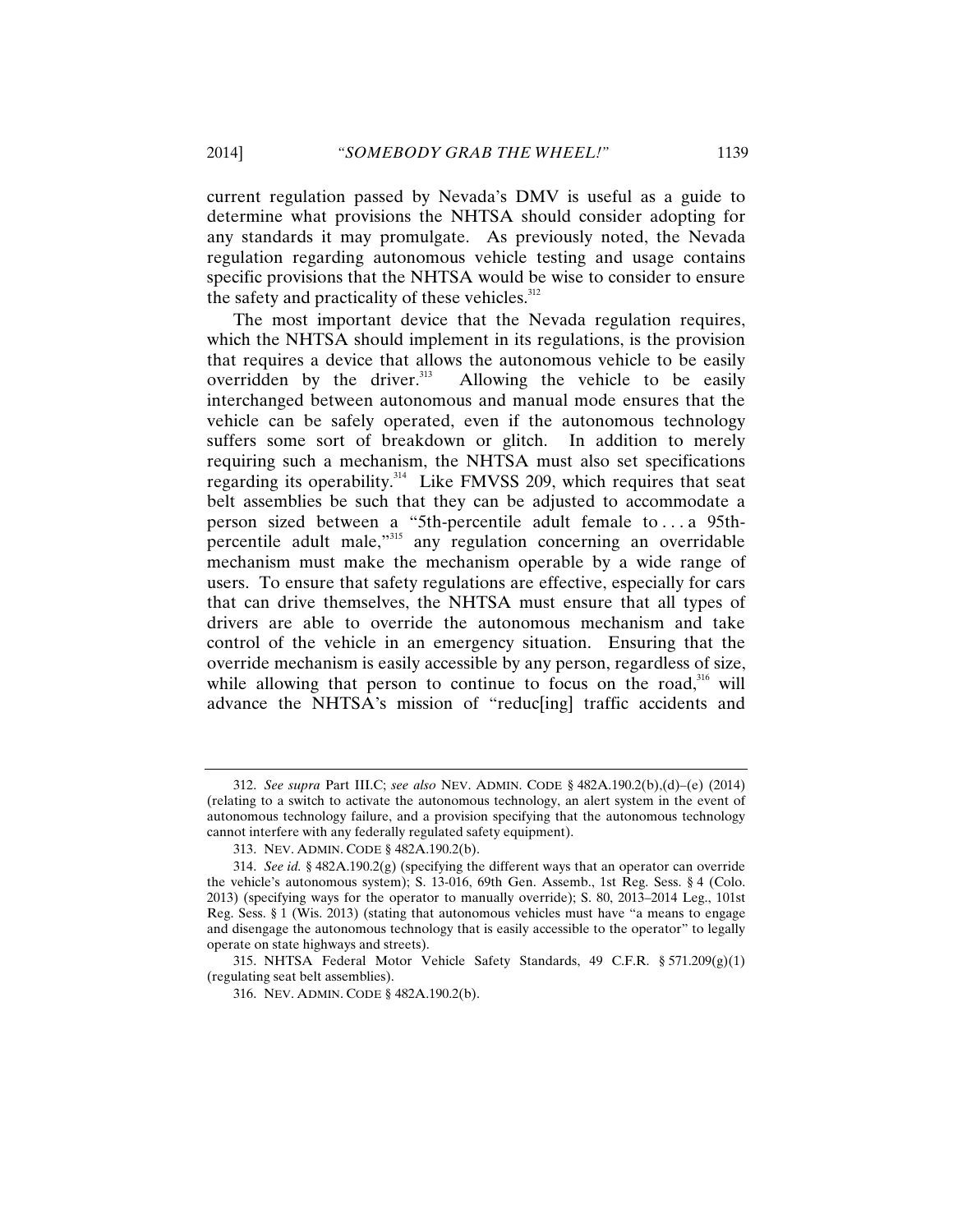current regulation passed by Nevada's DMV is useful as a guide to determine what provisions the NHTSA should consider adopting for any standards it may promulgate. As previously noted, the Nevada regulation regarding autonomous vehicle testing and usage contains specific provisions that the NHTSA would be wise to consider to ensure the safety and practicality of these vehicles.[312]

The most important device that the Nevada regulation requires, which the NHTSA should implement in its regulations, is the provision that requires a device that allows the autonomous vehicle to be easily overridden by the driver.[313] Allowing the vehicle to be easily interchanged between autonomous and manual mode ensures that the vehicle can be safely operated, even if the autonomous technology suffers some sort of breakdown or glitch. In addition to merely requiring such a mechanism, the NHTSA must also set specifications regarding its operability.[314] Like FMVSS 209, which requires that seat belt assemblies be such that they can be adjusted to accommodate a person sized between a "5th-percentile adult female to . . . a 95th-percentile adult male,"[315] any regulation concerning an overridable mechanism must make the mechanism operable by a wide range of users. To ensure that safety regulations are effective, especially for cars that can drive themselves, the NHTSA must ensure that all types of drivers are able to override the autonomous mechanism and take control of the vehicle in an emergency situation. Ensuring that the override mechanism is easily accessible by any person, regardless of size, while allowing that person to continue to focus on the road,[316] will advance the NHTSA's mission of "reduc[ing] traffic accidents and

---

312. *See supra* Part III.C; *see also* NEV. ADMIN. CODE § 482A.190.2(b),(d)–(e) (2014) (relating to a switch to activate the autonomous technology, an alert system in the event of autonomous technology failure, and a provision specifying that the autonomous technology cannot interfere with any federally regulated safety equipment).

313. NEV. ADMIN. CODE § 482A.190.2(b).

314. *See id.* § 482A.190.2(g) (specifying the different ways that an operator can override the vehicle's autonomous system); S. 13-016, 69th Gen. Assemb., 1st Reg. Sess. § 4 (Colo. 2013) (specifying ways for the operator to manually override); S. 80, 2013–2014 Leg., 101st Reg. Sess. § 1 (Wis. 2013) (stating that autonomous vehicles must have "a means to engage and disengage the autonomous technology that is easily accessible to the operator" to legally operate on state highways and streets).

315. NHTSA Federal Motor Vehicle Safety Standards, 49 C.F.R. § 571.209(g)(1) (regulating seat belt assemblies).

316. NEV. ADMIN. CODE § 482A.190.2(b).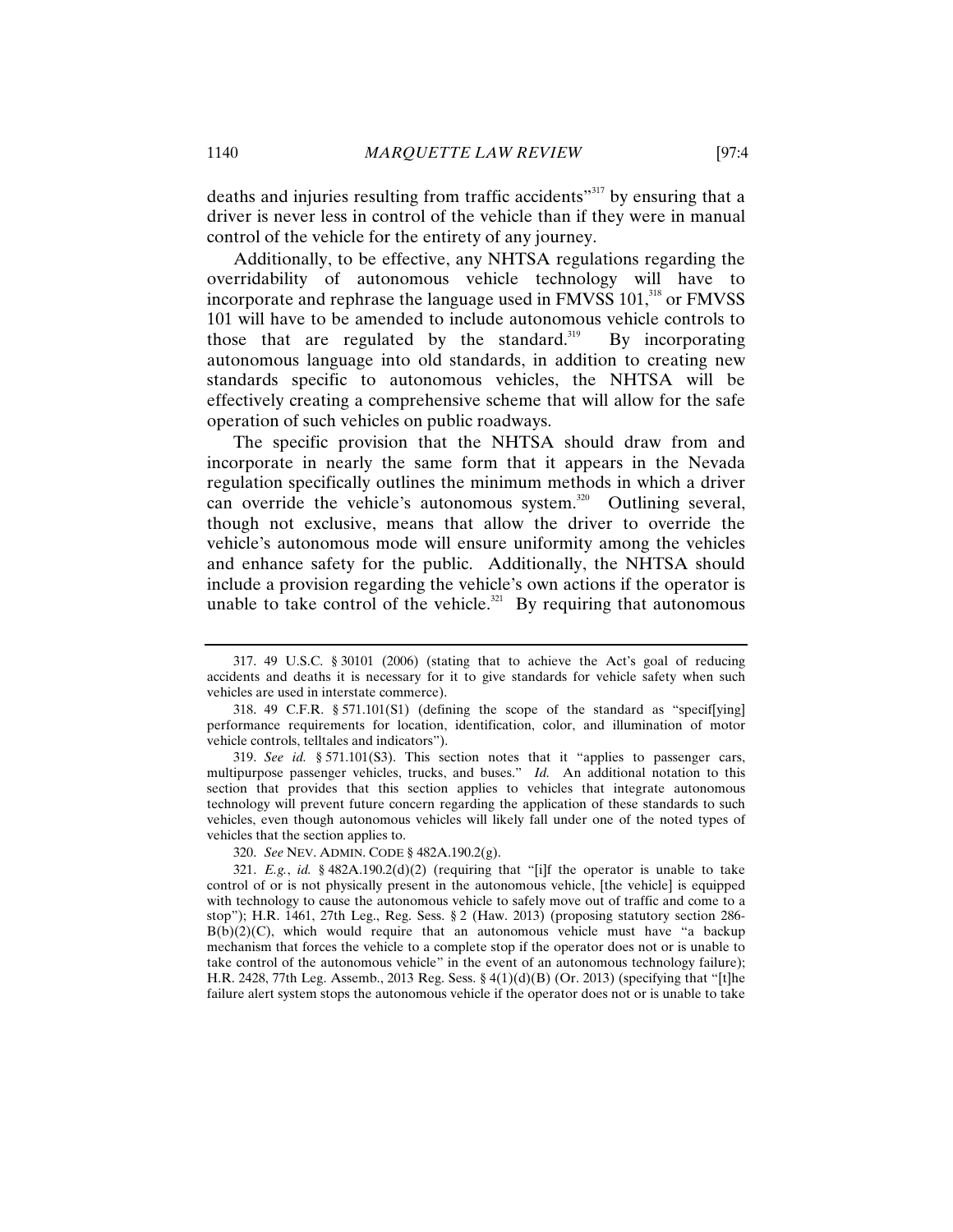deaths and injuries resulting from traffic accidents"[317] by ensuring that a driver is never less in control of the vehicle than if they were in manual control of the vehicle for the entirety of any journey.

Additionally, to be effective, any NHTSA regulations regarding the overridability of autonomous vehicle technology will have to incorporate and rephrase the language used in FMVSS 101,[318] or FMVSS 101 will have to be amended to include autonomous vehicle controls to those that are regulated by the standard.[319] By incorporating autonomous language into old standards, in addition to creating new standards specific to autonomous vehicles, the NHTSA will be effectively creating a comprehensive scheme that will allow for the safe operation of such vehicles on public roadways.

The specific provision that the NHTSA should draw from and incorporate in nearly the same form that it appears in the Nevada regulation specifically outlines the minimum methods in which a driver can override the vehicle's autonomous system.[320] Outlining several, though not exclusive, means that allow the driver to override the vehicle's autonomous mode will ensure uniformity among the vehicles and enhance safety for the public. Additionally, the NHTSA should include a provision regarding the vehicle's own actions if the operator is unable to take control of the vehicle.[321] By requiring that autonomous

---

317. 49 U.S.C. § 30101 (2006) (stating that to achieve the Act's goal of reducing accidents and deaths it is necessary for it to give standards for vehicle safety when such vehicles are used in interstate commerce).

318. 49 C.F.R. § 571.101(S1) (defining the scope of the standard as "specif[ying] performance requirements for location, identification, color, and illumination of motor vehicle controls, telltales and indicators").

319. *See id.* § 571.101(S3). This section notes that it "applies to passenger cars, multipurpose passenger vehicles, trucks, and buses." *Id.* An additional notation to this section that provides that this section applies to vehicles that integrate autonomous technology will prevent future concern regarding the application of these standards to such vehicles, even though autonomous vehicles will likely fall under one of the noted types of vehicles that the section applies to.

320. *See* NEV. ADMIN. CODE § 482A.190.2(g).

321. *E.g.*, *id.* § 482A.190.2(d)(2) (requiring that "[i]f the operator is unable to take control of or is not physically present in the autonomous vehicle, [the vehicle] is equipped with technology to cause the autonomous vehicle to safely move out of traffic and come to a stop"); H.R. 1461, 27th Leg., Reg. Sess. § 2 (Haw. 2013) (proposing statutory section 286-B(b)(2)(C), which would require that an autonomous vehicle must have "a backup mechanism that forces the vehicle to a complete stop if the operator does not or is unable to take control of the autonomous vehicle" in the event of an autonomous technology failure); H.R. 2428, 77th Leg. Assemb., 2013 Reg. Sess. § 4(1)(d)(B) (Or. 2013) (specifying that "[t]he failure alert system stops the autonomous vehicle if the operator does not or is unable to take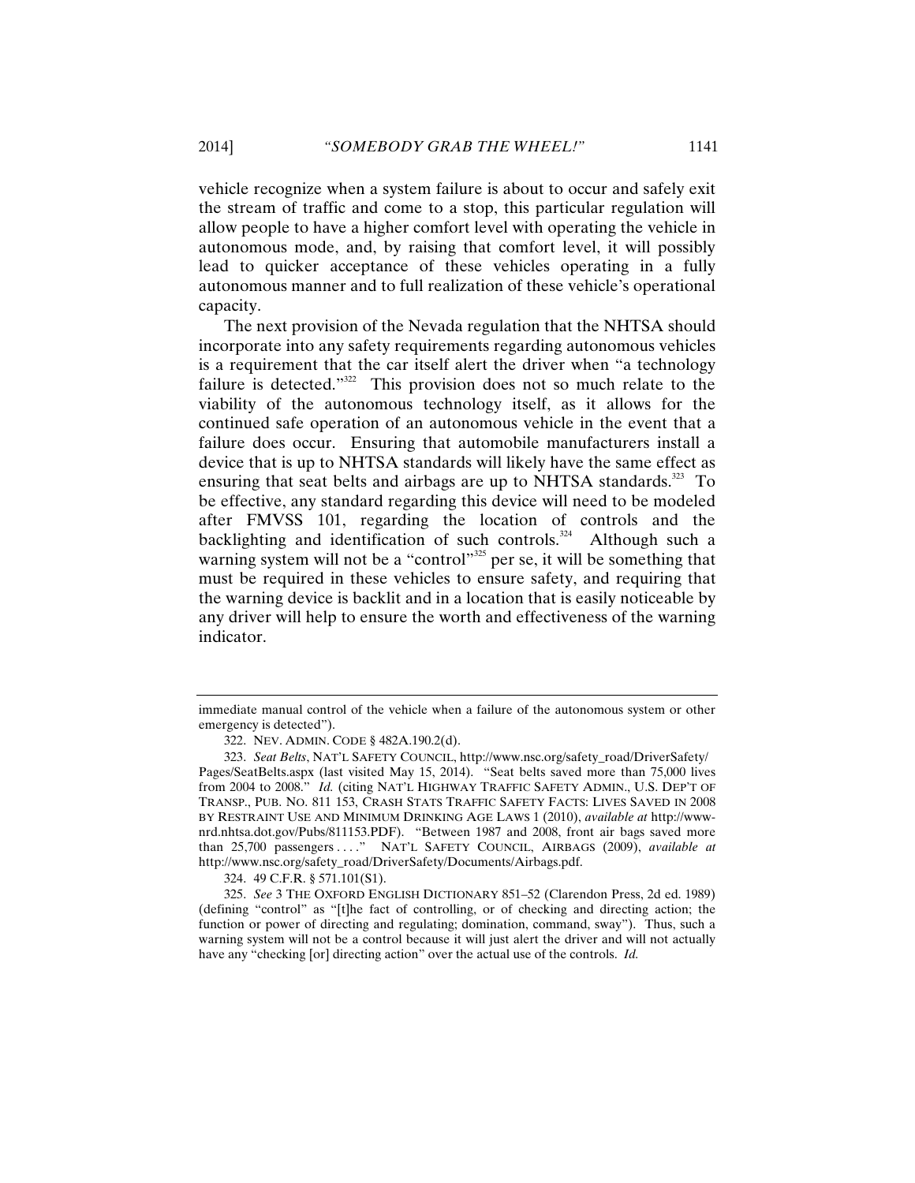vehicle recognize when a system failure is about to occur and safely exit the stream of traffic and come to a stop, this particular regulation will allow people to have a higher comfort level with operating the vehicle in autonomous mode, and, by raising that comfort level, it will possibly lead to quicker acceptance of these vehicles operating in a fully autonomous manner and to full realization of these vehicle's operational capacity.

The next provision of the Nevada regulation that the NHTSA should incorporate into any safety requirements regarding autonomous vehicles is a requirement that the car itself alert the driver when "a technology failure is detected."[322] This provision does not so much relate to the viability of the autonomous technology itself, as it allows for the continued safe operation of an autonomous vehicle in the event that a failure does occur. Ensuring that automobile manufacturers install a device that is up to NHTSA standards will likely have the same effect as ensuring that seat belts and airbags are up to NHTSA standards.[323] To be effective, any standard regarding this device will need to be modeled after FMVSS 101, regarding the location of controls and the backlighting and identification of such controls.[324] Although such a warning system will not be a "control"[325] per se, it will be something that must be required in these vehicles to ensure safety, and requiring that the warning device is backlit and in a location that is easily noticeable by any driver will help to ensure the worth and effectiveness of the warning indicator.

---

immediate manual control of the vehicle when a failure of the autonomous system or other emergency is detected").

322. NEV. ADMIN. CODE § 482A.190.2(d).

323. *Seat Belts*, NAT'L SAFETY COUNCIL, http://www.nsc.org/safety_road/DriverSafety/Pages/SeatBelts.aspx (last visited May 15, 2014). "Seat belts saved more than 75,000 lives from 2004 to 2008." *Id.* (citing NAT'L HIGHWAY TRAFFIC SAFETY ADMIN., U.S. DEP'T OF TRANSP., PUB. NO. 811 153, CRASH STATS TRAFFIC SAFETY FACTS: LIVES SAVED IN 2008 BY RESTRAINT USE AND MINIMUM DRINKING AGE LAWS 1 (2010), *available at* http://www-nrd.nhtsa.dot.gov/Pubs/811153.PDF). "Between 1987 and 2008, front air bags saved more than 25,700 passengers . . . ." NAT'L SAFETY COUNCIL, AIRBAGS (2009), *available at* http://www.nsc.org/safety_road/DriverSafety/Documents/Airbags.pdf.

324. 49 C.F.R. § 571.101(S1).

325. *See* 3 THE OXFORD ENGLISH DICTIONARY 851–52 (Clarendon Press, 2d ed. 1989) (defining "control" as "[t]he fact of controlling, or of checking and directing action; the function or power of directing and regulating; domination, command, sway"). Thus, such a warning system will not be a control because it will just alert the driver and will not actually have any "checking [or] directing action" over the actual use of the controls. *Id.*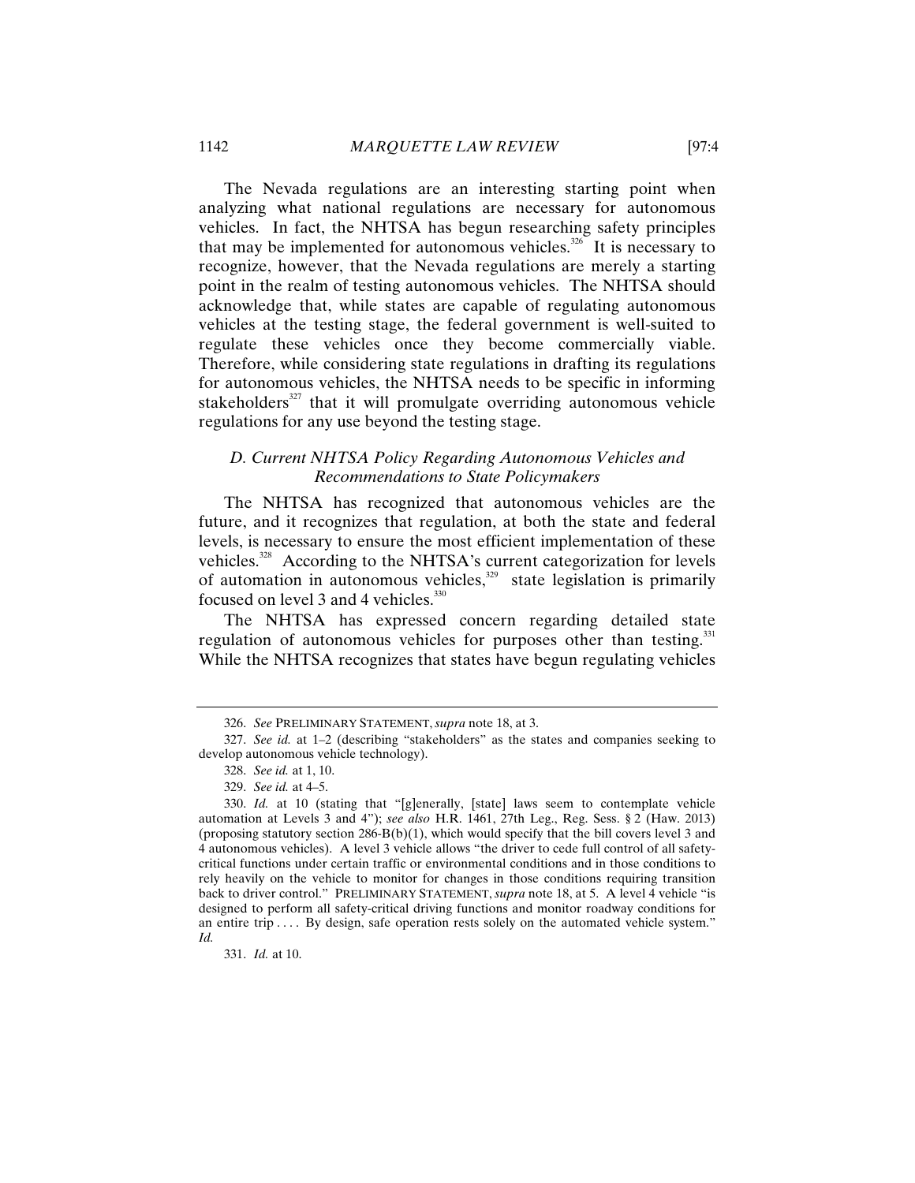The Nevada regulations are an interesting starting point when analyzing what national regulations are necessary for autonomous vehicles. In fact, the NHTSA has begun researching safety principles that may be implemented for autonomous vehicles.[326] It is necessary to recognize, however, that the Nevada regulations are merely a starting point in the realm of testing autonomous vehicles. The NHTSA should acknowledge that, while states are capable of regulating autonomous vehicles at the testing stage, the federal government is well-suited to regulate these vehicles once they become commercially viable. Therefore, while considering state regulations in drafting its regulations for autonomous vehicles, the NHTSA needs to be specific in informing stakeholders[327] that it will promulgate overriding autonomous vehicle regulations for any use beyond the testing stage.

### *D. Current NHTSA Policy Regarding Autonomous Vehicles and Recommendations to State Policymakers*

The NHTSA has recognized that autonomous vehicles are the future, and it recognizes that regulation, at both the state and federal levels, is necessary to ensure the most efficient implementation of these vehicles.[328] According to the NHTSA's current categorization for levels of automation in autonomous vehicles,[329] state legislation is primarily focused on level 3 and 4 vehicles.[330]

The NHTSA has expressed concern regarding detailed state regulation of autonomous vehicles for purposes other than testing.[331] While the NHTSA recognizes that states have begun regulating vehicles

---

326. *See* PRELIMINARY STATEMENT, *supra* note 18, at 3.

327. *See id.* at 1–2 (describing "stakeholders" as the states and companies seeking to develop autonomous vehicle technology).

328. *See id.* at 1, 10.

329. *See id.* at 4–5.

330. *Id.* at 10 (stating that "[g]enerally, [state] laws seem to contemplate vehicle automation at Levels 3 and 4"); *see also* H.R. 1461, 27th Leg., Reg. Sess. § 2 (Haw. 2013) (proposing statutory section 286-B(b)(1), which would specify that the bill covers level 3 and 4 autonomous vehicles). A level 3 vehicle allows "the driver to cede full control of all safety-critical functions under certain traffic or environmental conditions and in those conditions to rely heavily on the vehicle to monitor for changes in those conditions requiring transition back to driver control." PRELIMINARY STATEMENT, *supra* note 18, at 5. A level 4 vehicle "is designed to perform all safety-critical driving functions and monitor roadway conditions for an entire trip . . . . By design, safe operation rests solely on the automated vehicle system." *Id.*

331. *Id.* at 10.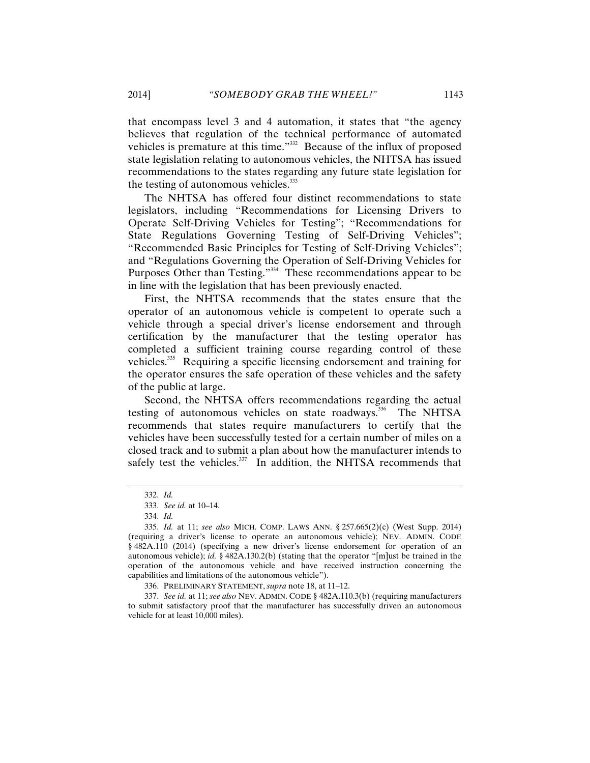that encompass level 3 and 4 automation, it states that "the agency believes that regulation of the technical performance of automated vehicles is premature at this time."[332] Because of the influx of proposed state legislation relating to autonomous vehicles, the NHTSA has issued recommendations to the states regarding any future state legislation for the testing of autonomous vehicles.[333]

The NHTSA has offered four distinct recommendations to state legislators, including "Recommendations for Licensing Drivers to Operate Self-Driving Vehicles for Testing"; "Recommendations for State Regulations Governing Testing of Self-Driving Vehicles"; "Recommended Basic Principles for Testing of Self-Driving Vehicles"; and "Regulations Governing the Operation of Self-Driving Vehicles for Purposes Other than Testing."[334] These recommendations appear to be in line with the legislation that has been previously enacted.

First, the NHTSA recommends that the states ensure that the operator of an autonomous vehicle is competent to operate such a vehicle through a special driver's license endorsement and through certification by the manufacturer that the testing operator has completed a sufficient training course regarding control of these vehicles.[335] Requiring a specific licensing endorsement and training for the operator ensures the safe operation of these vehicles and the safety of the public at large.

Second, the NHTSA offers recommendations regarding the actual testing of autonomous vehicles on state roadways.[336] The NHTSA recommends that states require manufacturers to certify that the vehicles have been successfully tested for a certain number of miles on a closed track and to submit a plan about how the manufacturer intends to safely test the vehicles.[337] In addition, the NHTSA recommends that

---

332. *Id.*

333. *See id.* at 10–14.

334. *Id.*

335. *Id.* at 11; *see also* MICH. COMP. LAWS ANN. § 257.665(2)(c) (West Supp. 2014) (requiring a driver's license to operate an autonomous vehicle); NEV. ADMIN. CODE § 482A.110 (2014) (specifying a new driver's license endorsement for operation of an autonomous vehicle); *id.* § 482A.130.2(b) (stating that the operator "[m]ust be trained in the operation of the autonomous vehicle and have received instruction concerning the capabilities and limitations of the autonomous vehicle").

336. PRELIMINARY STATEMENT, *supra* note 18, at 11–12.

337. *See id.* at 11; *see also* NEV. ADMIN. CODE § 482A.110.3(b) (requiring manufacturers to submit satisfactory proof that the manufacturer has successfully driven an autonomous vehicle for at least 10,000 miles).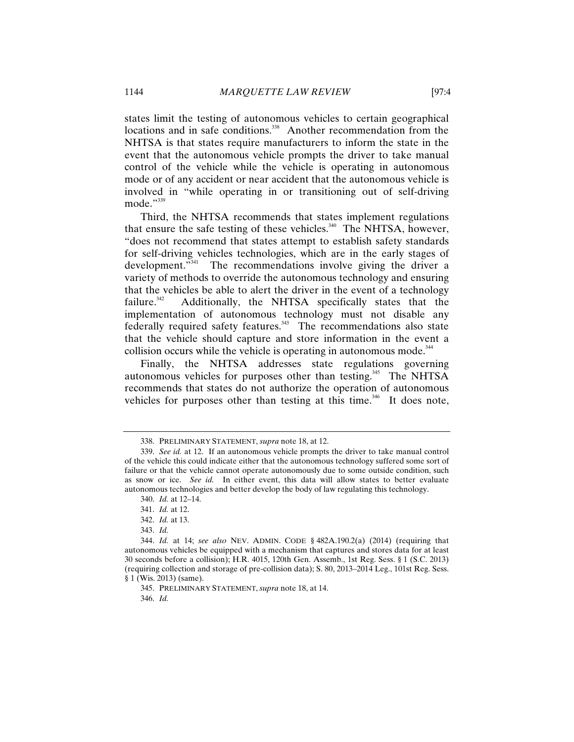states limit the testing of autonomous vehicles to certain geographical locations and in safe conditions.[338] Another recommendation from the NHTSA is that states require manufacturers to inform the state in the event that the autonomous vehicle prompts the driver to take manual control of the vehicle while the vehicle is operating in autonomous mode or of any accident or near accident that the autonomous vehicle is involved in "while operating in or transitioning out of self-driving mode."[339]

Third, the NHTSA recommends that states implement regulations that ensure the safe testing of these vehicles.[340] The NHTSA, however, "does not recommend that states attempt to establish safety standards for self-driving vehicles technologies, which are in the early stages of development."[341] The recommendations involve giving the driver a variety of methods to override the autonomous technology and ensuring that the vehicles be able to alert the driver in the event of a technology failure.[342] Additionally, the NHTSA specifically states that the implementation of autonomous technology must not disable any federally required safety features.[343] The recommendations also state that the vehicle should capture and store information in the event a collision occurs while the vehicle is operating in autonomous mode.[344]

Finally, the NHTSA addresses state regulations governing autonomous vehicles for purposes other than testing.[345] The NHTSA recommends that states do not authorize the operation of autonomous vehicles for purposes other than testing at this time.[346] It does note,

---

338. PRELIMINARY STATEMENT, *supra* note 18, at 12.

339. *See id.* at 12. If an autonomous vehicle prompts the driver to take manual control of the vehicle this could indicate either that the autonomous technology suffered some sort of failure or that the vehicle cannot operate autonomously due to some outside condition, such as snow or ice. *See id.* In either event, this data will allow states to better evaluate autonomous technologies and better develop the body of law regulating this technology.

340. *Id.* at 12–14.

341. *Id.* at 12.

342. *Id.* at 13.

343. *Id.*

344. *Id.* at 14; *see also* NEV. ADMIN. CODE § 482A.190.2(a) (2014) (requiring that autonomous vehicles be equipped with a mechanism that captures and stores data for at least 30 seconds before a collision); H.R. 4015, 120th Gen. Assemb., 1st Reg. Sess. § 1 (S.C. 2013) (requiring collection and storage of pre-collision data); S. 80, 2013–2014 Leg., 101st Reg. Sess. § 1 (Wis. 2013) (same).

345. PRELIMINARY STATEMENT, *supra* note 18, at 14.

346. *Id.*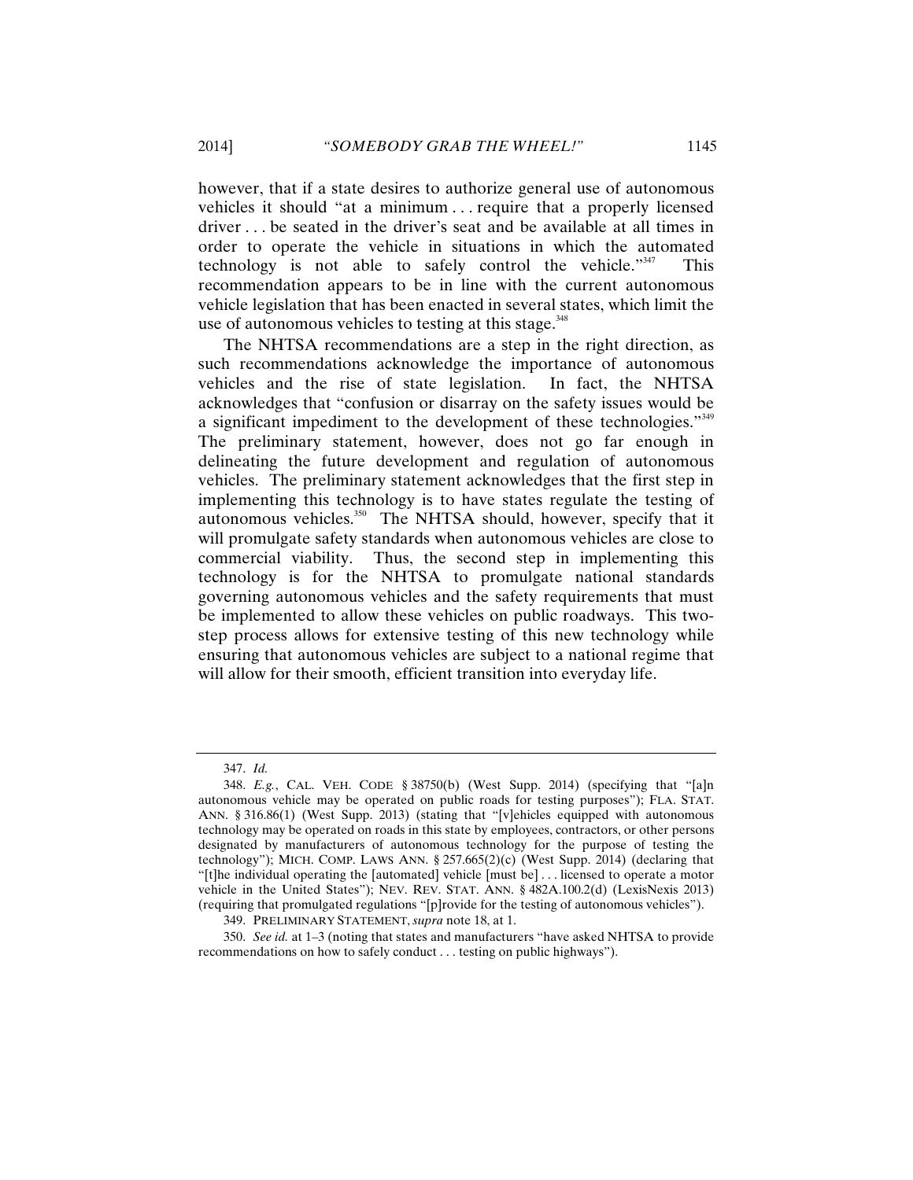however, that if a state desires to authorize general use of autonomous vehicles it should "at a minimum . . . require that a properly licensed driver . . . be seated in the driver's seat and be available at all times in order to operate the vehicle in situations in which the automated technology is not able to safely control the vehicle."[347] This recommendation appears to be in line with the current autonomous vehicle legislation that has been enacted in several states, which limit the use of autonomous vehicles to testing at this stage.[348]

The NHTSA recommendations are a step in the right direction, as such recommendations acknowledge the importance of autonomous vehicles and the rise of state legislation. In fact, the NHTSA acknowledges that "confusion or disarray on the safety issues would be a significant impediment to the development of these technologies."[349] The preliminary statement, however, does not go far enough in delineating the future development and regulation of autonomous vehicles. The preliminary statement acknowledges that the first step in implementing this technology is to have states regulate the testing of autonomous vehicles.[350] The NHTSA should, however, specify that it will promulgate safety standards when autonomous vehicles are close to commercial viability. Thus, the second step in implementing this technology is for the NHTSA to promulgate national standards governing autonomous vehicles and the safety requirements that must be implemented to allow these vehicles on public roadways. This two-step process allows for extensive testing of this new technology while ensuring that autonomous vehicles are subject to a national regime that will allow for their smooth, efficient transition into everyday life.

---

347. *Id.*

348. *E.g.*, CAL. VEH. CODE § 38750(b) (West Supp. 2014) (specifying that "[a]n autonomous vehicle may be operated on public roads for testing purposes"); FLA. STAT. ANN. § 316.86(1) (West Supp. 2013) (stating that "[v]ehicles equipped with autonomous technology may be operated on roads in this state by employees, contractors, or other persons designated by manufacturers of autonomous technology for the purpose of testing the technology"); MICH. COMP. LAWS ANN. § 257.665(2)(c) (West Supp. 2014) (declaring that "[t]he individual operating the [automated] vehicle [must be] . . . licensed to operate a motor vehicle in the United States"); NEV. REV. STAT. ANN. § 482A.100.2(d) (LexisNexis 2013) (requiring that promulgated regulations "[p]rovide for the testing of autonomous vehicles").

349. PRELIMINARY STATEMENT, *supra* note 18, at 1.

350. *See id.* at 1–3 (noting that states and manufacturers "have asked NHTSA to provide recommendations on how to safely conduct . . . testing on public highways").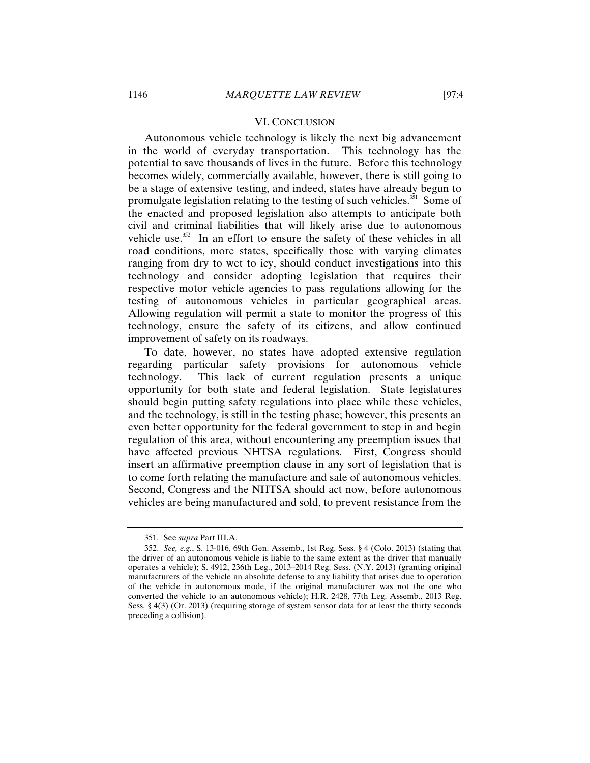## VI. CONCLUSION

Autonomous vehicle technology is likely the next big advancement in the world of everyday transportation. This technology has the potential to save thousands of lives in the future. Before this technology becomes widely, commercially available, however, there is still going to be a stage of extensive testing, and indeed, states have already begun to promulgate legislation relating to the testing of such vehicles.[351] Some of the enacted and proposed legislation also attempts to anticipate both civil and criminal liabilities that will likely arise due to autonomous vehicle use.[352] In an effort to ensure the safety of these vehicles in all road conditions, more states, specifically those with varying climates ranging from dry to wet to icy, should conduct investigations into this technology and consider adopting legislation that requires their respective motor vehicle agencies to pass regulations allowing for the testing of autonomous vehicles in particular geographical areas. Allowing regulation will permit a state to monitor the progress of this technology, ensure the safety of its citizens, and allow continued improvement of safety on its roadways.

To date, however, no states have adopted extensive regulation regarding particular safety provisions for autonomous vehicle technology. This lack of current regulation presents a unique opportunity for both state and federal legislation. State legislatures should begin putting safety regulations into place while these vehicles, and the technology, is still in the testing phase; however, this presents an even better opportunity for the federal government to step in and begin regulation of this area, without encountering any preemption issues that have affected previous NHTSA regulations. First, Congress should insert an affirmative preemption clause in any sort of legislation that is to come forth relating the manufacture and sale of autonomous vehicles. Second, Congress and the NHTSA should act now, before autonomous vehicles are being manufactured and sold, to prevent resistance from the

---

351. See *supra* Part III.A.

352. *See, e.g.*, S. 13-016, 69th Gen. Assemb., 1st Reg. Sess. § 4 (Colo. 2013) (stating that the driver of an autonomous vehicle is liable to the same extent as the driver that manually operates a vehicle); S. 4912, 236th Leg., 2013–2014 Reg. Sess. (N.Y. 2013) (granting original manufacturers of the vehicle an absolute defense to any liability that arises due to operation of the vehicle in autonomous mode, if the original manufacturer was not the one who converted the vehicle to an autonomous vehicle); H.R. 2428, 77th Leg. Assemb., 2013 Reg. Sess. § 4(3) (Or. 2013) (requiring storage of system sensor data for at least the thirty seconds preceding a collision).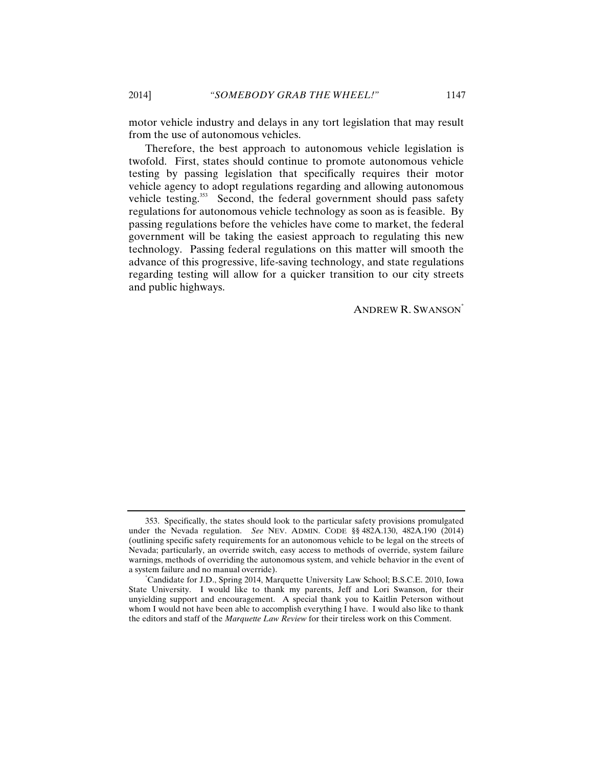motor vehicle industry and delays in any tort legislation that may result from the use of autonomous vehicles.

Therefore, the best approach to autonomous vehicle legislation is twofold. First, states should continue to promote autonomous vehicle testing by passing legislation that specifically requires their motor vehicle agency to adopt regulations regarding and allowing autonomous vehicle testing.[353] Second, the federal government should pass safety regulations for autonomous vehicle technology as soon as is feasible. By passing regulations before the vehicles have come to market, the federal government will be taking the easiest approach to regulating this new technology. Passing federal regulations on this matter will smooth the advance of this progressive, life-saving technology, and state regulations regarding testing will allow for a quicker transition to our city streets and public highways.

ANDREW R. SWANSON[*]

---

353. Specifically, the states should look to the particular safety provisions promulgated under the Nevada regulation. *See* NEV. ADMIN. CODE §§ 482A.130, 482A.190 (2014) (outlining specific safety requirements for an autonomous vehicle to be legal on the streets of Nevada; particularly, an override switch, easy access to methods of override, system failure warnings, methods of overriding the autonomous system, and vehicle behavior in the event of a system failure and no manual override).

[*] Candidate for J.D., Spring 2014, Marquette University Law School; B.S.C.E. 2010, Iowa State University. I would like to thank my parents, Jeff and Lori Swanson, for their unyielding support and encouragement. A special thank you to Kaitlin Peterson without whom I would not have been able to accomplish everything I have. I would also like to thank the editors and staff of the *Marquette Law Review* for their tireless work on this Comment.